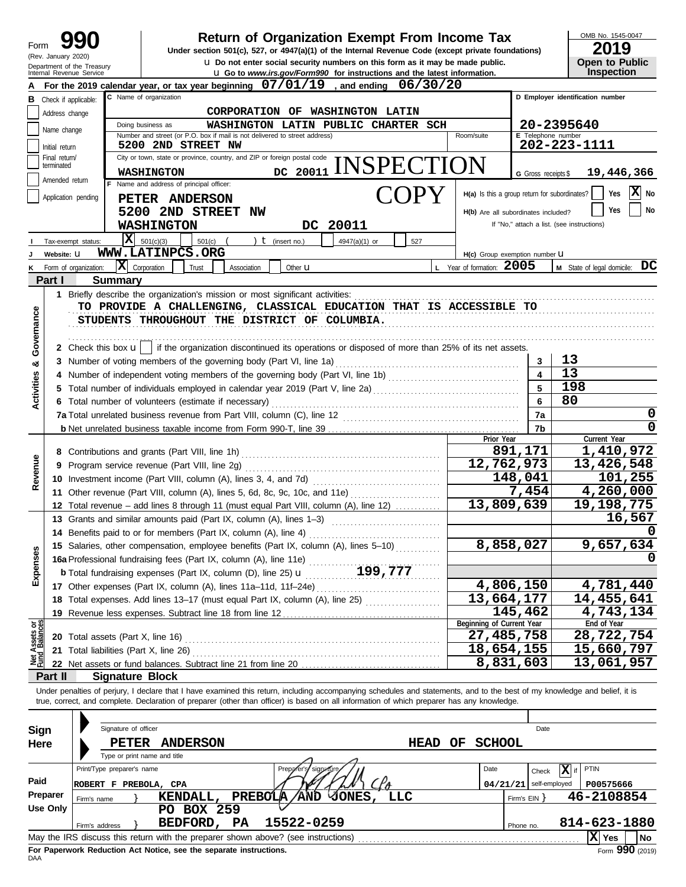# Form 990

**Return of Organization Exempt From Income Tax**

Under section 501(c), 527, or 4947(a)(1) of the Internal Revenue Code (except private foundations)

Do not enter social security numbers on this form as it may be made public.

Go to *www.irs.gov/Form990* for instructions and the latest information.

Form 990 (Rev. January 2020) — Department of the Treasury, Internal Revenue Service

OMB No. 1545-0047 — **2019** — **Open to Public Inspection**

**A** For the 2019 calendar year, or tax year beginning 07/01/19, and ending 06/30/20

**B** Check if applicable: Address change, Name change, Initial return, Final return/terminated, Amended return, Application pending

**C** Name of organization: CORPORATION OF WASHINGTON LATIN

Doing business as: WASHINGTON LATIN PUBLIC CHARTER SCH

Number and street (or P.O. box if mail is not delivered to street address): 5200 2ND STREET NW — Room/suite:

City or town, state or province, country, and ZIP or foreign postal code: WASHINGTON DC 20011

INSPECTION COPY

**D** Employer identification number: 20-2395640

**E** Telephone number: 202-223-1111

**G** Gross receipts $ 19,446,366

**F** Name and address of principal officer: PETER ANDERSON, 5200 2ND STREET NW, WASHINGTON DC 20011

**H(a)** Is this a group return for subordinates? Yes [ ] No [X]

**H(b)** Are all subordinates included? Yes [ ] No [ ]
If "No," attach a list. (see instructions)

**I** Tax-exempt status: [X] 501(c)(3) [ ] 501(c) ( ) (insert no.) [ ] 4947(a)(1) or [ ] 527

**J** Website: WWW.LATINPCS.ORG

**H(c)** Group exemption number

**K** Form of organization: [X] Corporation [ ] Trust [ ] Association [ ] Other

**L** Year of formation: 2005 **M** State of legal domicile: DC

## Part I Summary

**Activities & Governance**

1 Briefly describe the organization's mission or most significant activities:
TO PROVIDE A CHALLENGING, CLASSICAL EDUCATION THAT IS ACCESSIBLE TO STUDENTS THROUGHOUT THE DISTRICT OF COLUMBIA.

2 Check this box [ ] if the organization discontinued its operations or disposed of more than 25% of its net assets.

| | | |
|---|---|---|
| 3 Number of voting members of the governing body (Part VI, line 1a) | 3 | 13 |
| 4 Number of independent voting members of the governing body (Part VI, line 1b) | 4 | 13 |
| 5 Total number of individuals employed in calendar year 2019 (Part V, line 2a) | 5 | 198 |
| 6 Total number of volunteers (estimate if necessary) | 6 | 80 |
| 7a Total unrelated business revenue from Part VIII, column (C), line 12 | 7a | 0 |
| b Net unrelated business taxable income from Form 990-T, line 39 | 7b | 0 |

| | Prior Year | Current Year |
|---|---|---|
| **Revenue** | | |
| 8 Contributions and grants (Part VIII, line 1h) | 891,171 | 1,410,972 |
| 9 Program service revenue (Part VIII, line 2g) | 12,762,973 | 13,426,548 |
| 10 Investment income (Part VIII, column (A), lines 3, 4, and 7d) | 148,041 | 101,255 |
| 11 Other revenue (Part VIII, column (A), lines 5, 6d, 8c, 9c, 10c, and 11e) | 7,454 | 4,260,000 |
| 12 Total revenue – add lines 8 through 11 (must equal Part VIII, column (A), line 12) | 13,809,639 | 19,198,775 |
| **Expenses** | | |
| 13 Grants and similar amounts paid (Part IX, column (A), lines 1–3) | | 16,567 |
| 14 Benefits paid to or for members (Part IX, column (A), line 4) | | 0 |
| 15 Salaries, other compensation, employee benefits (Part IX, column (A), lines 5–10) | 8,858,027 | 9,657,634 |
| 16a Professional fundraising fees (Part IX, column (A), line 11e) | | 0 |
| b Total fundraising expenses (Part IX, column (D), line 25) 199,777 | | |
| 17 Other expenses (Part IX, column (A), lines 11a–11d, 11f–24e) | 4,806,150 | 4,781,440 |
| 18 Total expenses. Add lines 13–17 (must equal Part IX, column (A), line 25) | 13,664,177 | 14,455,641 |
| 19 Revenue less expenses. Subtract line 18 from line 12 | 145,462 | 4,743,134 |

| **Net Assets or Fund Balances** | Beginning of Current Year | End of Year |
|---|---|---|
| 20 Total assets (Part X, line 16) | 27,485,758 | 28,722,754 |
| 21 Total liabilities (Part X, line 26) | 18,654,155 | 15,660,797 |
| 22 Net assets or fund balances. Subtract line 21 from line 20 | 8,831,603 | 13,061,957 |

## Part II Signature Block

Under penalties of perjury, I declare that I have examined this return, including accompanying schedules and statements, and to the best of my knowledge and belief, it is true, correct, and complete. Declaration of preparer (other than officer) is based on all information of which preparer has any knowledge.

**Sign Here**

Signature of officer — Date

PETER ANDERSON — HEAD OF SCHOOL

Type or print name and title

**Paid Preparer Use Only**

| Print/Type preparer's name | Preparer's signature | Date | Check [X] if self-employed | PTIN |
|---|---|---|---|---|
| ROBERT F PREBOLA, CPA | | 04/21/21 | | P00575666 |

Firm's name: KENDALL, PREBOLA AND JONES, LLC — Firm's EIN: 46-2108854

Firm's address: PO BOX 259, BEDFORD, PA 15522-0259 — Phone no. 814-623-1880

May the IRS discuss this return with the preparer shown above? (see instructions) [X] Yes [ ] No

**For Paperwork Reduction Act Notice, see the separate instructions.**

Form **990** (2019)

DAA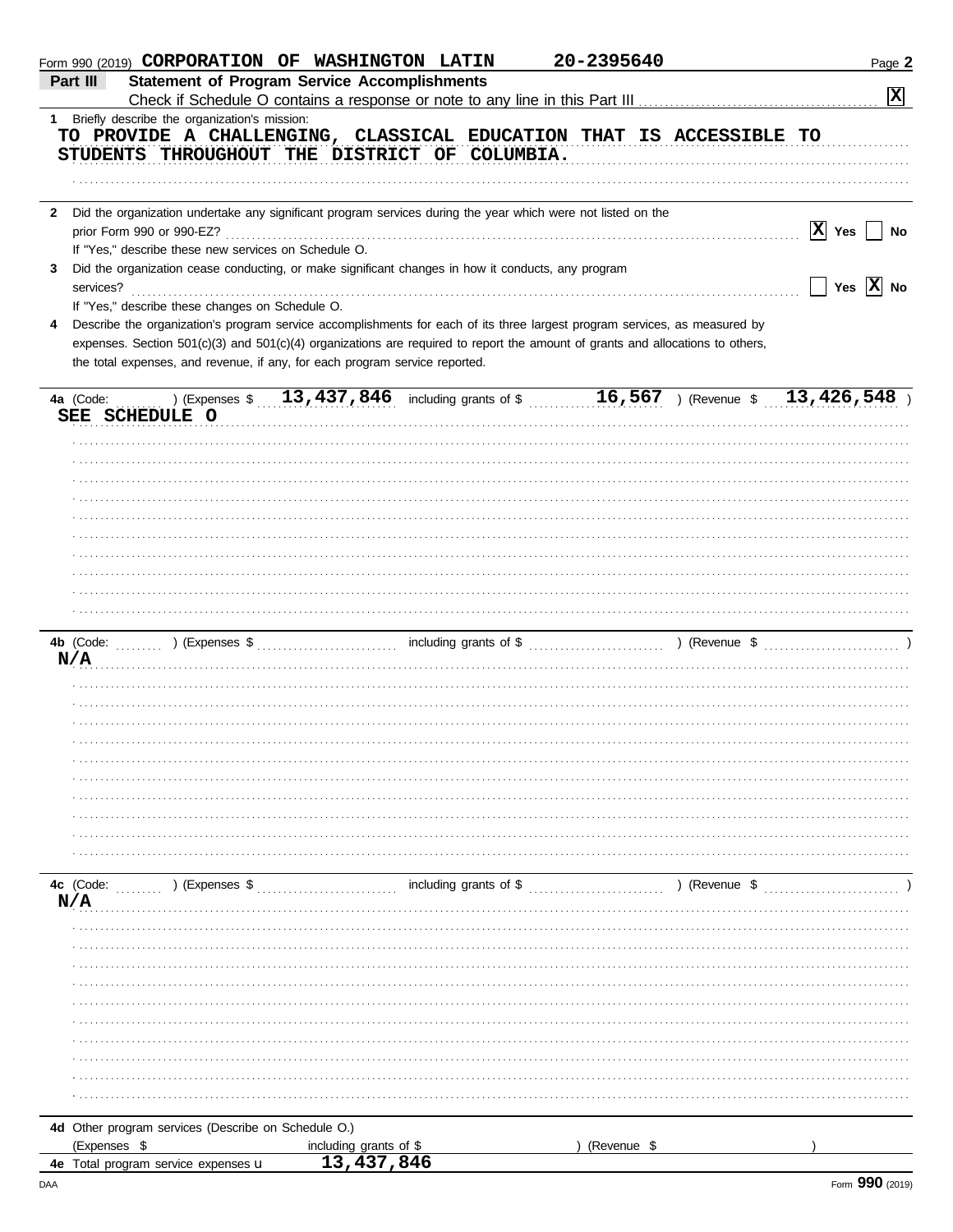Form 990 (2019) **CORPORATION OF WASHINGTON LATIN** **20-2395640**

## Part III Statement of Program Service Accomplishments

Check if Schedule O contains a response or note to any line in this Part III ..... [X]

**1** Briefly describe the organization's mission:

TO PROVIDE A CHALLENGING, CLASSICAL EDUCATION THAT IS ACCESSIBLE TO STUDENTS THROUGHOUT THE DISTRICT OF COLUMBIA.

**2** Did the organization undertake any significant program services during the year which were not listed on the prior Form 990 or 990-EZ? ..... [X] Yes [ ] No

If "Yes," describe these new services on Schedule O.

**3** Did the organization cease conducting, or make significant changes in how it conducts, any program services? ..... [ ] Yes [X] No

If "Yes," describe these changes on Schedule O.

**4** Describe the organization's program service accomplishments for each of its three largest program services, as measured by expenses. Section 501(c)(3) and 501(c)(4) organizations are required to report the amount of grants and allocations to others, the total expenses, and revenue, if any, for each program service reported.

**4a** (Code: ) (Expenses $ 13,437,846 including grants of $ 16,567 ) (Revenue $ 13,426,548 )

SEE SCHEDULE O

**4b** (Code: ) (Expenses $ including grants of $ ) (Revenue $ )

N/A

**4c** (Code: ) (Expenses $ including grants of $ ) (Revenue $ )

N/A

**4d** Other program services (Describe on Schedule O.)

(Expenses $ including grants of $ ) (Revenue $ )

**4e** Total program service expenses u 13,437,846

Form **990** (2019)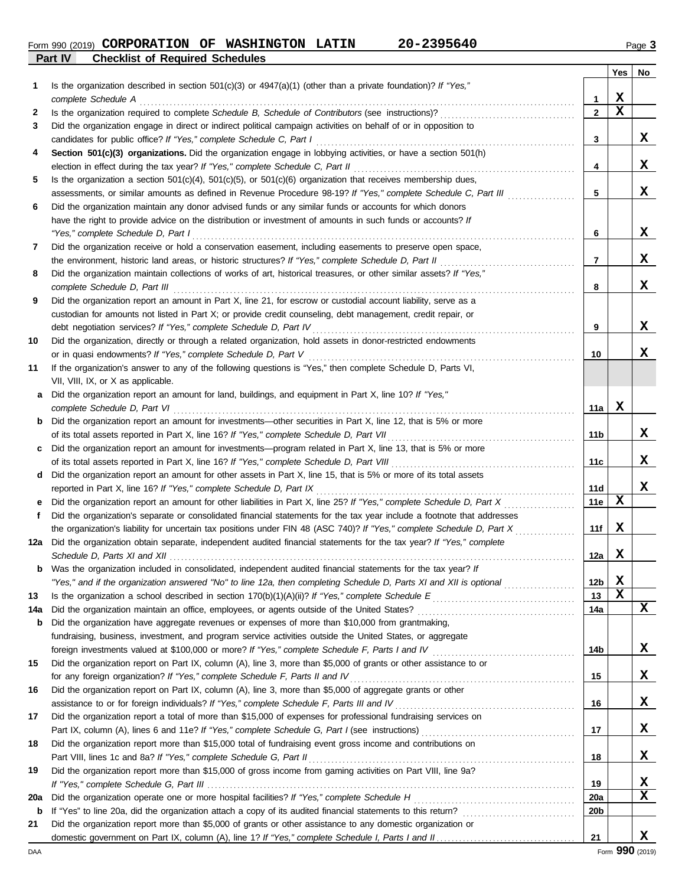Form 990 (2019) **CORPORATION OF WASHINGTON LATIN 20-2395640** Page 3

## Part IV Checklist of Required Schedules

| | | | Yes | No |
|---|---|---|---|---|
| **1** | Is the organization described in section 501(c)(3) or 4947(a)(1) (other than a private foundation)? *If "Yes," complete Schedule A* | 1 | X | |
| **2** | Is the organization required to complete *Schedule B, Schedule of Contributors* (see instructions)? | 2 | X | |
| **3** | Did the organization engage in direct or indirect political campaign activities on behalf of or in opposition to candidates for public office? *If "Yes," complete Schedule C, Part I* | 3 | | X |
| **4** | **Section 501(c)(3) organizations.** Did the organization engage in lobbying activities, or have a section 501(h) election in effect during the tax year? *If "Yes," complete Schedule C, Part II* | 4 | | X |
| **5** | Is the organization a section 501(c)(4), 501(c)(5), or 501(c)(6) organization that receives membership dues, assessments, or similar amounts as defined in Revenue Procedure 98-19? *If "Yes," complete Schedule C, Part III* | 5 | | X |
| **6** | Did the organization maintain any donor advised funds or any similar funds or accounts for which donors have the right to provide advice on the distribution or investment of amounts in such funds or accounts? *If "Yes," complete Schedule D, Part I* | 6 | | X |
| **7** | Did the organization receive or hold a conservation easement, including easements to preserve open space, the environment, historic land areas, or historic structures? *If "Yes," complete Schedule D, Part II* | 7 | | X |
| **8** | Did the organization maintain collections of works of art, historical treasures, or other similar assets? *If "Yes," complete Schedule D, Part III* | 8 | | X |
| **9** | Did the organization report an amount in Part X, line 21, for escrow or custodial account liability, serve as a custodian for amounts not listed in Part X; or provide credit counseling, debt management, credit repair, or debt negotiation services? *If "Yes," complete Schedule D, Part IV* | 9 | | X |
| **10** | Did the organization, directly or through a related organization, hold assets in donor-restricted endowments or in quasi endowments? *If "Yes," complete Schedule D, Part V* | 10 | | X |
| **11** | If the organization's answer to any of the following questions is "Yes," then complete Schedule D, Parts VI, VII, VIII, IX, or X as applicable. | | | |
| **a** | Did the organization report an amount for land, buildings, and equipment in Part X, line 10? *If "Yes," complete Schedule D, Part VI* | 11a | X | |
| **b** | Did the organization report an amount for investments—other securities in Part X, line 12, that is 5% or more of its total assets reported in Part X, line 16? *If "Yes," complete Schedule D, Part VII* | 11b | | X |
| **c** | Did the organization report an amount for investments—program related in Part X, line 13, that is 5% or more of its total assets reported in Part X, line 16? *If "Yes," complete Schedule D, Part VIII* | 11c | | X |
| **d** | Did the organization report an amount for other assets in Part X, line 15, that is 5% or more of its total assets reported in Part X, line 16? *If "Yes," complete Schedule D, Part IX* | 11d | | X |
| **e** | Did the organization report an amount for other liabilities in Part X, line 25? *If "Yes," complete Schedule D, Part X* | 11e | X | |
| **f** | Did the organization's separate or consolidated financial statements for the tax year include a footnote that addresses the organization's liability for uncertain tax positions under FIN 48 (ASC 740)? *If "Yes," complete Schedule D, Part X* | 11f | X | |
| **12a** | Did the organization obtain separate, independent audited financial statements for the tax year? *If "Yes," complete Schedule D, Parts XI and XII* | 12a | X | |
| **b** | Was the organization included in consolidated, independent audited financial statements for the tax year? *If "Yes," and if the organization answered "No" to line 12a, then completing Schedule D, Parts XI and XII is optional* | 12b | X | |
| **13** | Is the organization a school described in section 170(b)(1)(A)(ii)? *If "Yes," complete Schedule E* | 13 | X | |
| **14a** | Did the organization maintain an office, employees, or agents outside of the United States? | 14a | | X |
| **b** | Did the organization have aggregate revenues or expenses of more than $10,000 from grantmaking, fundraising, business, investment, and program service activities outside the United States, or aggregate foreign investments valued at $100,000 or more? *If "Yes," complete Schedule F, Parts I and IV* | 14b | | X |
| **15** | Did the organization report on Part IX, column (A), line 3, more than $5,000 of grants or other assistance to or for any foreign organization? *If "Yes," complete Schedule F, Parts II and IV* | 15 | | X |
| **16** | Did the organization report on Part IX, column (A), line 3, more than $5,000 of aggregate grants or other assistance to or for foreign individuals? *If "Yes," complete Schedule F, Parts III and IV* | 16 | | X |
| **17** | Did the organization report a total of more than $15,000 of expenses for professional fundraising services on Part IX, column (A), lines 6 and 11e? *If "Yes," complete Schedule G, Part I* (see instructions) | 17 | | X |
| **18** | Did the organization report more than $15,000 total of fundraising event gross income and contributions on Part VIII, lines 1c and 8a? *If "Yes," complete Schedule G, Part II* | 18 | | X |
| **19** | Did the organization report more than $15,000 of gross income from gaming activities on Part VIII, line 9a? *If "Yes," complete Schedule G, Part III* | 19 | | X |
| **20a** | Did the organization operate one or more hospital facilities? *If "Yes," complete Schedule H* | 20a | | X |
| **b** | If "Yes" to line 20a, did the organization attach a copy of its audited financial statements to this return? | 20b | | |
| **21** | Did the organization report more than $5,000 of grants or other assistance to any domestic organization or domestic government on Part IX, column (A), line 1? *If "Yes," complete Schedule I, Parts I and II* | 21 | | X |

DAA Form **990** (2019)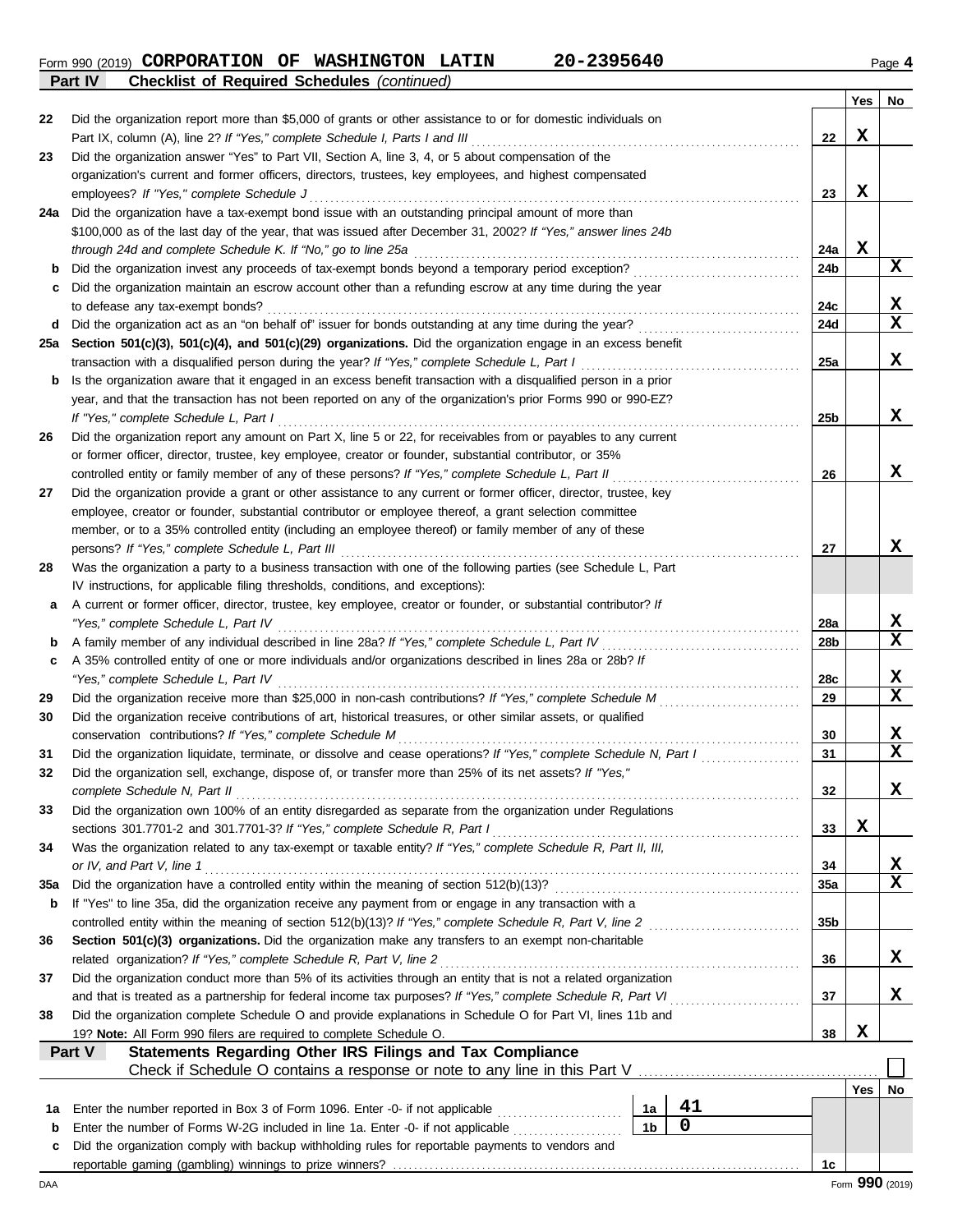Form 990 (2019) **CORPORATION OF WASHINGTON LATIN 20-2395640** Page **4**

**Part IV Checklist of Required Schedules** *(continued)*

| | | | Yes | No |
|---|---|---|---|---|
| 22 | Did the organization report more than $5,000 of grants or other assistance to or for domestic individuals on Part IX, column (A), line 2? *If "Yes," complete Schedule I, Parts I and III* | 22 | X | |
| 23 | Did the organization answer "Yes" to Part VII, Section A, line 3, 4, or 5 about compensation of the organization's current and former officers, directors, trustees, key employees, and highest compensated employees? *If "Yes," complete Schedule J* | 23 | X | |
| 24a | Did the organization have a tax-exempt bond issue with an outstanding principal amount of more than $100,000 as of the last day of the year, that was issued after December 31, 2002? *If "Yes," answer lines 24b through 24d and complete Schedule K. If "No," go to line 25a* | 24a | X | |
| b | Did the organization invest any proceeds of tax-exempt bonds beyond a temporary period exception? | 24b | | X |
| c | Did the organization maintain an escrow account other than a refunding escrow at any time during the year to defease any tax-exempt bonds? | 24c | | X |
| d | Did the organization act as an "on behalf of" issuer for bonds outstanding at any time during the year? | 24d | | X |
| 25a | **Section 501(c)(3), 501(c)(4), and 501(c)(29) organizations.** Did the organization engage in an excess benefit transaction with a disqualified person during the year? *If "Yes," complete Schedule L, Part I* | 25a | | X |
| b | Is the organization aware that it engaged in an excess benefit transaction with a disqualified person in a prior year, and that the transaction has not been reported on any of the organization's prior Forms 990 or 990-EZ? *If "Yes," complete Schedule L, Part I* | 25b | | X |
| 26 | Did the organization report any amount on Part X, line 5 or 22, for receivables from or payables to any current or former officer, director, trustee, key employee, creator or founder, substantial contributor, or 35% controlled entity or family member of any of these persons? *If "Yes," complete Schedule L, Part II* | 26 | | X |
| 27 | Did the organization provide a grant or other assistance to any current or former officer, director, trustee, key employee, creator or founder, substantial contributor or employee thereof, a grant selection committee member, or to a 35% controlled entity (including an employee thereof) or family member of any of these persons? *If "Yes," complete Schedule L, Part III* | 27 | | X |
| 28 | Was the organization a party to a business transaction with one of the following parties (see Schedule L, Part IV instructions, for applicable filing thresholds, conditions, and exceptions): | | | |
| a | A current or former officer, director, trustee, key employee, creator or founder, or substantial contributor? *If "Yes," complete Schedule L, Part IV* | 28a | | X |
| b | A family member of any individual described in line 28a? *If "Yes," complete Schedule L, Part IV* | 28b | | X |
| c | A 35% controlled entity of one or more individuals and/or organizations described in lines 28a or 28b? *If "Yes," complete Schedule L, Part IV* | 28c | | X |
| 29 | Did the organization receive more than $25,000 in non-cash contributions? *If "Yes," complete Schedule M* | 29 | | X |
| 30 | Did the organization receive contributions of art, historical treasures, or other similar assets, or qualified conservation contributions? *If "Yes," complete Schedule M* | 30 | | X |
| 31 | Did the organization liquidate, terminate, or dissolve and cease operations? *If "Yes," complete Schedule N, Part I* | 31 | | X |
| 32 | Did the organization sell, exchange, dispose of, or transfer more than 25% of its net assets? *If "Yes," complete Schedule N, Part II* | 32 | | X |
| 33 | Did the organization own 100% of an entity disregarded as separate from the organization under Regulations sections 301.7701-2 and 301.7701-3? *If "Yes," complete Schedule R, Part I* | 33 | X | |
| 34 | Was the organization related to any tax-exempt or taxable entity? *If "Yes," complete Schedule R, Part II, III, or IV, and Part V, line 1* | 34 | | X |
| 35a | Did the organization have a controlled entity within the meaning of section 512(b)(13)? | 35a | | X |
| b | If "Yes" to line 35a, did the organization receive any payment from or engage in any transaction with a controlled entity within the meaning of section 512(b)(13)? *If "Yes," complete Schedule R, Part V, line 2* | 35b | | |
| 36 | **Section 501(c)(3) organizations.** Did the organization make any transfers to an exempt non-charitable related organization? *If "Yes," complete Schedule R, Part V, line 2* | 36 | | X |
| 37 | Did the organization conduct more than 5% of its activities through an entity that is not a related organization and that is treated as a partnership for federal income tax purposes? *If "Yes," complete Schedule R, Part VI* | 37 | | X |
| 38 | Did the organization complete Schedule O and provide explanations in Schedule O for Part VI, lines 11b and 19? **Note:** All Form 990 filers are required to complete Schedule O. | 38 | X | |

**Part V Statements Regarding Other IRS Filings and Tax Compliance**

Check if Schedule O contains a response or note to any line in this Part V ☐

| | | | | | Yes | No |
|---|---|---|---|---|---|---|
| 1a | Enter the number reported in Box 3 of Form 1096. Enter -0- if not applicable | 1a | 41 | | | |
| b | Enter the number of Forms W-2G included in line 1a. Enter -0- if not applicable | 1b | 0 | | | |
| c | Did the organization comply with backup withholding rules for reportable payments to vendors and reportable gaming (gambling) winnings to prize winners? | | | 1c | | |

DAA Form **990** (2019)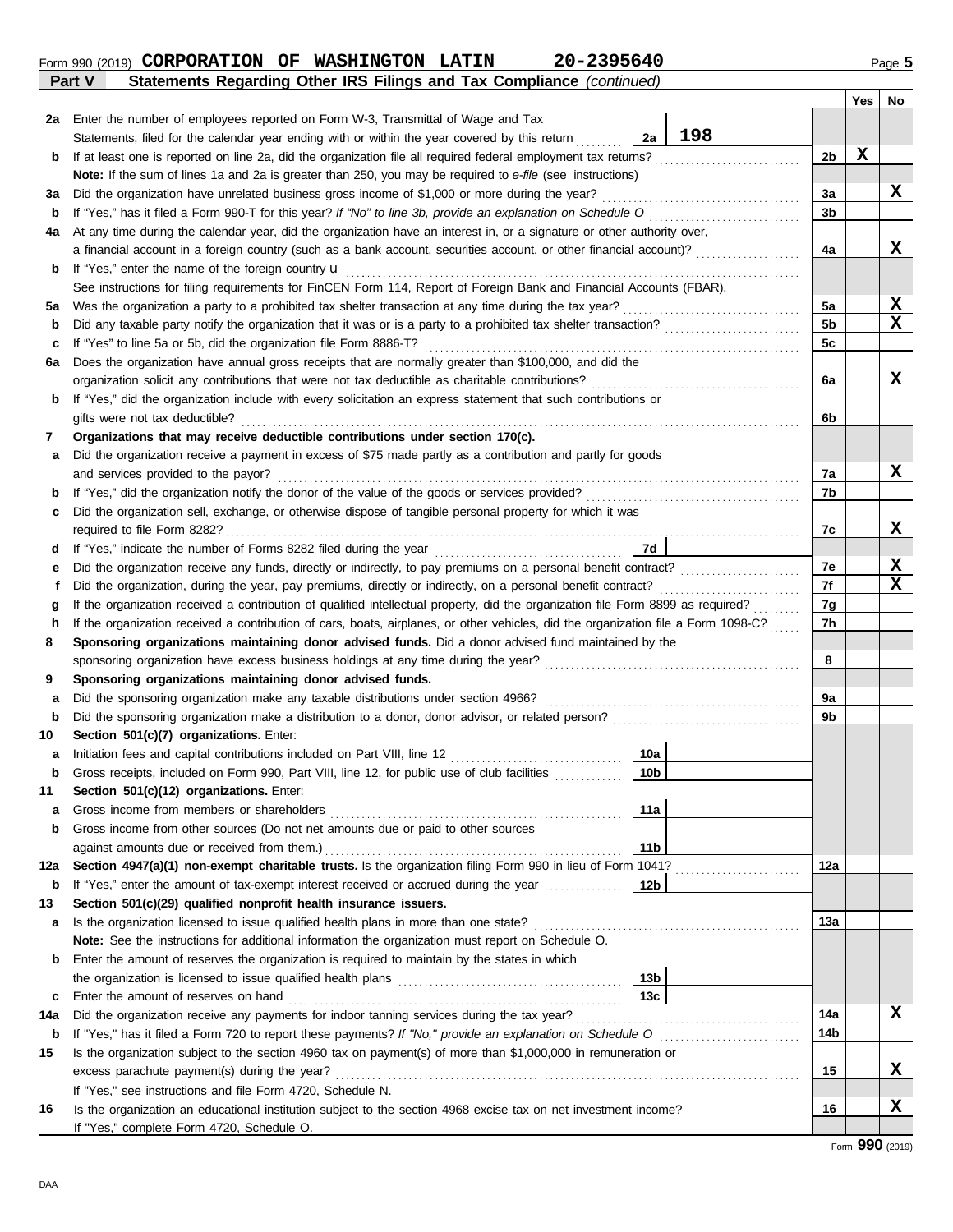Form 990 (2019) **CORPORATION OF WASHINGTON LATIN 20-2395640** Page **5**

**Part V Statements Regarding Other IRS Filings and Tax Compliance** *(continued)*

| | | | | Yes | No |
|---|---|---|---|---|---|
| **2a** | Enter the number of employees reported on Form W-3, Transmittal of Wage and Tax Statements, filed for the calendar year ending with or within the year covered by this return | 2a: 198 | | | |
| **b** | If at least one is reported on line 2a, did the organization file all required federal employment tax returns? | | 2b | X | |
| | **Note:** If the sum of lines 1a and 2a is greater than 250, you may be required to *e-file* (see instructions) | | | | |
| **3a** | Did the organization have unrelated business gross income of $1,000 or more during the year? | | 3a | | X |
| **b** | If "Yes," has it filed a Form 990-T for this year? *If "No" to line 3b, provide an explanation on Schedule O* | | 3b | | |
| **4a** | At any time during the calendar year, did the organization have an interest in, or a signature or other authority over, a financial account in a foreign country (such as a bank account, securities account, or other financial account)? | | 4a | | X |
| **b** | If "Yes," enter the name of the foreign country u | | | | |
| | See instructions for filing requirements for FinCEN Form 114, Report of Foreign Bank and Financial Accounts (FBAR). | | | | |
| **5a** | Was the organization a party to a prohibited tax shelter transaction at any time during the tax year? | | 5a | | X |
| **b** | Did any taxable party notify the organization that it was or is a party to a prohibited tax shelter transaction? | | 5b | | X |
| **c** | If "Yes" to line 5a or 5b, did the organization file Form 8886-T? | | 5c | | |
| **6a** | Does the organization have annual gross receipts that are normally greater than $100,000, and did the organization solicit any contributions that were not tax deductible as charitable contributions? | | 6a | | X |
| **b** | If "Yes," did the organization include with every solicitation an express statement that such contributions or gifts were not tax deductible? | | 6b | | |
| **7** | **Organizations that may receive deductible contributions under section 170(c).** | | | | |
| **a** | Did the organization receive a payment in excess of $75 made partly as a contribution and partly for goods and services provided to the payor? | | 7a | | X |
| **b** | If "Yes," did the organization notify the donor of the value of the goods or services provided? | | 7b | | |
| **c** | Did the organization sell, exchange, or otherwise dispose of tangible personal property for which it was required to file Form 8282? | | 7c | | X |
| **d** | If "Yes," indicate the number of Forms 8282 filed during the year | 7d | | | |
| **e** | Did the organization receive any funds, directly or indirectly, to pay premiums on a personal benefit contract? | | 7e | | X |
| **f** | Did the organization, during the year, pay premiums, directly or indirectly, on a personal benefit contract? | | 7f | | X |
| **g** | If the organization received a contribution of qualified intellectual property, did the organization file Form 8899 as required? | | 7g | | |
| **h** | If the organization received a contribution of cars, boats, airplanes, or other vehicles, did the organization file a Form 1098-C? | | 7h | | |
| **8** | **Sponsoring organizations maintaining donor advised funds.** Did a donor advised fund maintained by the sponsoring organization have excess business holdings at any time during the year? | | 8 | | |
| **9** | **Sponsoring organizations maintaining donor advised funds.** | | | | |
| **a** | Did the sponsoring organization make any taxable distributions under section 4966? | | 9a | | |
| **b** | Did the sponsoring organization make a distribution to a donor, donor advisor, or related person? | | 9b | | |
| **10** | **Section 501(c)(7) organizations.** Enter: | | | | |
| **a** | Initiation fees and capital contributions included on Part VIII, line 12 | 10a | | | |
| **b** | Gross receipts, included on Form 990, Part VIII, line 12, for public use of club facilities | 10b | | | |
| **11** | **Section 501(c)(12) organizations.** Enter: | | | | |
| **a** | Gross income from members or shareholders | 11a | | | |
| **b** | Gross income from other sources (Do not net amounts due or paid to other sources against amounts due or received from them.) | 11b | | | |
| **12a** | **Section 4947(a)(1) non-exempt charitable trusts.** Is the organization filing Form 990 in lieu of Form 1041? | | 12a | | |
| **b** | If "Yes," enter the amount of tax-exempt interest received or accrued during the year | 12b | | | |
| **13** | **Section 501(c)(29) qualified nonprofit health insurance issuers.** | | | | |
| **a** | Is the organization licensed to issue qualified health plans in more than one state? | | 13a | | |
| | **Note:** See the instructions for additional information the organization must report on Schedule O. | | | | |
| **b** | Enter the amount of reserves the organization is required to maintain by the states in which the organization is licensed to issue qualified health plans | 13b | | | |
| **c** | Enter the amount of reserves on hand | 13c | | | |
| **14a** | Did the organization receive any payments for indoor tanning services during the tax year? | | 14a | | X |
| **b** | If "Yes," has it filed a Form 720 to report these payments? *If "No," provide an explanation on Schedule O* | | 14b | | |
| **15** | Is the organization subject to the section 4960 tax on payment(s) of more than $1,000,000 in remuneration or excess parachute payment(s) during the year? | | 15 | | X |
| | If "Yes," see instructions and file Form 4720, Schedule N. | | | | |
| **16** | Is the organization an educational institution subject to the section 4968 excise tax on net investment income? | | 16 | | X |
| | If "Yes," complete Form 4720, Schedule O. | | | | |

Form **990** (2019)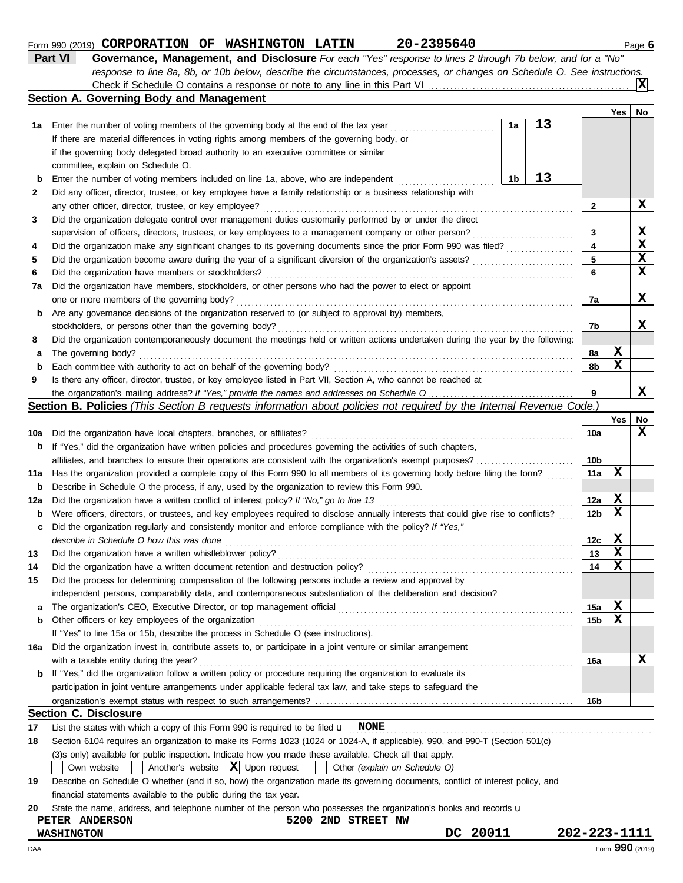Form 990 (2019) **CORPORATION OF WASHINGTON LATIN** **20-2395640** Page **6**

## Part VI Governance, Management, and Disclosure

*For each "Yes" response to lines 2 through 7b below, and for a "No" response to line 8a, 8b, or 10b below, describe the circumstances, processes, or changes on Schedule O. See instructions.*

Check if Schedule O contains a response or note to any line in this Part VI . . . . . [X]

### Section A. Governing Body and Management

| | | | Yes | No |
|---|---|---|---|---|
| **1a** | Enter the number of voting members of the governing body at the end of the tax year . . . **1a** 13<br>If there are material differences in voting rights among members of the governing body, or if the governing body delegated broad authority to an executive committee or similar committee, explain on Schedule O. | | | |
| **b** | Enter the number of voting members included on line 1a, above, who are independent . . . **1b** 13 | | | |
| **2** | Did any officer, director, trustee, or key employee have a family relationship or a business relationship with any other officer, director, trustee, or key employee? | 2 | | X |
| **3** | Did the organization delegate control over management duties customarily performed by or under the direct supervision of officers, directors, trustees, or key employees to a management company or other person? | 3 | | X |
| **4** | Did the organization make any significant changes to its governing documents since the prior Form 990 was filed? | 4 | | X |
| **5** | Did the organization become aware during the year of a significant diversion of the organization's assets? | 5 | | X |
| **6** | Did the organization have members or stockholders? | 6 | | X |
| **7a** | Did the organization have members, stockholders, or other persons who had the power to elect or appoint one or more members of the governing body? | 7a | | X |
| **b** | Are any governance decisions of the organization reserved to (or subject to approval by) members, stockholders, or persons other than the governing body? | 7b | | X |
| **8** | Did the organization contemporaneously document the meetings held or written actions undertaken during the year by the following: | | | |
| **a** | The governing body? | 8a | X | |
| **b** | Each committee with authority to act on behalf of the governing body? | 8b | X | |
| **9** | Is there any officer, director, trustee, or key employee listed in Part VII, Section A, who cannot be reached at the organization's mailing address? *If "Yes," provide the names and addresses on Schedule O* | 9 | | X |

### Section B. Policies *(This Section B requests information about policies not required by the Internal Revenue Code.)*

| | | | Yes | No |
|---|---|---|---|---|
| **10a** | Did the organization have local chapters, branches, or affiliates? | 10a | | X |
| **b** | If "Yes," did the organization have written policies and procedures governing the activities of such chapters, affiliates, and branches to ensure their operations are consistent with the organization's exempt purposes? | 10b | | |
| **11a** | Has the organization provided a complete copy of this Form 990 to all members of its governing body before filing the form? | 11a | X | |
| **b** | Describe in Schedule O the process, if any, used by the organization to review this Form 990. | | | |
| **12a** | Did the organization have a written conflict of interest policy? *If "No," go to line 13* | 12a | X | |
| **b** | Were officers, directors, or trustees, and key employees required to disclose annually interests that could give rise to conflicts? | 12b | X | |
| **c** | Did the organization regularly and consistently monitor and enforce compliance with the policy? *If "Yes," describe in Schedule O how this was done* | 12c | X | |
| **13** | Did the organization have a written whistleblower policy? | 13 | X | |
| **14** | Did the organization have a written document retention and destruction policy? | 14 | X | |
| **15** | Did the process for determining compensation of the following persons include a review and approval by independent persons, comparability data, and contemporaneous substantiation of the deliberation and decision? | | | |
| **a** | The organization's CEO, Executive Director, or top management official | 15a | X | |
| **b** | Other officers or key employees of the organization<br>If "Yes" to line 15a or 15b, describe the process in Schedule O (see instructions). | 15b | X | |
| **16a** | Did the organization invest in, contribute assets to, or participate in a joint venture or similar arrangement with a taxable entity during the year? | 16a | | X |
| **b** | If "Yes," did the organization follow a written policy or procedure requiring the organization to evaluate its participation in joint venture arrangements under applicable federal tax law, and take steps to safeguard the organization's exempt status with respect to such arrangements? | 16b | | |

### Section C. Disclosure

**17** List the states with which a copy of this Form 990 is required to be filed u **NONE**

**18** Section 6104 requires an organization to make its Forms 1023 (1024 or 1024-A, if applicable), 990, and 990-T (Section 501(c)(3)s only) available for public inspection. Indicate how you made these available. Check all that apply.

[ ] Own website [ ] Another's website [X] Upon request [ ] Other *(explain on Schedule O)*

**19** Describe on Schedule O whether (and if so, how) the organization made its governing documents, conflict of interest policy, and financial statements available to the public during the tax year.

**20** State the name, address, and telephone number of the person who possesses the organization's books and records u

**PETER ANDERSON** **5200 2ND STREET NW**
**WASHINGTON** **DC 20011** **202-223-1111**

DAA Form **990** (2019)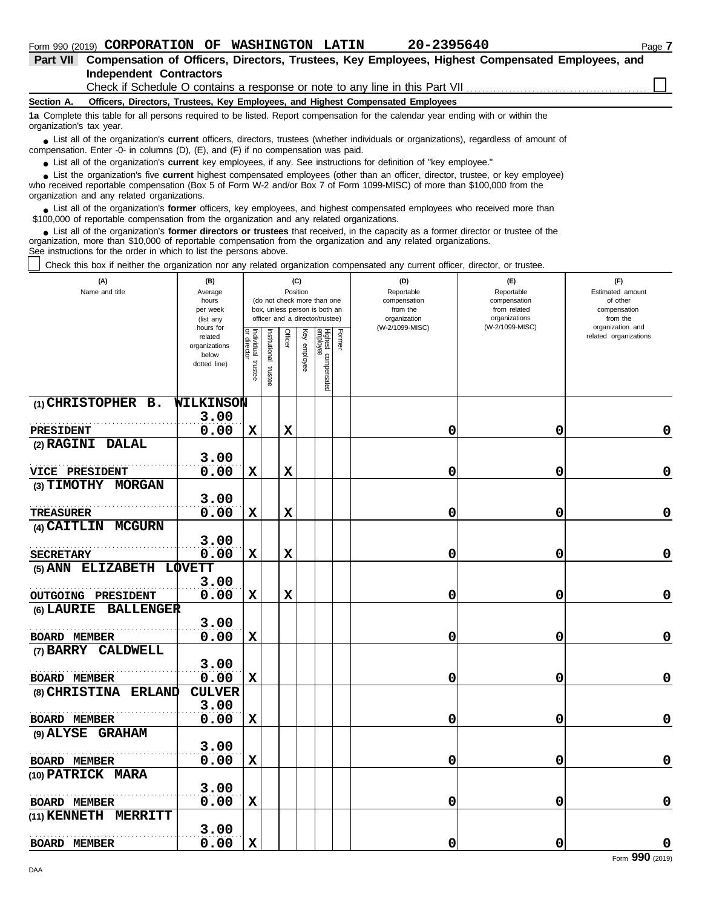Form 990 (2019) **CORPORATION OF WASHINGTON LATIN** **20-2395640**

## Part VII Compensation of Officers, Directors, Trustees, Key Employees, Highest Compensated Employees, and Independent Contractors

Check if Schedule O contains a response or note to any line in this Part VII ☐

### Section A. Officers, Directors, Trustees, Key Employees, and Highest Compensated Employees

**1a** Complete this table for all persons required to be listed. Report compensation for the calendar year ending with or within the organization's tax year.

- List all of the organization's **current** officers, directors, trustees (whether individuals or organizations), regardless of amount of compensation. Enter -0- in columns (D), (E), and (F) if no compensation was paid.
- List all of the organization's **current** key employees, if any. See instructions for definition of "key employee."
- List the organization's five **current** highest compensated employees (other than an officer, director, trustee, or key employee) who received reportable compensation (Box 5 of Form W-2 and/or Box 7 of Form 1099-MISC) of more than $100,000 from the organization and any related organizations.
- List all of the organization's **former** officers, key employees, and highest compensated employees who received more than $100,000 of reportable compensation from the organization and any related organizations.
- List all of the organization's **former directors or trustees** that received, in the capacity as a former director or trustee of the organization, more than $10,000 of reportable compensation from the organization and any related organizations.

See instructions for the order in which to list the persons above.

☐ Check this box if neither the organization nor any related organization compensated any current officer, director, or trustee.

| (A) Name and title | (B) Average hours per week (list any hours for related organizations below dotted line) | (C) Position: Individual trustee or director | Institutional trustee | Officer | Key employee | Highest compensated employee | Former | (D) Reportable compensation from the organization (W-2/1099-MISC) | (E) Reportable compensation from related organizations (W-2/1099-MISC) | (F) Estimated amount of other compensation from the organization and related organizations |
|---|---|---|---|---|---|---|---|---|---|---|
| (1) CHRISTOPHER B. WILKINSON<br>PRESIDENT | 3.00<br>0.00 | X | | X | | | | 0 | 0 | 0 |
| (2) RAGINI DALAL<br>VICE PRESIDENT | 3.00<br>0.00 | X | | X | | | | 0 | 0 | 0 |
| (3) TIMOTHY MORGAN<br>TREASURER | 3.00<br>0.00 | X | | X | | | | 0 | 0 | 0 |
| (4) CAITLIN MCGURN<br>SECRETARY | 3.00<br>0.00 | X | | X | | | | 0 | 0 | 0 |
| (5) ANN ELIZABETH LOVETT<br>OUTGOING PRESIDENT | 3.00<br>0.00 | X | | X | | | | 0 | 0 | 0 |
| (6) LAURIE BALLENGER<br>BOARD MEMBER | 3.00<br>0.00 | X | | | | | | 0 | 0 | 0 |
| (7) BARRY CALDWELL<br>BOARD MEMBER | 3.00<br>0.00 | X | | | | | | 0 | 0 | 0 |
| (8) CHRISTINA ERLAND CULVER<br>BOARD MEMBER | 3.00<br>0.00 | X | | | | | | 0 | 0 | 0 |
| (9) ALYSE GRAHAM<br>BOARD MEMBER | 3.00<br>0.00 | X | | | | | | 0 | 0 | 0 |
| (10) PATRICK MARA<br>BOARD MEMBER | 3.00<br>0.00 | X | | | | | | 0 | 0 | 0 |
| (11) KENNETH MERRITT<br>BOARD MEMBER | 3.00<br>0.00 | X | | | | | | 0 | 0 | 0 |

Form **990** (2019)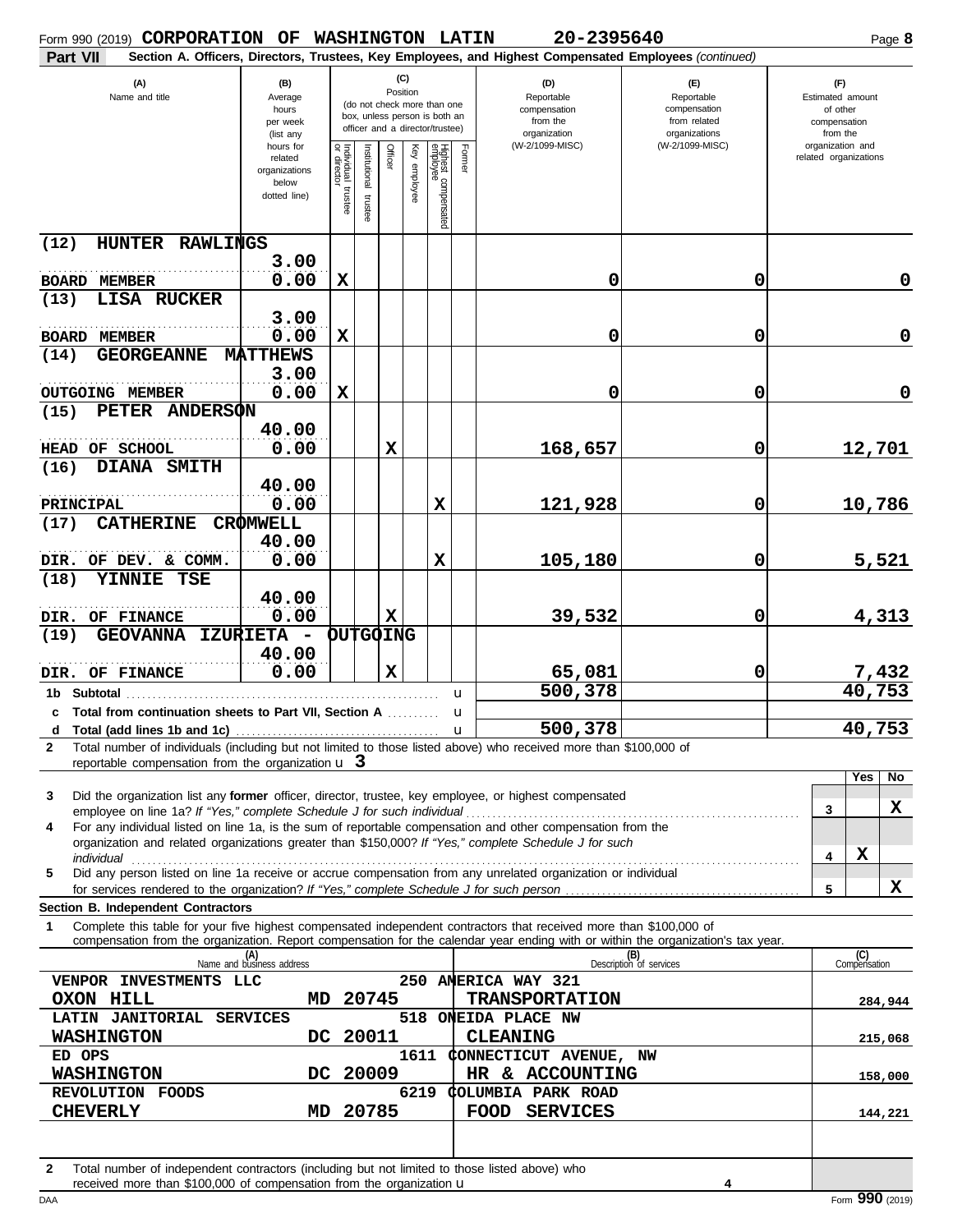Form 990 (2019) **CORPORATION OF WASHINGTON LATIN** **20-2395640** Page **8**

**Part VII** **Section A. Officers, Directors, Trustees, Key Employees, and Highest Compensated Employees** *(continued)*

| (A) Name and title | (B) Average hours per week (list any hours for related organizations below dotted line) | (C) Individual trustee or director | Institutional trustee | Officer | Key employee | Highest compensated employee | Former | (D) Reportable compensation from the organization (W-2/1099-MISC) | (E) Reportable compensation from related organizations (W-2/1099-MISC) | (F) Estimated amount of other compensation from the organization and related organizations |
|---|---|---|---|---|---|---|---|---|---|---|
| (12) HUNTER RAWLINGS<br>BOARD MEMBER | 3.00<br>0.00 | X | | | | | | 0 | 0 | 0 |
| (13) LISA RUCKER<br>BOARD MEMBER | 3.00<br>0.00 | X | | | | | | 0 | 0 | 0 |
| (14) GEORGEANNE MATTHEWS<br>OUTGOING MEMBER | 3.00<br>0.00 | X | | | | | | 0 | 0 | 0 |
| (15) PETER ANDERSON<br>HEAD OF SCHOOL | 40.00<br>0.00 | | | X | | | | 168,657 | 0 | 12,701 |
| (16) DIANA SMITH<br>PRINCIPAL | 40.00<br>0.00 | | | | | X | | 121,928 | 0 | 10,786 |
| (17) CATHERINE CROMWELL<br>DIR. OF DEV. & COMM. | 40.00<br>0.00 | | | | | X | | 105,180 | 0 | 5,521 |
| (18) YINNIE TSE<br>DIR. OF FINANCE | 40.00<br>0.00 | | | X | | | | 39,532 | 0 | 4,313 |
| (19) GEOVANNA IZURIETA - OUTGOING<br>DIR. OF FINANCE | 40.00<br>0.00 | | | X | | | | 65,081 | 0 | 7,432 |
| **1b Subtotal** | | | | | | | | 500,378 | | 40,753 |
| **c Total from continuation sheets to Part VII, Section A** | | | | | | | | | | |
| **d Total (add lines 1b and 1c)** | | | | | | | | 500,378 | | 40,753 |

**2** Total number of individuals (including but not limited to those listed above) who received more than $100,000 of reportable compensation from the organization u **3**

| | | Yes | No |
|---|---|---|---|
| **3** Did the organization list any **former** officer, director, trustee, key employee, or highest compensated employee on line 1a? *If "Yes," complete Schedule J for such individual* | 3 | | X |
| **4** For any individual listed on line 1a, is the sum of reportable compensation and other compensation from the organization and related organizations greater than $150,000? *If "Yes," complete Schedule J for such individual* | 4 | X | |
| **5** Did any person listed on line 1a receive or accrue compensation from any unrelated organization or individual for services rendered to the organization? *If "Yes," complete Schedule J for such person* | 5 | | X |

**Section B. Independent Contractors**

**1** Complete this table for your five highest compensated independent contractors that received more than $100,000 of compensation from the organization. Report compensation for the calendar year ending with or within the organization's tax year.

| (A) Name and business address | (B) Description of services | (C) Compensation |
|---|---|---|
| VENPOR INVESTMENTS LLC, 250 AMERICA WAY 321, OXON HILL MD 20745 | TRANSPORTATION | 284,944 |
| LATIN JANITORIAL SERVICES, 518 ONEIDA PLACE NW, WASHINGTON DC 20011 | CLEANING | 215,068 |
| ED OPS, 1611 CONNECTICUT AVENUE, NW, WASHINGTON DC 20009 | HR & ACCOUNTING | 158,000 |
| REVOLUTION FOODS, 6219 COLUMBIA PARK ROAD, CHEVERLY MD 20785 | FOOD SERVICES | 144,221 |
| | | |

**2** Total number of independent contractors (including but not limited to those listed above) who received more than $100,000 of compensation from the organization u **4**

DAA Form **990** (2019)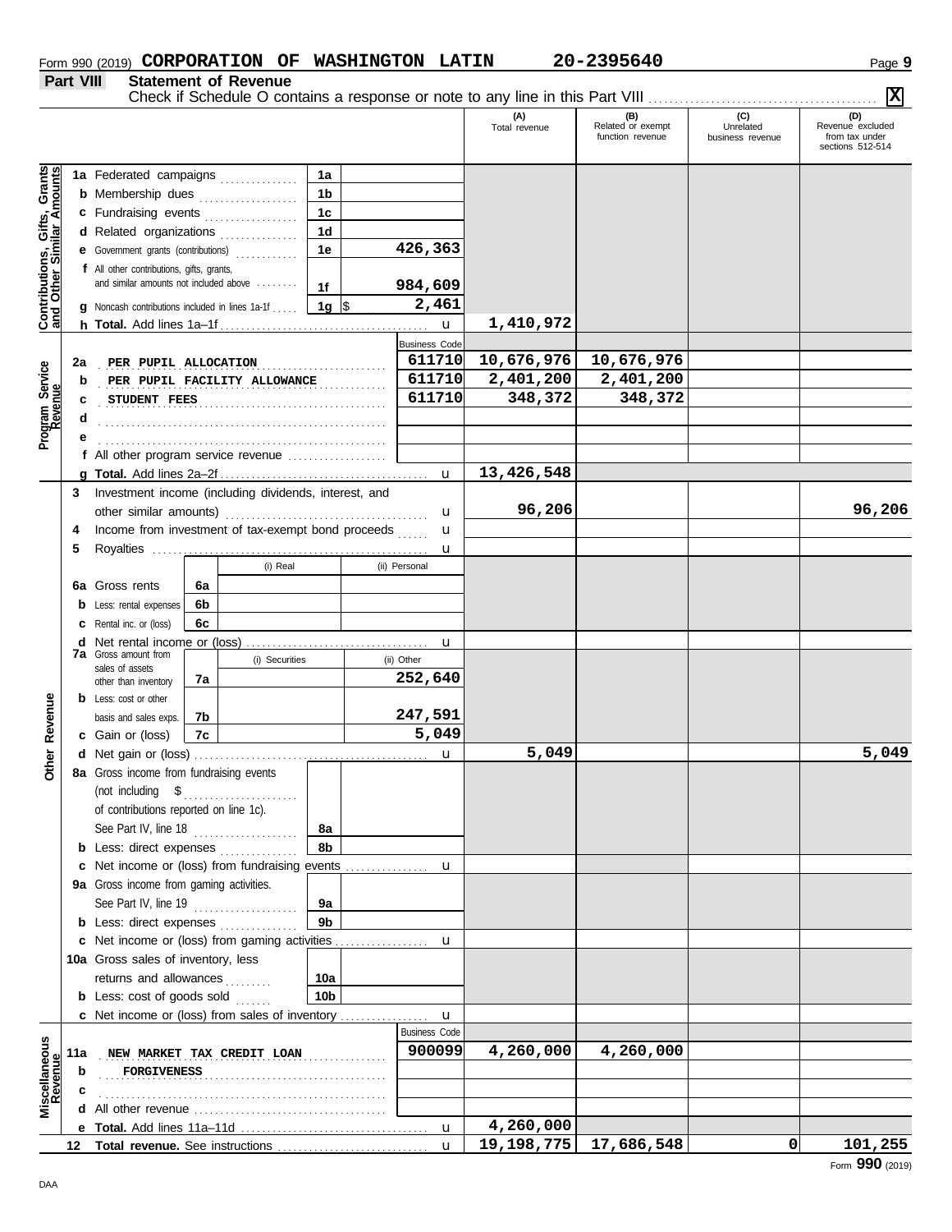Form 990 (2019) **CORPORATION OF WASHINGTON LATIN** **20-2395640**

## Part VIII Statement of Revenue

Check if Schedule O contains a response or note to any line in this Part VIII . . . . . . [X]

| | | | (A) Total revenue | (B) Related or exempt function revenue | (C) Unrelated business revenue | (D) Revenue excluded from tax under sections 512-514 |
|---|---|---|---|---|---|---|
| **Contributions, Gifts, Grants and Other Similar Amounts** | | | | | | |
| 1a Federated campaigns | 1a | | | | | |
| b Membership dues | 1b | | | | | |
| c Fundraising events | 1c | | | | | |
| d Related organizations | 1d | | | | | |
| e Government grants (contributions) | 1e | 426,363 | | | | |
| f All other contributions, gifts, grants, and similar amounts not included above | 1f | 984,609 | | | | |
| g Noncash contributions included in lines 1a-1f | 1g | $ 2,461 | | | | |
| h **Total.** Add lines 1a–1f | | | 1,410,972 | | | |
| **Program Service Revenue** | | Business Code | | | | |
| 2a PER PUPIL ALLOCATION | | 611710 | 10,676,976 | 10,676,976 | | |
| b PER PUPIL FACILITY ALLOWANCE | | 611710 | 2,401,200 | 2,401,200 | | |
| c STUDENT FEES | | 611710 | 348,372 | 348,372 | | |
| d | | | | | | |
| e | | | | | | |
| f All other program service revenue | | | | | | |
| g **Total.** Add lines 2a–2f | | | 13,426,548 | | | |
| **Other Revenue** | | | | | | |
| 3 Investment income (including dividends, interest, and other similar amounts) | | | 96,206 | | | 96,206 |
| 4 Income from investment of tax-exempt bond proceeds | | | | | | |
| 5 Royalties | | | | | | |
| | | (i) Real | (ii) Personal | | | |
| 6a Gross rents | 6a | | | | | |
| b Less: rental expenses | 6b | | | | | |
| c Rental inc. or (loss) | 6c | | | | | |
| d Net rental income or (loss) | | | | | | |
| | | (i) Securities | (ii) Other | | | |
| 7a Gross amount from sales of assets other than inventory | 7a | | 252,640 | | | |
| b Less: cost or other basis and sales exps. | 7b | | 247,591 | | | |
| c Gain or (loss) | 7c | | 5,049 | | | |
| d Net gain or (loss) | | | | 5,049 | | 5,049 |
| 8a Gross income from fundraising events (not including $ ...... of contributions reported on line 1c). See Part IV, line 18 | 8a | | | | | |
| b Less: direct expenses | 8b | | | | | |
| c Net income or (loss) from fundraising events | | | | | | |
| 9a Gross income from gaming activities. See Part IV, line 19 | 9a | | | | | |
| b Less: direct expenses | 9b | | | | | |
| c Net income or (loss) from gaming activities | | | | | | |
| 10a Gross sales of inventory, less returns and allowances | 10a | | | | | |
| b Less: cost of goods sold | 10b | | | | | |
| c Net income or (loss) from sales of inventory | | | | | | |
| **Miscellaneous Revenue** | | Business Code | | | | |
| 11a NEW MARKET TAX CREDIT LOAN | | 900099 | 4,260,000 | 4,260,000 | | |
| b FORGIVENESS | | | | | | |
| c | | | | | | |
| d All other revenue | | | | | | |
| e **Total.** Add lines 11a–11d | | | 4,260,000 | | | |
| 12 **Total revenue.** See instructions | | | 19,198,775 | 17,686,548 | 0 | 101,255 |

Form **990** (2019)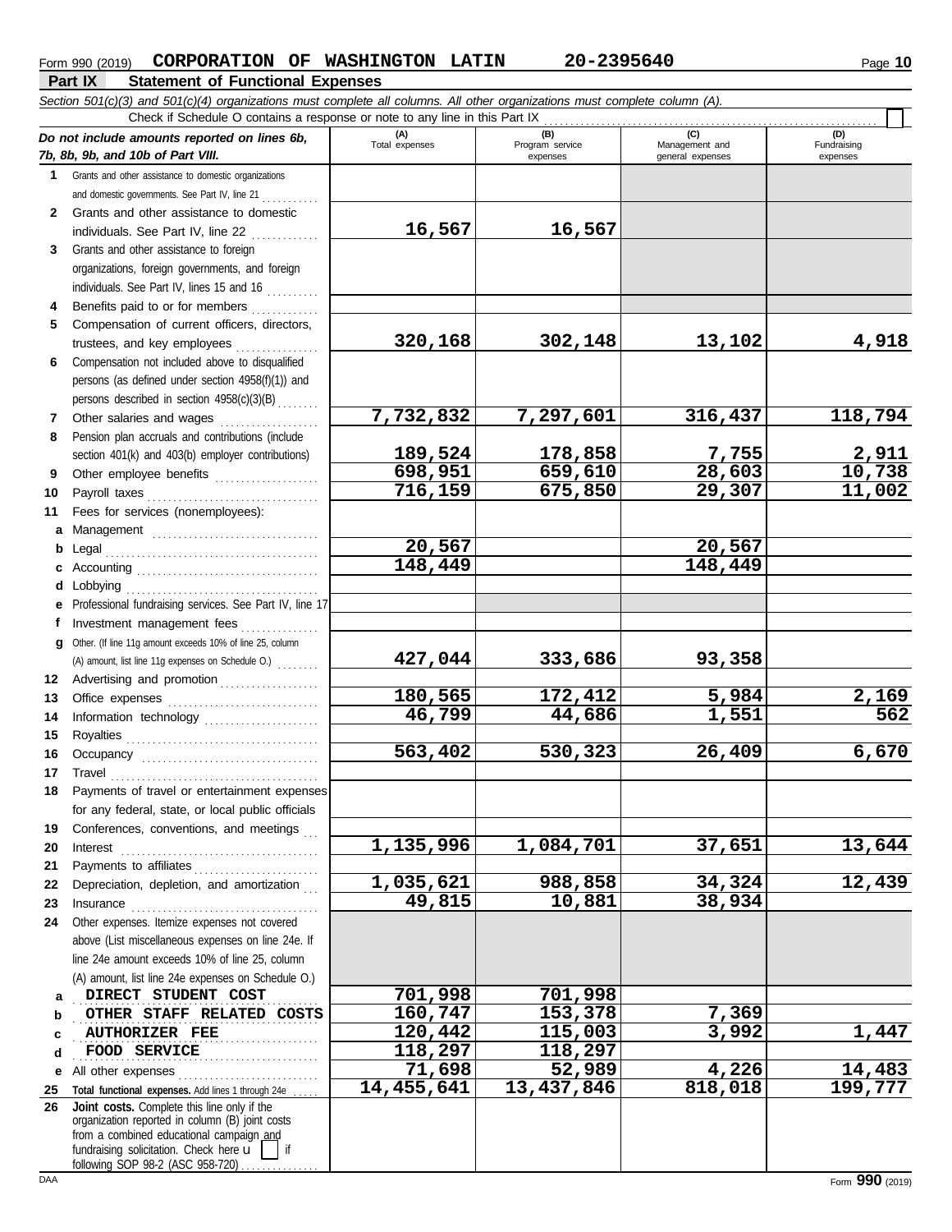Form 990 (2019) **CORPORATION OF WASHINGTON LATIN** **20-2395640**

## Part IX Statement of Functional Expenses

*Section 501(c)(3) and 501(c)(4) organizations must complete all columns. All other organizations must complete column (A).*

Check if Schedule O contains a response or note to any line in this Part IX . . . . . . . . . . . . . . . . . . . . . . . . . . . . . . . . . . . . . . . . . . . . . . . . . . . . . . . . . ☐

| *Do not include amounts reported on lines 6b, 7b, 8b, 9b, and 10b of Part VIII.* | (A) Total expenses | (B) Program service expenses | (C) Management and general expenses | (D) Fundraising expenses |
|---|---|---|---|---|
| **1** Grants and other assistance to domestic organizations and domestic governments. See Part IV, line 21 | | | | |
| **2** Grants and other assistance to domestic individuals. See Part IV, line 22 | 16,567 | 16,567 | | |
| **3** Grants and other assistance to foreign organizations, foreign governments, and foreign individuals. See Part IV, lines 15 and 16 | | | | |
| **4** Benefits paid to or for members | | | | |
| **5** Compensation of current officers, directors, trustees, and key employees | 320,168 | 302,148 | 13,102 | 4,918 |
| **6** Compensation not included above to disqualified persons (as defined under section 4958(f)(1)) and persons described in section 4958(c)(3)(B) | | | | |
| **7** Other salaries and wages | 7,732,832 | 7,297,601 | 316,437 | 118,794 |
| **8** Pension plan accruals and contributions (include section 401(k) and 403(b) employer contributions) | 189,524 | 178,858 | 7,755 | 2,911 |
| **9** Other employee benefits | 698,951 | 659,610 | 28,603 | 10,738 |
| **10** Payroll taxes | 716,159 | 675,850 | 29,307 | 11,002 |
| **11** Fees for services (nonemployees): | | | | |
| **a** Management | | | | |
| **b** Legal | 20,567 | | 20,567 | |
| **c** Accounting | 148,449 | | 148,449 | |
| **d** Lobbying | | | | |
| **e** Professional fundraising services. See Part IV, line 17 | | | | |
| **f** Investment management fees | | | | |
| **g** Other. (If line 11g amount exceeds 10% of line 25, column (A) amount, list line 11g expenses on Schedule O.) | 427,044 | 333,686 | 93,358 | |
| **12** Advertising and promotion | | | | |
| **13** Office expenses | 180,565 | 172,412 | 5,984 | 2,169 |
| **14** Information technology | 46,799 | 44,686 | 1,551 | 562 |
| **15** Royalties | | | | |
| **16** Occupancy | 563,402 | 530,323 | 26,409 | 6,670 |
| **17** Travel | | | | |
| **18** Payments of travel or entertainment expenses for any federal, state, or local public officials | | | | |
| **19** Conferences, conventions, and meetings | | | | |
| **20** Interest | 1,135,996 | 1,084,701 | 37,651 | 13,644 |
| **21** Payments to affiliates | | | | |
| **22** Depreciation, depletion, and amortization | 1,035,621 | 988,858 | 34,324 | 12,439 |
| **23** Insurance | 49,815 | 10,881 | 38,934 | |
| **24** Other expenses. Itemize expenses not covered above (List miscellaneous expenses on line 24e. If line 24e amount exceeds 10% of line 25, column (A) amount, list line 24e expenses on Schedule O.) | | | | |
| **a** DIRECT STUDENT COST | 701,998 | 701,998 | | |
| **b** OTHER STAFF RELATED COSTS | 160,747 | 153,378 | 7,369 | |
| **c** AUTHORIZER FEE | 120,442 | 115,003 | 3,992 | 1,447 |
| **d** FOOD SERVICE | 118,297 | 118,297 | | |
| **e** All other expenses | 71,698 | 52,989 | 4,226 | 14,483 |
| **25** **Total functional expenses.** Add lines 1 through 24e | 14,455,641 | 13,437,846 | 818,018 | 199,777 |
| **26** **Joint costs.** Complete this line only if the organization reported in column (B) joint costs from a combined educational campaign and fundraising solicitation. Check here ☐ if following SOP 98-2 (ASC 958-720) | | | | |

Form **990** (2019)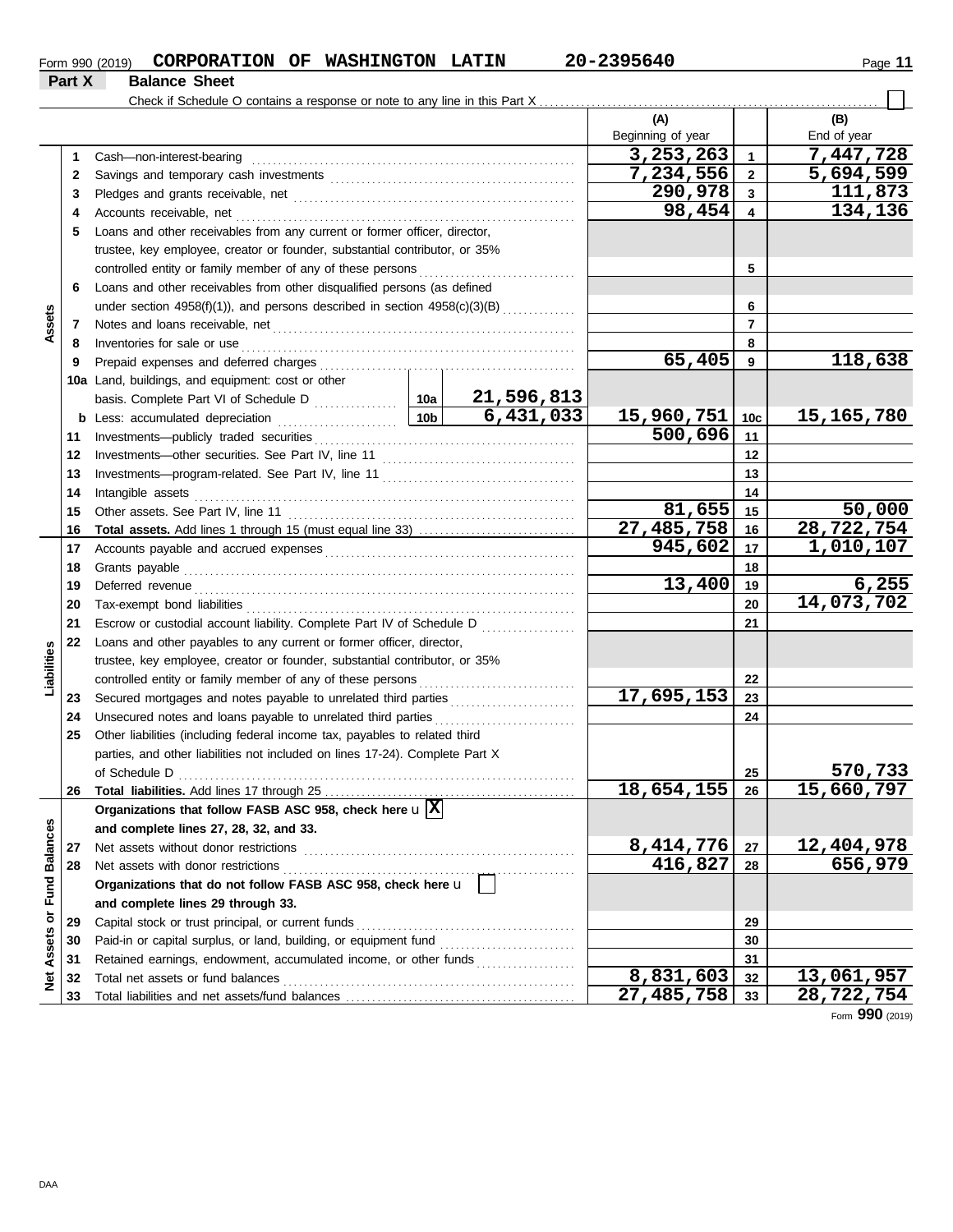Form 990 (2019) **CORPORATION OF WASHINGTON LATIN** **20-2395640**

## Part X Balance Sheet

Check if Schedule O contains a response or note to any line in this Part X ☐

| Section | Line | Description | | | (A) Beginning of year | | (B) End of year |
|---|---|---|---|---|---|---|---|
| **Assets** | 1 | Cash—non-interest-bearing | | | 3,253,263 | 1 | 7,447,728 |
| | 2 | Savings and temporary cash investments | | | 7,234,556 | 2 | 5,694,599 |
| | 3 | Pledges and grants receivable, net | | | 290,978 | 3 | 111,873 |
| | 4 | Accounts receivable, net | | | 98,454 | 4 | 134,136 |
| | 5 | Loans and other receivables from any current or former officer, director, trustee, key employee, creator or founder, substantial contributor, or 35% controlled entity or family member of any of these persons | | | | 5 | |
| | 6 | Loans and other receivables from other disqualified persons (as defined under section 4958(f)(1)), and persons described in section 4958(c)(3)(B) | | | | 6 | |
| | 7 | Notes and loans receivable, net | | | | 7 | |
| | 8 | Inventories for sale or use | | | | 8 | |
| | 9 | Prepaid expenses and deferred charges | | | 65,405 | 9 | 118,638 |
| | 10a | Land, buildings, and equipment: cost or other basis. Complete Part VI of Schedule D | 10a | 21,596,813 | | | |
| | b | Less: accumulated depreciation | 10b | 6,431,033 | 15,960,751 | 10c | 15,165,780 |
| | 11 | Investments—publicly traded securities | | | 500,696 | 11 | |
| | 12 | Investments—other securities. See Part IV, line 11 | | | | 12 | |
| | 13 | Investments—program-related. See Part IV, line 11 | | | | 13 | |
| | 14 | Intangible assets | | | | 14 | |
| | 15 | Other assets. See Part IV, line 11 | | | 81,655 | 15 | 50,000 |
| | 16 | **Total assets.** Add lines 1 through 15 (must equal line 33) | | | 27,485,758 | 16 | 28,722,754 |
| **Liabilities** | 17 | Accounts payable and accrued expenses | | | 945,602 | 17 | 1,010,107 |
| | 18 | Grants payable | | | | 18 | |
| | 19 | Deferred revenue | | | 13,400 | 19 | 6,255 |
| | 20 | Tax-exempt bond liabilities | | | | 20 | 14,073,702 |
| | 21 | Escrow or custodial account liability. Complete Part IV of Schedule D | | | | 21 | |
| | 22 | Loans and other payables to any current or former officer, director, trustee, key employee, creator or founder, substantial contributor, or 35% controlled entity or family member of any of these persons | | | | 22 | |
| | 23 | Secured mortgages and notes payable to unrelated third parties | | | 17,695,153 | 23 | |
| | 24 | Unsecured notes and loans payable to unrelated third parties | | | | 24 | |
| | 25 | Other liabilities (including federal income tax, payables to related third parties, and other liabilities not included on lines 17-24). Complete Part X of Schedule D | | | | 25 | 570,733 |
| | 26 | **Total liabilities.** Add lines 17 through 25 | | | 18,654,155 | 26 | 15,660,797 |
| **Net Assets or Fund Balances** | | **Organizations that follow FASB ASC 958, check here** ☒ **and complete lines 27, 28, 32, and 33.** | | | | | |
| | 27 | Net assets without donor restrictions | | | 8,414,776 | 27 | 12,404,978 |
| | 28 | Net assets with donor restrictions | | | 416,827 | 28 | 656,979 |
| | | **Organizations that do not follow FASB ASC 958, check here** ☐ **and complete lines 29 through 33.** | | | | | |
| | 29 | Capital stock or trust principal, or current funds | | | | 29 | |
| | 30 | Paid-in or capital surplus, or land, building, or equipment fund | | | | 30 | |
| | 31 | Retained earnings, endowment, accumulated income, or other funds | | | | 31 | |
| | 32 | Total net assets or fund balances | | | 8,831,603 | 32 | 13,061,957 |
| | 33 | Total liabilities and net assets/fund balances | | | 27,485,758 | 33 | 28,722,754 |

Form **990** (2019)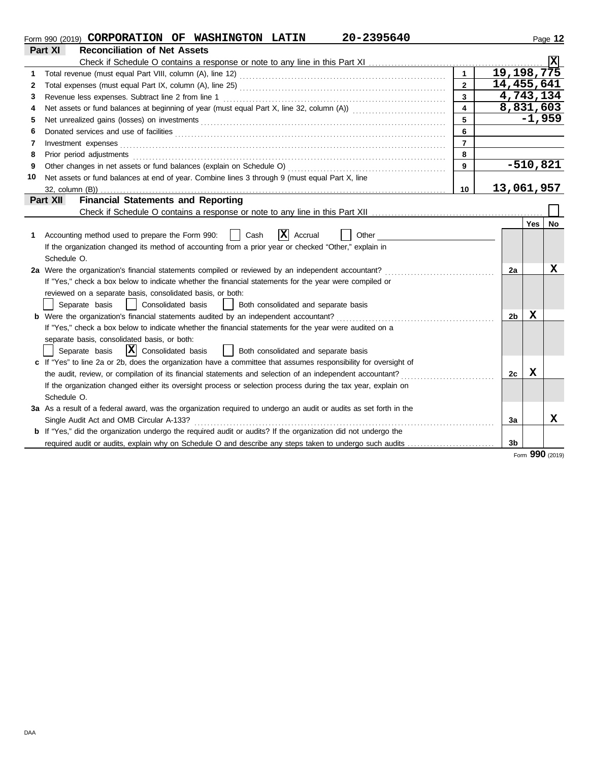Form 990 (2019) **CORPORATION OF WASHINGTON LATIN** **20-2395640**

## Part XI Reconciliation of Net Assets

Check if Schedule O contains a response or note to any line in this Part XI .......... [X]

| | | | |
|---|---|---|---|
| 1 | Total revenue (must equal Part VIII, column (A), line 12) | 1 | 19,198,775 |
| 2 | Total expenses (must equal Part IX, column (A), line 25) | 2 | 14,455,641 |
| 3 | Revenue less expenses. Subtract line 2 from line 1 | 3 | 4,743,134 |
| 4 | Net assets or fund balances at beginning of year (must equal Part X, line 32, column (A)) | 4 | 8,831,603 |
| 5 | Net unrealized gains (losses) on investments | 5 | -1,959 |
| 6 | Donated services and use of facilities | 6 | |
| 7 | Investment expenses | 7 | |
| 8 | Prior period adjustments | 8 | |
| 9 | Other changes in net assets or fund balances (explain on Schedule O) | 9 | -510,821 |
| 10 | Net assets or fund balances at end of year. Combine lines 3 through 9 (must equal Part X, line 32, column (B)) | 10 | 13,061,957 |

## Part XII Financial Statements and Reporting

Check if Schedule O contains a response or note to any line in this Part XII .......... [ ]

| | | | Yes | No |
|---|---|---|---|---|
| 1 | Accounting method used to prepare the Form 990: [ ] Cash [X] Accrual [ ] Other<br>If the organization changed its method of accounting from a prior year or checked "Other," explain in Schedule O. | | | |
| 2a | Were the organization's financial statements compiled or reviewed by an independent accountant?<br>If "Yes," check a box below to indicate whether the financial statements for the year were compiled or reviewed on a separate basis, consolidated basis, or both:<br>[ ] Separate basis [ ] Consolidated basis [ ] Both consolidated and separate basis | 2a | | X |
| b | Were the organization's financial statements audited by an independent accountant?<br>If "Yes," check a box below to indicate whether the financial statements for the year were audited on a separate basis, consolidated basis, or both:<br>[ ] Separate basis [X] Consolidated basis [ ] Both consolidated and separate basis | 2b | X | |
| c | If "Yes" to line 2a or 2b, does the organization have a committee that assumes responsibility for oversight of the audit, review, or compilation of its financial statements and selection of an independent accountant?<br>If the organization changed either its oversight process or selection process during the tax year, explain on Schedule O. | 2c | X | |
| 3a | As a result of a federal award, was the organization required to undergo an audit or audits as set forth in the Single Audit Act and OMB Circular A-133? | 3a | | X |
| b | If "Yes," did the organization undergo the required audit or audits? If the organization did not undergo the required audit or audits, explain why on Schedule O and describe any steps taken to undergo such audits | 3b | | |

Form **990** (2019)

DAA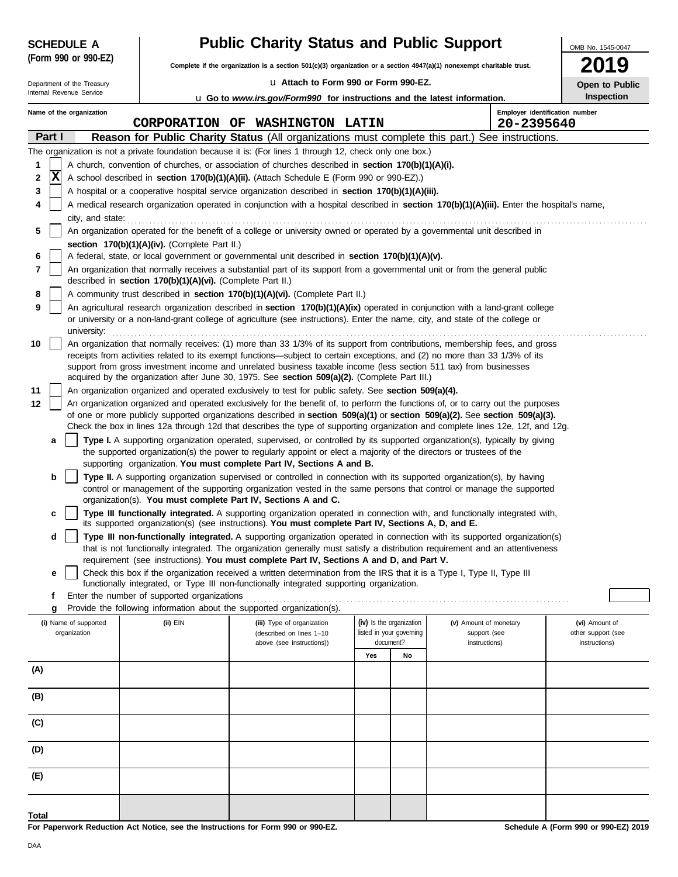**SCHEDULE A**
**(Form 990 or 990-EZ)**

Department of the Treasury
Internal Revenue Service

# Public Charity Status and Public Support

**Complete if the organization is a section 501(c)(3) organization or a section 4947(a)(1) nonexempt charitable trust.**

u **Attach to Form 990 or Form 990-EZ.**

u **Go to *www.irs.gov/Form990* for instructions and the latest information.**

OMB No. 1545-0047

**2019**

**Open to Public Inspection**

Name of the organization: **CORPORATION OF WASHINGTON LATIN**

Employer identification number: **20-2395640**

## Part I — Reason for Public Charity Status (All organizations must complete this part.) See instructions.

The organization is not a private foundation because it is: (For lines 1 through 12, check only one box.)

1. [ ] A church, convention of churches, or association of churches described in **section 170(b)(1)(A)(i).**
2. [X] A school described in **section 170(b)(1)(A)(ii).** (Attach Schedule E (Form 990 or 990-EZ).)
3. [ ] A hospital or a cooperative hospital service organization described in **section 170(b)(1)(A)(iii).**
4. [ ] A medical research organization operated in conjunction with a hospital described in **section 170(b)(1)(A)(iii).** Enter the hospital's name, city, and state:
5. [ ] An organization operated for the benefit of a college or university owned or operated by a governmental unit described in **section 170(b)(1)(A)(iv).** (Complete Part II.)
6. [ ] A federal, state, or local government or governmental unit described in **section 170(b)(1)(A)(v).**
7. [ ] An organization that normally receives a substantial part of its support from a governmental unit or from the general public described in **section 170(b)(1)(A)(vi).** (Complete Part II.)
8. [ ] A community trust described in **section 170(b)(1)(A)(vi).** (Complete Part II.)
9. [ ] An agricultural research organization described in **section 170(b)(1)(A)(ix)** operated in conjunction with a land-grant college or university or a non-land-grant college of agriculture (see instructions). Enter the name, city, and state of the college or university:
10. [ ] An organization that normally receives: (1) more than 33 1/3% of its support from contributions, membership fees, and gross receipts from activities related to its exempt functions—subject to certain exceptions, and (2) no more than 33 1/3% of its support from gross investment income and unrelated business taxable income (less section 511 tax) from businesses acquired by the organization after June 30, 1975. See **section 509(a)(2).** (Complete Part III.)
11. [ ] An organization organized and operated exclusively to test for public safety. See **section 509(a)(4).**
12. [ ] An organization organized and operated exclusively for the benefit of, to perform the functions of, or to carry out the purposes of one or more publicly supported organizations described in **section 509(a)(1)** or **section 509(a)(2).** See **section 509(a)(3).** Check the box in lines 12a through 12d that describes the type of supporting organization and complete lines 12e, 12f, and 12g.
   - **a** [ ] **Type I.** A supporting organization operated, supervised, or controlled by its supported organization(s), typically by giving the supported organization(s) the power to regularly appoint or elect a majority of the directors or trustees of the supporting organization. **You must complete Part IV, Sections A and B.**
   - **b** [ ] **Type II.** A supporting organization supervised or controlled in connection with its supported organization(s), by having control or management of the supporting organization vested in the same persons that control or manage the supported organization(s). **You must complete Part IV, Sections A and C.**
   - **c** [ ] **Type III functionally integrated.** A supporting organization operated in connection with, and functionally integrated with, its supported organization(s) (see instructions). **You must complete Part IV, Sections A, D, and E.**
   - **d** [ ] **Type III non-functionally integrated.** A supporting organization operated in connection with its supported organization(s) that is not functionally integrated. The organization generally must satisfy a distribution requirement and an attentiveness requirement (see instructions). **You must complete Part IV, Sections A and D, and Part V.**
   - **e** [ ] Check this box if the organization received a written determination from the IRS that it is a Type I, Type II, Type III functionally integrated, or Type III non-functionally integrated supporting organization.
   - **f** Enter the number of supported organizations
   - **g** Provide the following information about the supported organization(s).

| (i) Name of supported organization | (ii) EIN | (iii) Type of organization (described on lines 1–10 above (see instructions)) | (iv) Is the organization listed in your governing document? | | (v) Amount of monetary support (see instructions) | (vi) Amount of other support (see instructions) |
|---|---|---|---|---|---|---|
| | | | Yes | No | | |
| (A) | | | | | | |
| (B) | | | | | | |
| (C) | | | | | | |
| (D) | | | | | | |
| (E) | | | | | | |
| **Total** | | | | | | |

**For Paperwork Reduction Act Notice, see the Instructions for Form 990 or 990-EZ.**

**Schedule A (Form 990 or 990-EZ) 2019**

DAA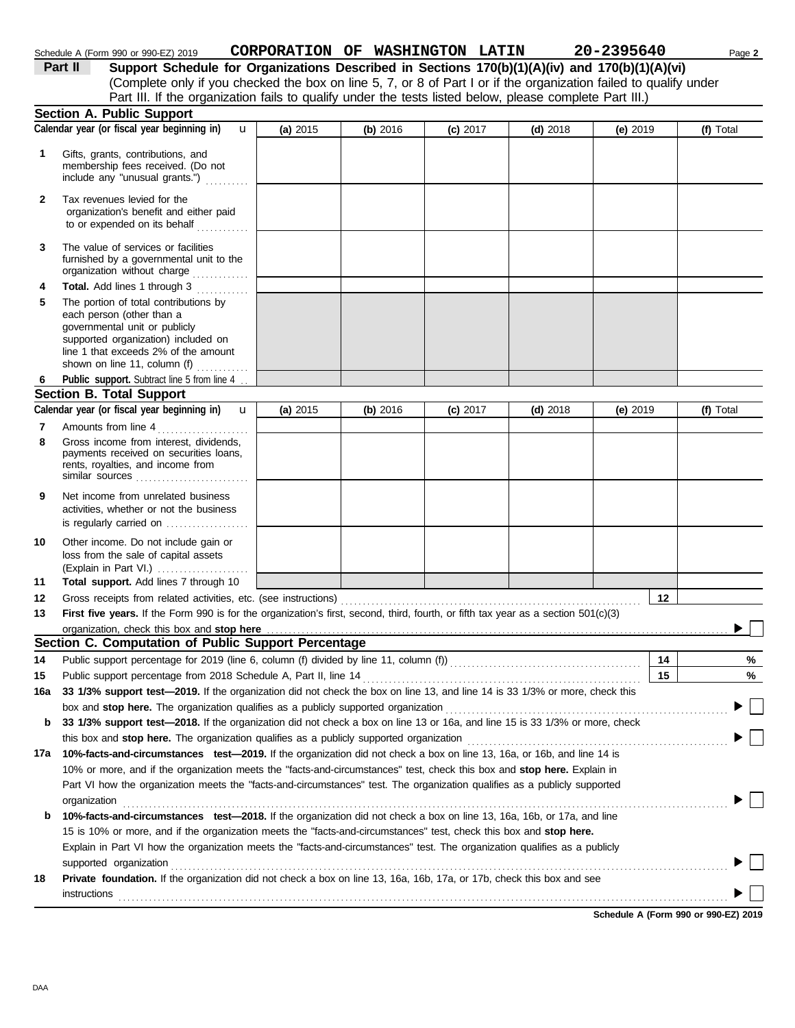Schedule A (Form 990 or 990-EZ) 2019 **CORPORATION OF WASHINGTON LATIN 20-2395640** Page 2

## Part II Support Schedule for Organizations Described in Sections 170(b)(1)(A)(iv) and 170(b)(1)(A)(vi)

(Complete only if you checked the box on line 5, 7, or 8 of Part I or if the organization failed to qualify under Part III. If the organization fails to qualify under the tests listed below, please complete Part III.)

### Section A. Public Support

| Calendar year (or fiscal year beginning in) u | (a) 2015 | (b) 2016 | (c) 2017 | (d) 2018 | (e) 2019 | (f) Total |
|---|---|---|---|---|---|---|
| 1 Gifts, grants, contributions, and membership fees received. (Do not include any "unusual grants.") | | | | | | |
| 2 Tax revenues levied for the organization's benefit and either paid to or expended on its behalf | | | | | | |
| 3 The value of services or facilities furnished by a governmental unit to the organization without charge | | | | | | |
| 4 **Total.** Add lines 1 through 3 | | | | | | |
| 5 The portion of total contributions by each person (other than a governmental unit or publicly supported organization) included on line 1 that exceeds 2% of the amount shown on line 11, column (f) | | | | | | |
| 6 **Public support.** Subtract line 5 from line 4 | | | | | | |

### Section B. Total Support

| Calendar year (or fiscal year beginning in) u | (a) 2015 | (b) 2016 | (c) 2017 | (d) 2018 | (e) 2019 | (f) Total |
|---|---|---|---|---|---|---|
| 7 Amounts from line 4 | | | | | | |
| 8 Gross income from interest, dividends, payments received on securities loans, rents, royalties, and income from similar sources | | | | | | |
| 9 Net income from unrelated business activities, whether or not the business is regularly carried on | | | | | | |
| 10 Other income. Do not include gain or loss from the sale of capital assets (Explain in Part VI.) | | | | | | |
| 11 **Total support.** Add lines 7 through 10 | | | | | | |

12 Gross receipts from related activities, etc. (see instructions) .......... 12

13 **First five years.** If the Form 990 is for the organization's first, second, third, fourth, or fifth tax year as a section 501(c)(3) organization, check this box and **stop here** .......... ▶ ☐

### Section C. Computation of Public Support Percentage

14 Public support percentage for 2019 (line 6, column (f) divided by line 11, column (f)) .......... 14 %

15 Public support percentage from 2018 Schedule A, Part II, line 14 .......... 15 %

16a **33 1/3% support test—2019.** If the organization did not check the box on line 13, and line 14 is 33 1/3% or more, check this box and **stop here.** The organization qualifies as a publicly supported organization .......... ▶ ☐

b **33 1/3% support test—2018.** If the organization did not check a box on line 13 or 16a, and line 15 is 33 1/3% or more, check this box and **stop here.** The organization qualifies as a publicly supported organization .......... ▶ ☐

17a **10%-facts-and-circumstances test—2019.** If the organization did not check a box on line 13, 16a, or 16b, and line 14 is 10% or more, and if the organization meets the "facts-and-circumstances" test, check this box and **stop here.** Explain in Part VI how the organization meets the "facts-and-circumstances" test. The organization qualifies as a publicly supported organization .......... ▶ ☐

b **10%-facts-and-circumstances test—2018.** If the organization did not check a box on line 13, 16a, 16b, or 17a, and line 15 is 10% or more, and if the organization meets the "facts-and-circumstances" test, check this box and **stop here.** Explain in Part VI how the organization meets the "facts-and-circumstances" test. The organization qualifies as a publicly supported organization .......... ▶ ☐

18 **Private foundation.** If the organization did not check a box on line 13, 16a, 16b, 17a, or 17b, check this box and see instructions .......... ▶ ☐

**Schedule A (Form 990 or 990-EZ) 2019**

DAA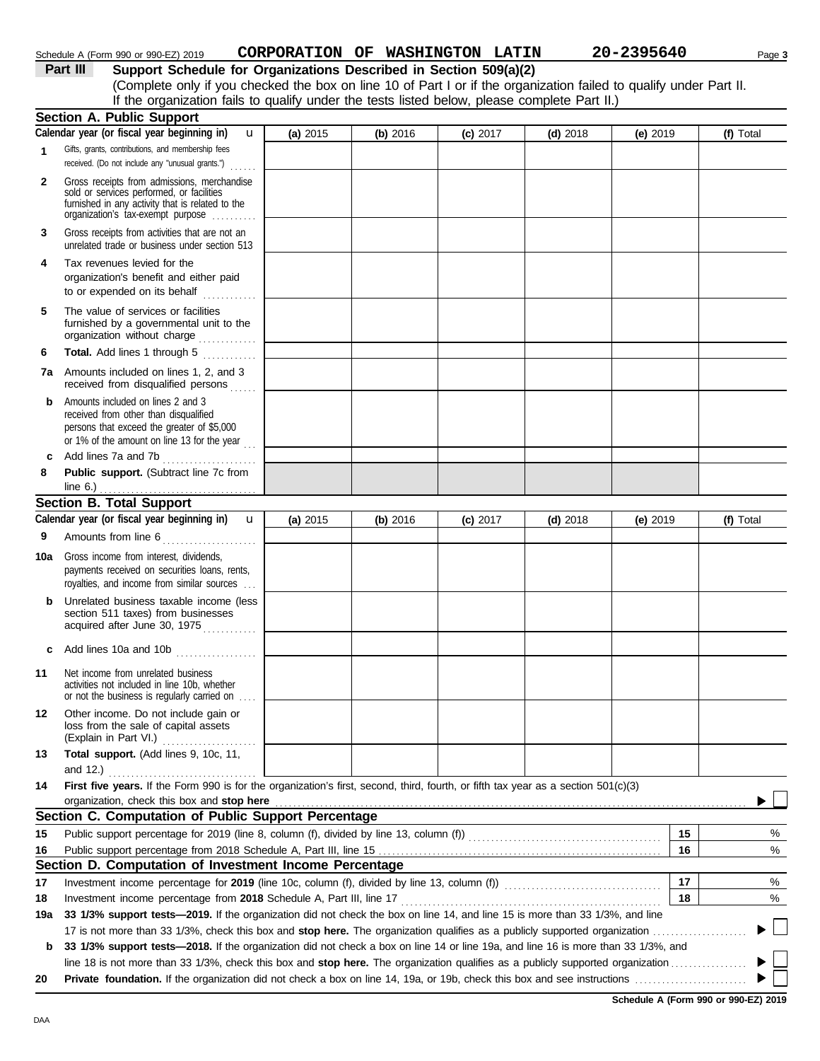Schedule A (Form 990 or 990-EZ) 2019 **CORPORATION OF WASHINGTON LATIN** **20-2395640**

## Part III Support Schedule for Organizations Described in Section 509(a)(2)

(Complete only if you checked the box on line 10 of Part I or if the organization failed to qualify under Part II. If the organization fails to qualify under the tests listed below, please complete Part II.)

### Section A. Public Support

| Calendar year (or fiscal year beginning in) | (a) 2015 | (b) 2016 | (c) 2017 | (d) 2018 | (e) 2019 | (f) Total |
|---|---|---|---|---|---|---|
| **1** Gifts, grants, contributions, and membership fees received. (Do not include any "unusual grants.") | | | | | | |
| **2** Gross receipts from admissions, merchandise sold or services performed, or facilities furnished in any activity that is related to the organization's tax-exempt purpose | | | | | | |
| **3** Gross receipts from activities that are not an unrelated trade or business under section 513 | | | | | | |
| **4** Tax revenues levied for the organization's benefit and either paid to or expended on its behalf | | | | | | |
| **5** The value of services or facilities furnished by a governmental unit to the organization without charge | | | | | | |
| **6** **Total.** Add lines 1 through 5 | | | | | | |
| **7a** Amounts included on lines 1, 2, and 3 received from disqualified persons | | | | | | |
| **b** Amounts included on lines 2 and 3 received from other than disqualified persons that exceed the greater of $5,000 or 1% of the amount on line 13 for the year | | | | | | |
| **c** Add lines 7a and 7b | | | | | | |
| **8** **Public support.** (Subtract line 7c from line 6.) | | | | | | |

### Section B. Total Support

| Calendar year (or fiscal year beginning in) | (a) 2015 | (b) 2016 | (c) 2017 | (d) 2018 | (e) 2019 | (f) Total |
|---|---|---|---|---|---|---|
| **9** Amounts from line 6 | | | | | | |
| **10a** Gross income from interest, dividends, payments received on securities loans, rents, royalties, and income from similar sources | | | | | | |
| **b** Unrelated business taxable income (less section 511 taxes) from businesses acquired after June 30, 1975 | | | | | | |
| **c** Add lines 10a and 10b | | | | | | |
| **11** Net income from unrelated business activities not included in line 10b, whether or not the business is regularly carried on | | | | | | |
| **12** Other income. Do not include gain or loss from the sale of capital assets (Explain in Part VI.) | | | | | | |
| **13** **Total support.** (Add lines 9, 10c, 11, and 12.) | | | | | | |

**14** **First five years.** If the Form 990 is for the organization's first, second, third, fourth, or fifth tax year as a section 501(c)(3) organization, check this box and **stop here** ☐

### Section C. Computation of Public Support Percentage

| | | | |
|---|---|---|---|
| **15** | Public support percentage for 2019 (line 8, column (f), divided by line 13, column (f)) | 15 | % |
| **16** | Public support percentage from 2018 Schedule A, Part III, line 15 | 16 | % |

### Section D. Computation of Investment Income Percentage

| | | | |
|---|---|---|---|
| **17** | Investment income percentage for **2019** (line 10c, column (f), divided by line 13, column (f)) | 17 | % |
| **18** | Investment income percentage from **2018** Schedule A, Part III, line 17 | 18 | % |

**19a** **33 1/3% support tests—2019.** If the organization did not check the box on line 14, and line 15 is more than 33 1/3%, and line 17 is not more than 33 1/3%, check this box and **stop here.** The organization qualifies as a publicly supported organization ☐

**b** **33 1/3% support tests—2018.** If the organization did not check a box on line 14 or line 19a, and line 16 is more than 33 1/3%, and line 18 is not more than 33 1/3%, check this box and **stop here.** The organization qualifies as a publicly supported organization ☐

**20** **Private foundation.** If the organization did not check a box on line 14, 19a, or 19b, check this box and see instructions ☐

**Schedule A (Form 990 or 990-EZ) 2019**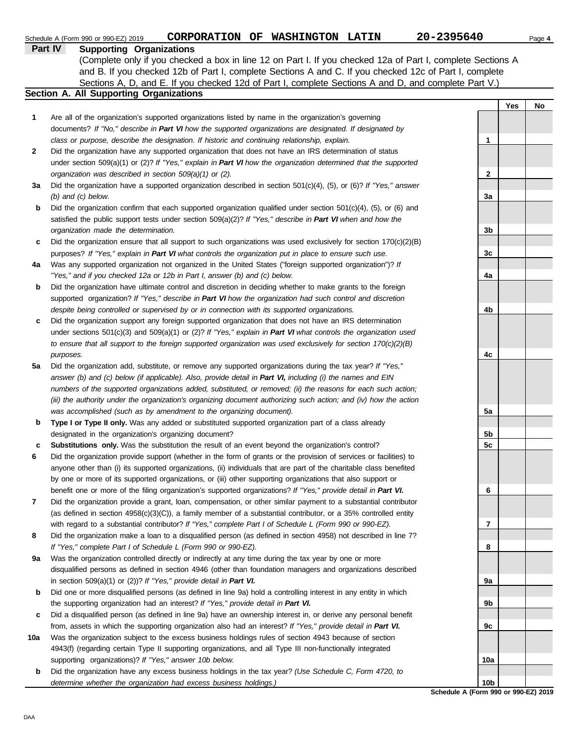Schedule A (Form 990 or 990-EZ) 2019 **CORPORATION OF WASHINGTON LATIN 20-2395640**

## Part IV Supporting Organizations

(Complete only if you checked a box in line 12 on Part I. If you checked 12a of Part I, complete Sections A and B. If you checked 12b of Part I, complete Sections A and C. If you checked 12c of Part I, complete Sections A, D, and E. If you checked 12d of Part I, complete Sections A and D, and complete Part V.)

### Section A. All Supporting Organizations

| | | | Yes | No |
|---|---|---|---|---|
| **1** | Are all of the organization's supported organizations listed by name in the organization's governing documents? *If "No," describe in **Part VI** how the supported organizations are designated. If designated by class or purpose, describe the designation. If historic and continuing relationship, explain.* | 1 | | |
| **2** | Did the organization have any supported organization that does not have an IRS determination of status under section 509(a)(1) or (2)? *If "Yes," explain in **Part VI** how the organization determined that the supported organization was described in section 509(a)(1) or (2).* | 2 | | |
| **3a** | Did the organization have a supported organization described in section 501(c)(4), (5), or (6)? *If "Yes," answer (b) and (c) below.* | 3a | | |
| **b** | Did the organization confirm that each supported organization qualified under section 501(c)(4), (5), or (6) and satisfied the public support tests under section 509(a)(2)? *If "Yes," describe in **Part VI** when and how the organization made the determination.* | 3b | | |
| **c** | Did the organization ensure that all support to such organizations was used exclusively for section 170(c)(2)(B) purposes? *If "Yes," explain in **Part VI** what controls the organization put in place to ensure such use.* | 3c | | |
| **4a** | Was any supported organization not organized in the United States ("foreign supported organization")? *If "Yes," and if you checked 12a or 12b in Part I, answer (b) and (c) below.* | 4a | | |
| **b** | Did the organization have ultimate control and discretion in deciding whether to make grants to the foreign supported organization? *If "Yes," describe in **Part VI** how the organization had such control and discretion despite being controlled or supervised by or in connection with its supported organizations.* | 4b | | |
| **c** | Did the organization support any foreign supported organization that does not have an IRS determination under sections 501(c)(3) and 509(a)(1) or (2)? *If "Yes," explain in **Part VI** what controls the organization used to ensure that all support to the foreign supported organization was used exclusively for section 170(c)(2)(B) purposes.* | 4c | | |
| **5a** | Did the organization add, substitute, or remove any supported organizations during the tax year? *If "Yes," answer (b) and (c) below (if applicable). Also, provide detail in **Part VI,** including (i) the names and EIN numbers of the supported organizations added, substituted, or removed; (ii) the reasons for each such action; (iii) the authority under the organization's organizing document authorizing such action; and (iv) how the action was accomplished (such as by amendment to the organizing document).* | 5a | | |
| **b** | **Type I or Type II only.** Was any added or substituted supported organization part of a class already designated in the organization's organizing document? | 5b | | |
| **c** | **Substitutions only.** Was the substitution the result of an event beyond the organization's control? | 5c | | |
| **6** | Did the organization provide support (whether in the form of grants or the provision of services or facilities) to anyone other than (i) its supported organizations, (ii) individuals that are part of the charitable class benefited by one or more of its supported organizations, or (iii) other supporting organizations that also support or benefit one or more of the filing organization's supported organizations? *If "Yes," provide detail in **Part VI.*** | 6 | | |
| **7** | Did the organization provide a grant, loan, compensation, or other similar payment to a substantial contributor (as defined in section 4958(c)(3)(C)), a family member of a substantial contributor, or a 35% controlled entity with regard to a substantial contributor? *If "Yes," complete Part I of Schedule L (Form 990 or 990-EZ).* | 7 | | |
| **8** | Did the organization make a loan to a disqualified person (as defined in section 4958) not described in line 7? *If "Yes," complete Part I of Schedule L (Form 990 or 990-EZ).* | 8 | | |
| **9a** | Was the organization controlled directly or indirectly at any time during the tax year by one or more disqualified persons as defined in section 4946 (other than foundation managers and organizations described in section 509(a)(1) or (2))? *If "Yes," provide detail in **Part VI.*** | 9a | | |
| **b** | Did one or more disqualified persons (as defined in line 9a) hold a controlling interest in any entity in which the supporting organization had an interest? *If "Yes," provide detail in **Part VI.*** | 9b | | |
| **c** | Did a disqualified person (as defined in line 9a) have an ownership interest in, or derive any personal benefit from, assets in which the supporting organization also had an interest? *If "Yes," provide detail in **Part VI.*** | 9c | | |
| **10a** | Was the organization subject to the excess business holdings rules of section 4943 because of section 4943(f) (regarding certain Type II supporting organizations, and all Type III non-functionally integrated supporting organizations)? *If "Yes," answer 10b below.* | 10a | | |
| **b** | Did the organization have any excess business holdings in the tax year? *(Use Schedule C, Form 4720, to determine whether the organization had excess business holdings.)* | 10b | | |

**Schedule A (Form 990 or 990-EZ) 2019**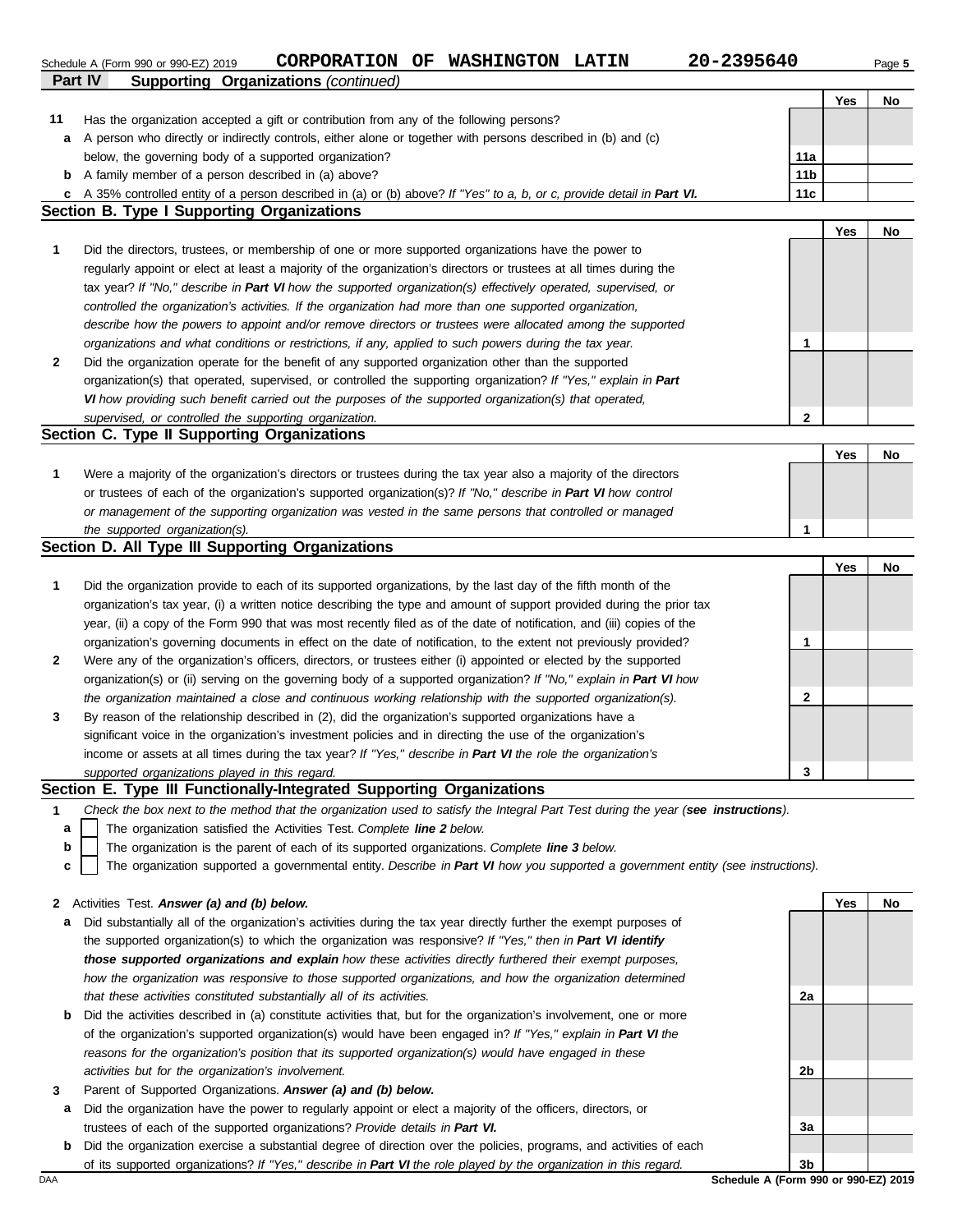Schedule A (Form 990 or 990-EZ) 2019 **CORPORATION OF WASHINGTON LATIN** **20-2395640** Page **5**

**Part IV Supporting Organizations** *(continued)*

| | | | Yes | No |
|---|---|---|---|---|
| **11** | Has the organization accepted a gift or contribution from any of the following persons? | | | |
| **a** | A person who directly or indirectly controls, either alone or together with persons described in (b) and (c) below, the governing body of a supported organization? | **11a** | | |
| **b** | A family member of a person described in (a) above? | **11b** | | |
| **c** | A 35% controlled entity of a person described in (a) or (b) above? *If "Yes" to a, b, or c, provide detail in* ***Part VI.*** | **11c** | | |

## Section B. Type I Supporting Organizations

| | | | Yes | No |
|---|---|---|---|---|
| **1** | Did the directors, trustees, or membership of one or more supported organizations have the power to regularly appoint or elect at least a majority of the organization's directors or trustees at all times during the tax year? *If "No," describe in* ***Part VI*** *how the supported organization(s) effectively operated, supervised, or controlled the organization's activities. If the organization had more than one supported organization, describe how the powers to appoint and/or remove directors or trustees were allocated among the supported organizations and what conditions or restrictions, if any, applied to such powers during the tax year.* | **1** | | |
| **2** | Did the organization operate for the benefit of any supported organization other than the supported organization(s) that operated, supervised, or controlled the supporting organization? *If "Yes," explain in* ***Part VI*** *how providing such benefit carried out the purposes of the supported organization(s) that operated, supervised, or controlled the supporting organization.* | **2** | | |

## Section C. Type II Supporting Organizations

| | | | Yes | No |
|---|---|---|---|---|
| **1** | Were a majority of the organization's directors or trustees during the tax year also a majority of the directors or trustees of each of the organization's supported organization(s)? *If "No," describe in* ***Part VI*** *how control or management of the supporting organization was vested in the same persons that controlled or managed the supported organization(s).* | **1** | | |

## Section D. All Type III Supporting Organizations

| | | | Yes | No |
|---|---|---|---|---|
| **1** | Did the organization provide to each of its supported organizations, by the last day of the fifth month of the organization's tax year, (i) a written notice describing the type and amount of support provided during the prior tax year, (ii) a copy of the Form 990 that was most recently filed as of the date of notification, and (iii) copies of the organization's governing documents in effect on the date of notification, to the extent not previously provided? | **1** | | |
| **2** | Were any of the organization's officers, directors, or trustees either (i) appointed or elected by the supported organization(s) or (ii) serving on the governing body of a supported organization? *If "No," explain in* ***Part VI*** *how the organization maintained a close and continuous working relationship with the supported organization(s).* | **2** | | |
| **3** | By reason of the relationship described in (2), did the organization's supported organizations have a significant voice in the organization's investment policies and in directing the use of the organization's income or assets at all times during the tax year? *If "Yes," describe in* ***Part VI*** *the role the organization's supported organizations played in this regard.* | **3** | | |

## Section E. Type III Functionally-Integrated Supporting Organizations

**1** *Check the box next to the method that the organization used to satisfy the Integral Part Test during the year (****see instructions****).*

- **a** ☐ The organization satisfied the Activities Test. *Complete* ***line 2*** *below.*
- **b** ☐ The organization is the parent of each of its supported organizations. *Complete* ***line 3*** *below.*
- **c** ☐ The organization supported a governmental entity. *Describe in* ***Part VI*** *how you supported a government entity (see instructions).*

| | | | Yes | No |
|---|---|---|---|---|
| **2** | Activities Test. ***Answer (a) and (b) below.*** | | | |
| **a** | Did substantially all of the organization's activities during the tax year directly further the exempt purposes of the supported organization(s) to which the organization was responsive? *If "Yes," then in* ***Part VI identify those supported organizations and explain*** *how these activities directly furthered their exempt purposes, how the organization was responsive to those supported organizations, and how the organization determined that these activities constituted substantially all of its activities.* | **2a** | | |
| **b** | Did the activities described in (a) constitute activities that, but for the organization's involvement, one or more of the organization's supported organization(s) would have been engaged in? *If "Yes," explain in* ***Part VI*** *the reasons for the organization's position that its supported organization(s) would have engaged in these activities but for the organization's involvement.* | **2b** | | |
| **3** | Parent of Supported Organizations. ***Answer (a) and (b) below.*** | | | |
| **a** | Did the organization have the power to regularly appoint or elect a majority of the officers, directors, or trustees of each of the supported organizations? *Provide details in* ***Part VI.*** | **3a** | | |
| **b** | Did the organization exercise a substantial degree of direction over the policies, programs, and activities of each of its supported organizations? *If "Yes," describe in* ***Part VI*** *the role played by the organization in this regard.* | **3b** | | |

DAA **Schedule A (Form 990 or 990-EZ) 2019**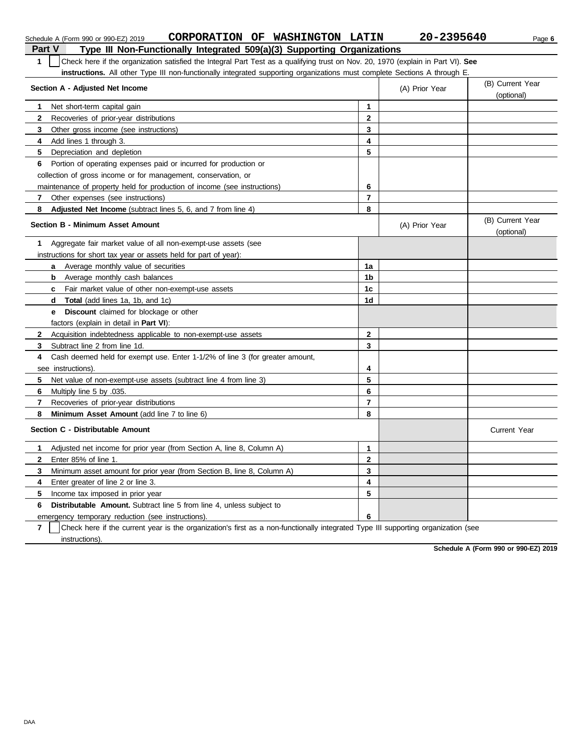Schedule A (Form 990 or 990-EZ) 2019 **CORPORATION OF WASHINGTON LATIN** **20-2395640** Page **6**

## Part V Type III Non-Functionally Integrated 509(a)(3) Supporting Organizations

**1** ☐ Check here if the organization satisfied the Integral Part Test as a qualifying trust on Nov. 20, 1970 (explain in Part VI). **See instructions.** All other Type III non-functionally integrated supporting organizations must complete Sections A through E.

| Section A - Adjusted Net Income | | (A) Prior Year | (B) Current Year (optional) |
|---|---|---|---|
| **1** Net short-term capital gain | **1** | | |
| **2** Recoveries of prior-year distributions | **2** | | |
| **3** Other gross income (see instructions) | **3** | | |
| **4** Add lines 1 through 3. | **4** | | |
| **5** Depreciation and depletion | **5** | | |
| **6** Portion of operating expenses paid or incurred for production or collection of gross income or for management, conservation, or maintenance of property held for production of income (see instructions) | **6** | | |
| **7** Other expenses (see instructions) | **7** | | |
| **8** **Adjusted Net Income** (subtract lines 5, 6, and 7 from line 4) | **8** | | |

| Section B - Minimum Asset Amount | | (A) Prior Year | (B) Current Year (optional) |
|---|---|---|---|
| **1** Aggregate fair market value of all non-exempt-use assets (see instructions for short tax year or assets held for part of year): | | | |
| **a** Average monthly value of securities | **1a** | | |
| **b** Average monthly cash balances | **1b** | | |
| **c** Fair market value of other non-exempt-use assets | **1c** | | |
| **d** **Total** (add lines 1a, 1b, and 1c) | **1d** | | |
| **e** **Discount** claimed for blockage or other factors (explain in detail in **Part VI**): | | | |
| **2** Acquisition indebtedness applicable to non-exempt-use assets | **2** | | |
| **3** Subtract line 2 from line 1d. | **3** | | |
| **4** Cash deemed held for exempt use. Enter 1-1/2% of line 3 (for greater amount, see instructions). | **4** | | |
| **5** Net value of non-exempt-use assets (subtract line 4 from line 3) | **5** | | |
| **6** Multiply line 5 by .035. | **6** | | |
| **7** Recoveries of prior-year distributions | **7** | | |
| **8** **Minimum Asset Amount** (add line 7 to line 6) | **8** | | |

| Section C - Distributable Amount | | | Current Year |
|---|---|---|---|
| **1** Adjusted net income for prior year (from Section A, line 8, Column A) | **1** | | |
| **2** Enter 85% of line 1. | **2** | | |
| **3** Minimum asset amount for prior year (from Section B, line 8, Column A) | **3** | | |
| **4** Enter greater of line 2 or line 3. | **4** | | |
| **5** Income tax imposed in prior year | **5** | | |
| **6** **Distributable Amount.** Subtract line 5 from line 4, unless subject to emergency temporary reduction (see instructions). | **6** | | |

**7** ☐ Check here if the current year is the organization's first as a non-functionally integrated Type III supporting organization (see instructions).

**Schedule A (Form 990 or 990-EZ) 2019**

DAA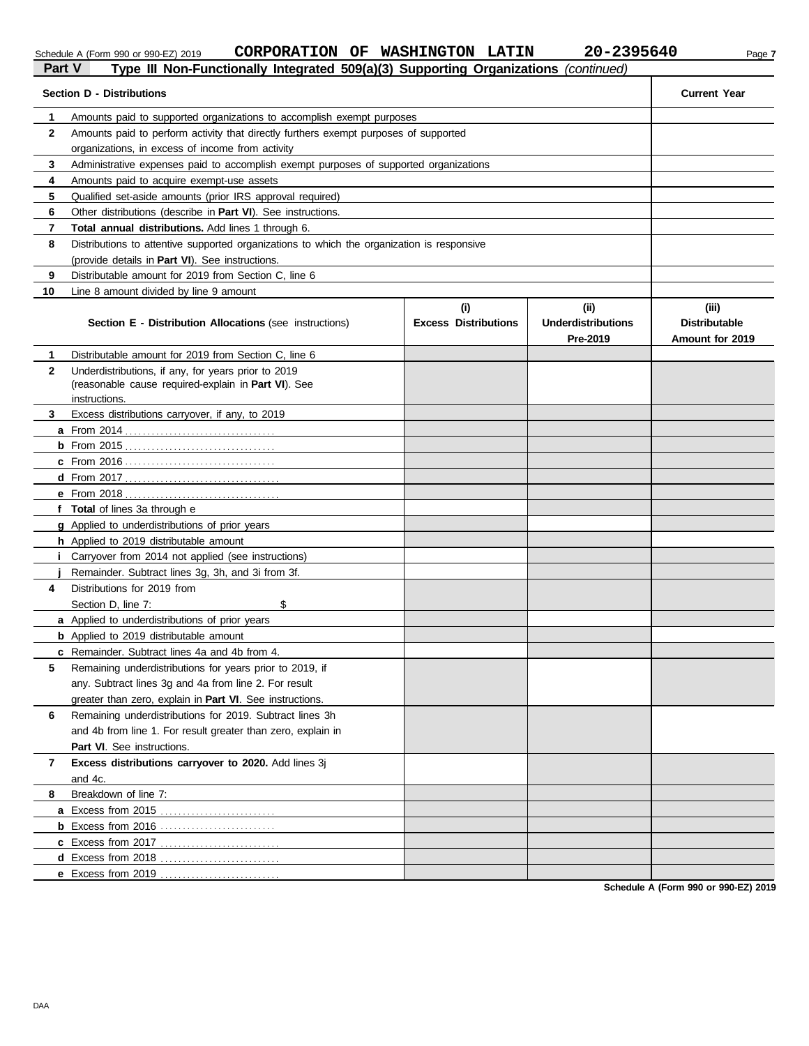Schedule A (Form 990 or 990-EZ) 2019 **CORPORATION OF WASHINGTON LATIN 20-2395640** Page **7**

## Part V Type III Non-Functionally Integrated 509(a)(3) Supporting Organizations *(continued)*

| | **Section D - Distributions** | **Current Year** |
|---|---|---|
| **1** | Amounts paid to supported organizations to accomplish exempt purposes | |
| **2** | Amounts paid to perform activity that directly furthers exempt purposes of supported organizations, in excess of income from activity | |
| **3** | Administrative expenses paid to accomplish exempt purposes of supported organizations | |
| **4** | Amounts paid to acquire exempt-use assets | |
| **5** | Qualified set-aside amounts (prior IRS approval required) | |
| **6** | Other distributions (describe in **Part VI**). See instructions. | |
| **7** | **Total annual distributions.** Add lines 1 through 6. | |
| **8** | Distributions to attentive supported organizations to which the organization is responsive (provide details in **Part VI**). See instructions. | |
| **9** | Distributable amount for 2019 from Section C, line 6 | |
| **10** | Line 8 amount divided by line 9 amount | |

| | **Section E - Distribution Allocations** (see instructions) | **(i) Excess Distributions** | **(ii) Underdistributions Pre-2019** | **(iii) Distributable Amount for 2019** |
|---|---|---|---|---|
| **1** | Distributable amount for 2019 from Section C, line 6 | | | |
| **2** | Underdistributions, if any, for years prior to 2019 (reasonable cause required-explain in **Part VI**). See instructions. | | | |
| **3** | Excess distributions carryover, if any, to 2019 | | | |
| **a** | From 2014 | | | |
| **b** | From 2015 | | | |
| **c** | From 2016 | | | |
| **d** | From 2017 | | | |
| **e** | From 2018 | | | |
| **f** | **Total** of lines 3a through e | | | |
| **g** | Applied to underdistributions of prior years | | | |
| **h** | Applied to 2019 distributable amount | | | |
| **i** | Carryover from 2014 not applied (see instructions) | | | |
| **j** | Remainder. Subtract lines 3g, 3h, and 3i from 3f. | | | |
| **4** | Distributions for 2019 from Section D, line 7: $ | | | |
| **a** | Applied to underdistributions of prior years | | | |
| **b** | Applied to 2019 distributable amount | | | |
| **c** | Remainder. Subtract lines 4a and 4b from 4. | | | |
| **5** | Remaining underdistributions for years prior to 2019, if any. Subtract lines 3g and 4a from line 2. For result greater than zero, explain in **Part VI**. See instructions. | | | |
| **6** | Remaining underdistributions for 2019. Subtract lines 3h and 4b from line 1. For result greater than zero, explain in **Part VI**. See instructions. | | | |
| **7** | **Excess distributions carryover to 2020.** Add lines 3j and 4c. | | | |
| **8** | Breakdown of line 7: | | | |
| **a** | Excess from 2015 | | | |
| **b** | Excess from 2016 | | | |
| **c** | Excess from 2017 | | | |
| **d** | Excess from 2018 | | | |
| **e** | Excess from 2019 | | | |

**Schedule A (Form 990 or 990-EZ) 2019**

DAA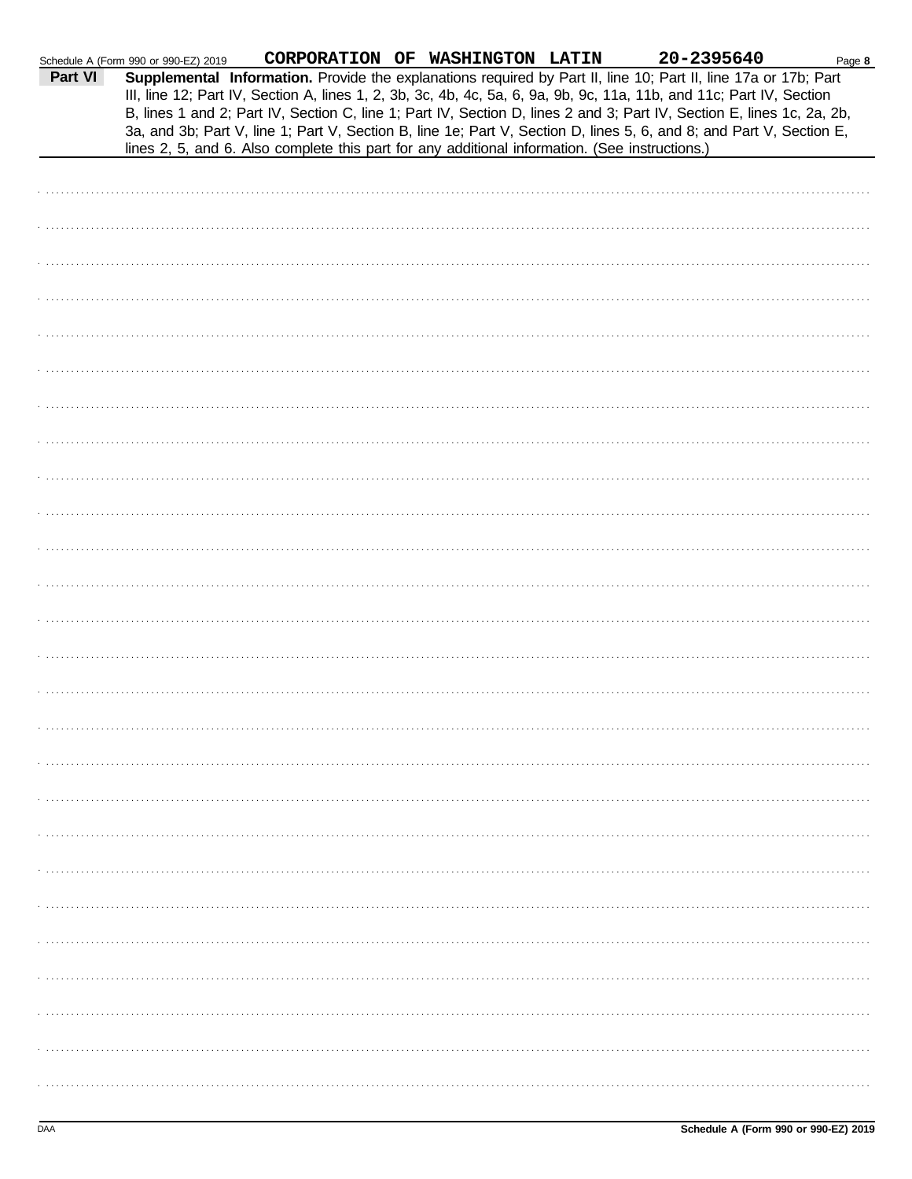Schedule A (Form 990 or 990-EZ) 2019 **CORPORATION OF WASHINGTON LATIN** **20-2395640** Page **8**

## Part VI Supplemental Information.

**Supplemental Information.** Provide the explanations required by Part II, line 10; Part II, line 17a or 17b; Part III, line 12; Part IV, Section A, lines 1, 2, 3b, 3c, 4b, 4c, 5a, 6, 9a, 9b, 9c, 11a, 11b, and 11c; Part IV, Section B, lines 1 and 2; Part IV, Section C, line 1; Part IV, Section D, lines 2 and 3; Part IV, Section E, lines 1c, 2a, 2b, 3a, and 3b; Part V, line 1; Part V, Section B, line 1e; Part V, Section D, lines 5, 6, and 8; and Part V, Section E, lines 2, 5, and 6. Also complete this part for any additional information. (See instructions.)

DAA **Schedule A (Form 990 or 990-EZ) 2019**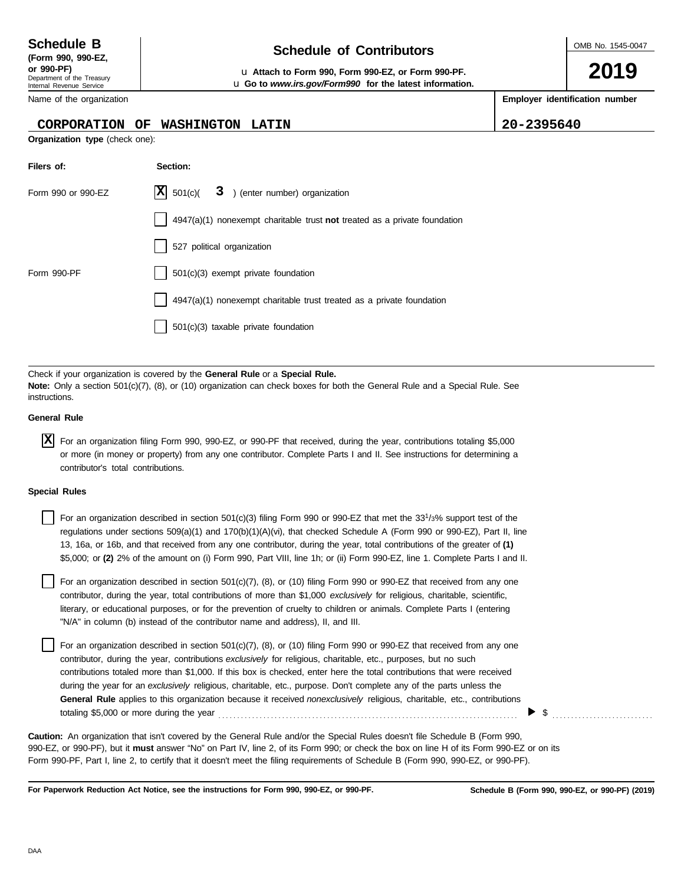**Schedule B**
**(Form 990, 990-EZ, or 990-PF)**
Department of the Treasury
Internal Revenue Service

# Schedule of Contributors

u **Attach to Form 990, Form 990-EZ, or Form 990-PF.**
u **Go to *www.irs.gov/Form990* for the latest information.**

OMB No. 1545-0047

**2019**

| Name of the organization | **Employer identification number** |
|---|---|
| CORPORATION OF WASHINGTON LATIN | 20-2395640 |

**Organization type** (check one):

| **Filers of:** | **Section:** |
|---|---|
| Form 990 or 990-EZ | [X] 501(c)( 3 ) (enter number) organization |
| | [ ] 4947(a)(1) nonexempt charitable trust **not** treated as a private foundation |
| | [ ] 527 political organization |
| Form 990-PF | [ ] 501(c)(3) exempt private foundation |
| | [ ] 4947(a)(1) nonexempt charitable trust treated as a private foundation |
| | [ ] 501(c)(3) taxable private foundation |

Check if your organization is covered by the **General Rule** or a **Special Rule.**
**Note:** Only a section 501(c)(7), (8), or (10) organization can check boxes for both the General Rule and a Special Rule. See instructions.

**General Rule**

[X] For an organization filing Form 990, 990-EZ, or 990-PF that received, during the year, contributions totaling $5,000 or more (in money or property) from any one contributor. Complete Parts I and II. See instructions for determining a contributor's total contributions.

**Special Rules**

[ ] For an organization described in section 501(c)(3) filing Form 990 or 990-EZ that met the 33[1]/3% support test of the regulations under sections 509(a)(1) and 170(b)(1)(A)(vi), that checked Schedule A (Form 990 or 990-EZ), Part II, line 13, 16a, or 16b, and that received from any one contributor, during the year, total contributions of the greater of **(1)** $5,000; or **(2)** 2% of the amount on (i) Form 990, Part VIII, line 1h; or (ii) Form 990-EZ, line 1. Complete Parts I and II.

[ ] For an organization described in section 501(c)(7), (8), or (10) filing Form 990 or 990-EZ that received from any one contributor, during the year, total contributions of more than $1,000 *exclusively* for religious, charitable, scientific, literary, or educational purposes, or for the prevention of cruelty to children or animals. Complete Parts I (entering "N/A" in column (b) instead of the contributor name and address), II, and III.

[ ] For an organization described in section 501(c)(7), (8), or (10) filing Form 990 or 990-EZ that received from any one contributor, during the year, contributions *exclusively* for religious, charitable, etc., purposes, but no such contributions totaled more than $1,000. If this box is checked, enter here the total contributions that were received during the year for an *exclusively* religious, charitable, etc., purpose. Don't complete any of the parts unless the **General Rule** applies to this organization because it received *nonexclusively* religious, charitable, etc., contributions totaling $5,000 or more during the year . . . . . . . . . . ▶ $ . . . . . . . . . .

**Caution:** An organization that isn't covered by the General Rule and/or the Special Rules doesn't file Schedule B (Form 990, 990-EZ, or 990-PF), but it **must** answer "No" on Part IV, line 2, of its Form 990; or check the box on line H of its Form 990-EZ or on its Form 990-PF, Part I, line 2, to certify that it doesn't meet the filing requirements of Schedule B (Form 990, 990-EZ, or 990-PF).

**For Paperwork Reduction Act Notice, see the instructions for Form 990, 990-EZ, or 990-PF.** **Schedule B (Form 990, 990-EZ, or 990-PF) (2019)**

DAA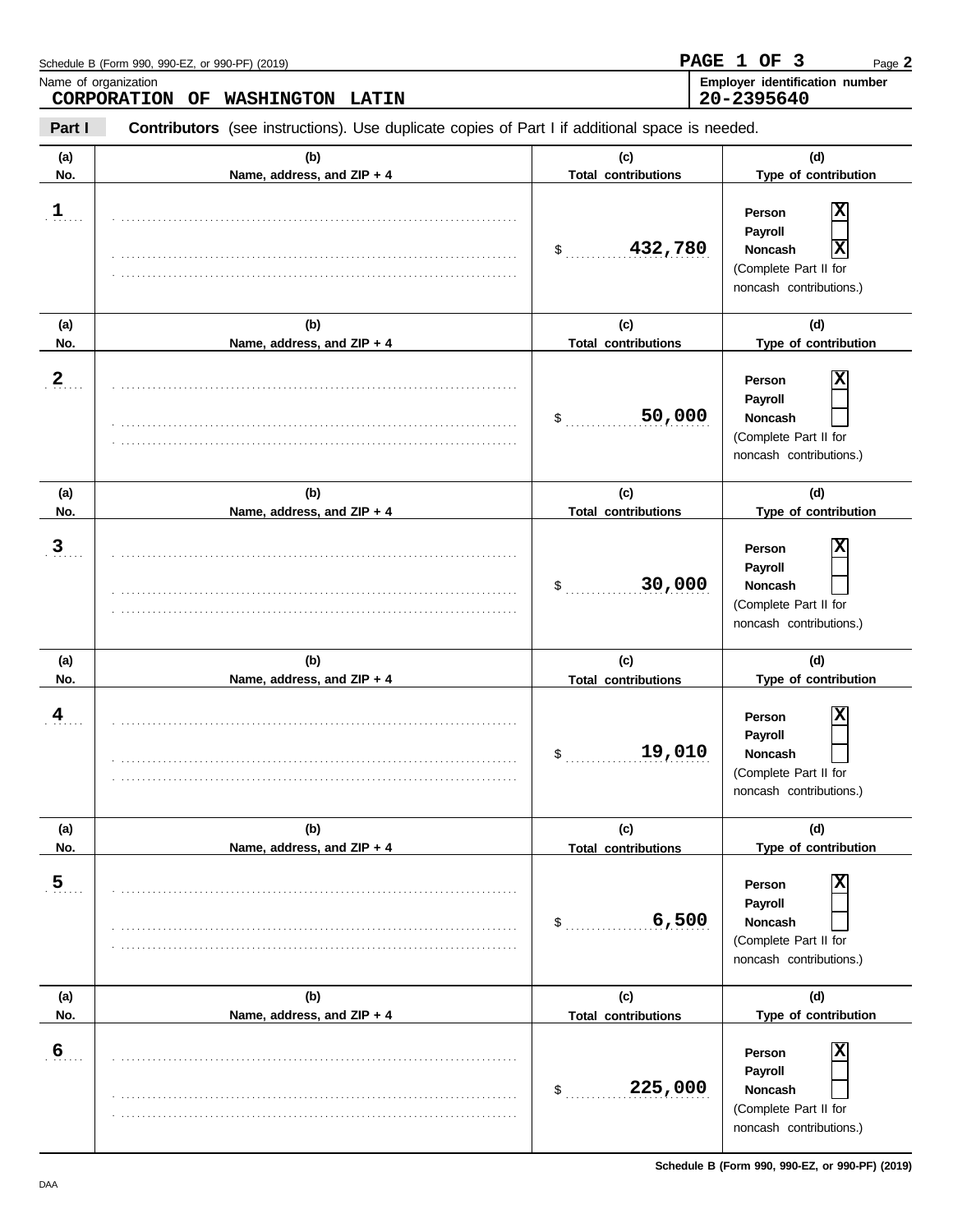Name of organization
**CORPORATION OF WASHINGTON LATIN**

Employer identification number
**20-2395640**

**Part I** **Contributors** (see instructions). Use duplicate copies of Part I if additional space is needed.

| (a) No. | (b) Name, address, and ZIP + 4 | (c) Total contributions | (d) Type of contribution |
|---|---|---|---|
| 1 | | $ 432,780 | Person [X] Payroll [ ] Noncash [X] (Complete Part II for noncash contributions.) |
| 2 | | $ 50,000 | Person [X] Payroll [ ] Noncash [ ] (Complete Part II for noncash contributions.) |
| 3 | | $ 30,000 | Person [X] Payroll [ ] Noncash [ ] (Complete Part II for noncash contributions.) |
| 4 | | $ 19,010 | Person [X] Payroll [ ] Noncash [ ] (Complete Part II for noncash contributions.) |
| 5 | | $ 6,500 | Person [X] Payroll [ ] Noncash [ ] (Complete Part II for noncash contributions.) |
| 6 | | $ 225,000 | Person [X] Payroll [ ] Noncash [ ] (Complete Part II for noncash contributions.) |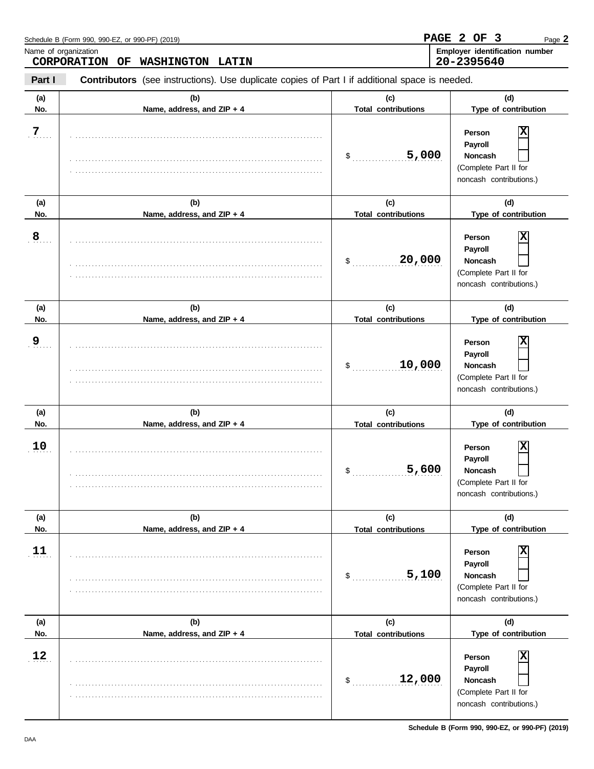Schedule B (Form 990, 990-EZ, or 990-PF) (2019)

Name of organization
**CORPORATION OF WASHINGTON LATIN**

Employer identification number
**20-2395640**

**Part I** **Contributors** (see instructions). Use duplicate copies of Part I if additional space is needed.

| (a) No. | (b) Name, address, and ZIP + 4 | (c) Total contributions | (d) Type of contribution |
|---|---|---|---|
| 7 | | $ 5,000 | Person [X] Payroll [ ] Noncash [ ] (Complete Part II for noncash contributions.) |
| 8 | | $ 20,000 | Person [X] Payroll [ ] Noncash [ ] (Complete Part II for noncash contributions.) |
| 9 | | $ 10,000 | Person [X] Payroll [ ] Noncash [ ] (Complete Part II for noncash contributions.) |
| 10 | | $ 5,600 | Person [X] Payroll [ ] Noncash [ ] (Complete Part II for noncash contributions.) |
| 11 | | $ 5,100 | Person [X] Payroll [ ] Noncash [ ] (Complete Part II for noncash contributions.) |
| 12 | | $ 12,000 | Person [X] Payroll [ ] Noncash [ ] (Complete Part II for noncash contributions.) |

Schedule B (Form 990, 990-EZ, or 990-PF) (2019)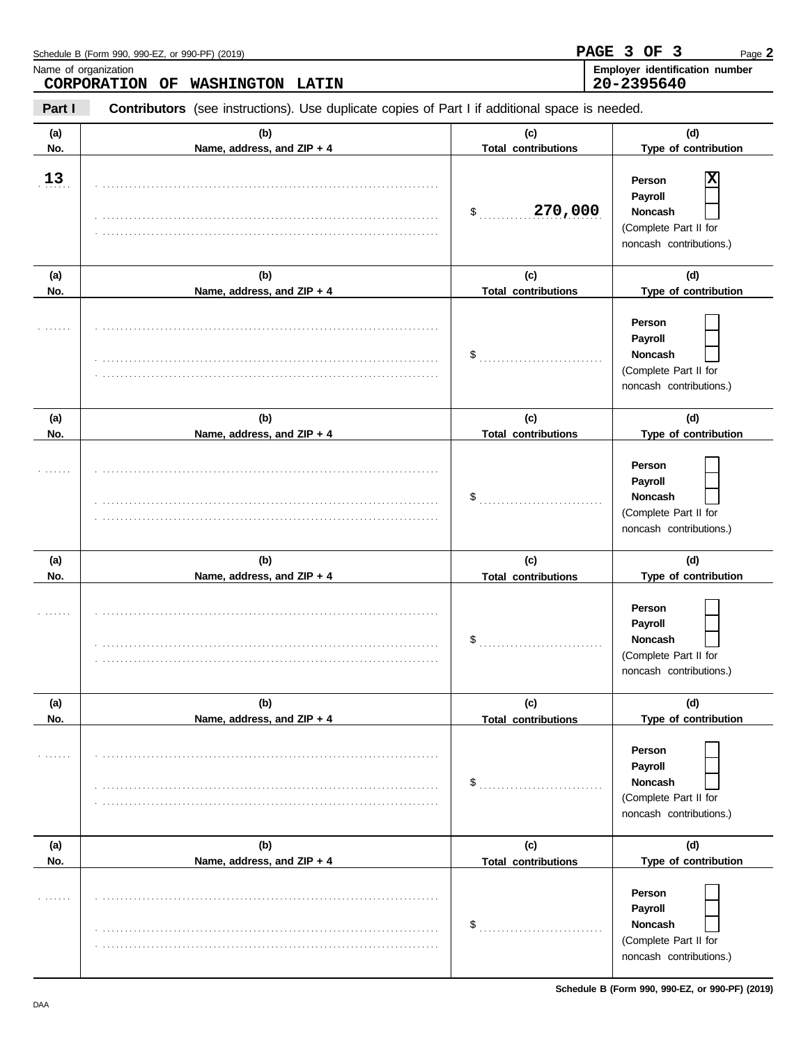Schedule B (Form 990, 990-EZ, or 990-PF) (2019)

Name of organization: **CORPORATION OF WASHINGTON LATIN**

Employer identification number: **20-2395640**

**Part I** **Contributors** (see instructions). Use duplicate copies of Part I if additional space is needed.

| (a) No. | (b) Name, address, and ZIP + 4 | (c) Total contributions | (d) Type of contribution |
|---|---|---|---|
| 13 | | $ 270,000 | Person [X] Payroll [ ] Noncash [ ] (Complete Part II for noncash contributions.) |
| | | $ | Person [ ] Payroll [ ] Noncash [ ] (Complete Part II for noncash contributions.) |
| | | $ | Person [ ] Payroll [ ] Noncash [ ] (Complete Part II for noncash contributions.) |
| | | $ | Person [ ] Payroll [ ] Noncash [ ] (Complete Part II for noncash contributions.) |
| | | $ | Person [ ] Payroll [ ] Noncash [ ] (Complete Part II for noncash contributions.) |
| | | $ | Person [ ] Payroll [ ] Noncash [ ] (Complete Part II for noncash contributions.) |

Schedule B (Form 990, 990-EZ, or 990-PF) (2019)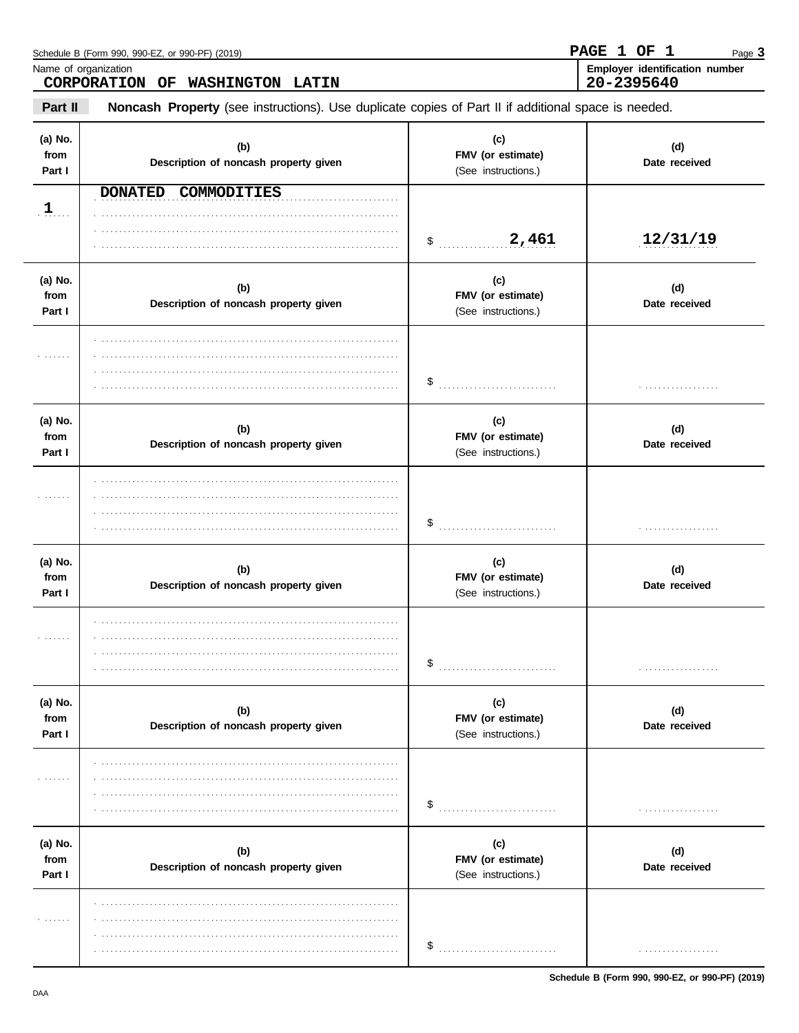Schedule B (Form 990, 990-EZ, or 990-PF) (2019)

**PAGE 1 OF 1**

Name of organization
**CORPORATION OF WASHINGTON LATIN**

**Employer identification number**
**20-2395640**

**Part II** **Noncash Property** (see instructions). Use duplicate copies of Part II if additional space is needed.

| (a) No. from Part I | (b) Description of noncash property given | (c) FMV (or estimate) (See instructions.) | (d) Date received |
|---|---|---|---|
| 1 | DONATED COMMODITIES | $ 2,461 | 12/31/19 |
| | | $ | |
| | | $ | |
| | | $ | |
| | | $ | |
| | | $ | |

**Schedule B (Form 990, 990-EZ, or 990-PF) (2019)**

DAA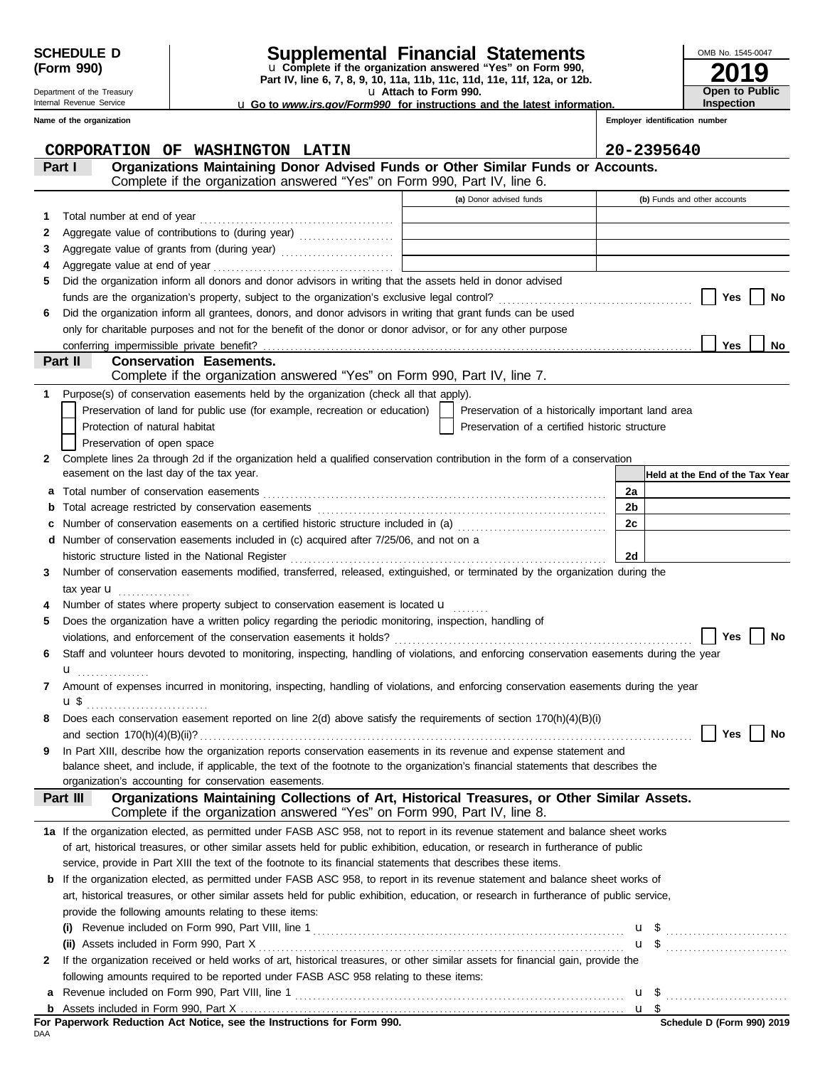**SCHEDULE D (Form 990)**

Department of the Treasury
Internal Revenue Service

# Supplemental Financial Statements

u **Complete if the organization answered "Yes" on Form 990, Part IV, line 6, 7, 8, 9, 10, 11a, 11b, 11c, 11d, 11e, 11f, 12a, or 12b.**
u **Attach to Form 990.**
u **Go to *www.irs.gov/Form990* for instructions and the latest information.**

OMB No. 1545-0047

**2019**

**Open to Public Inspection**

**Name of the organization**: CORPORATION OF WASHINGTON LATIN

**Employer identification number**: 20-2395640

## Part I — Organizations Maintaining Donor Advised Funds or Other Similar Funds or Accounts.

Complete if the organization answered "Yes" on Form 990, Part IV, line 6.

| | | (a) Donor advised funds | (b) Funds and other accounts |
|---|---|---|---|
| 1 | Total number at end of year | | |
| 2 | Aggregate value of contributions to (during year) | | |
| 3 | Aggregate value of grants from (during year) | | |
| 4 | Aggregate value at end of year | | |

5 Did the organization inform all donors and donor advisors in writing that the assets held in donor advised funds are the organization's property, subject to the organization's exclusive legal control? ☐ Yes ☐ No

6 Did the organization inform all grantees, donors, and donor advisors in writing that grant funds can be used only for charitable purposes and not for the benefit of the donor or donor advisor, or for any other purpose conferring impermissible private benefit? ☐ Yes ☐ No

## Part II — Conservation Easements.

Complete if the organization answered "Yes" on Form 990, Part IV, line 7.

1 Purpose(s) of conservation easements held by the organization (check all that apply).

- ☐ Preservation of land for public use (for example, recreation or education)
- ☐ Preservation of a historically important land area
- ☐ Protection of natural habitat
- ☐ Preservation of a certified historic structure
- ☐ Preservation of open space

2 Complete lines 2a through 2d if the organization held a qualified conservation contribution in the form of a conservation easement on the last day of the tax year.

| | | | Held at the End of the Tax Year |
|---|---|---|---|
| a | Total number of conservation easements | 2a | |
| b | Total acreage restricted by conservation easements | 2b | |
| c | Number of conservation easements on a certified historic structure included in (a) | 2c | |
| d | Number of conservation easements included in (c) acquired after 7/25/06, and not on a historic structure listed in the National Register | 2d | |

3 Number of conservation easements modified, transferred, released, extinguished, or terminated by the organization during the tax year u

4 Number of states where property subject to conservation easement is located u

5 Does the organization have a written policy regarding the periodic monitoring, inspection, handling of violations, and enforcement of the conservation easements it holds? ☐ Yes ☐ No

6 Staff and volunteer hours devoted to monitoring, inspecting, handling of violations, and enforcing conservation easements during the year u

7 Amount of expenses incurred in monitoring, inspecting, handling of violations, and enforcing conservation easements during the year u $

8 Does each conservation easement reported on line 2(d) above satisfy the requirements of section 170(h)(4)(B)(i) and section 170(h)(4)(B)(ii)? ☐ Yes ☐ No

9 In Part XIII, describe how the organization reports conservation easements in its revenue and expense statement and balance sheet, and include, if applicable, the text of the footnote to the organization's financial statements that describes the organization's accounting for conservation easements.

## Part III — Organizations Maintaining Collections of Art, Historical Treasures, or Other Similar Assets.

Complete if the organization answered "Yes" on Form 990, Part IV, line 8.

1a If the organization elected, as permitted under FASB ASC 958, not to report in its revenue statement and balance sheet works of art, historical treasures, or other similar assets held for public exhibition, education, or research in furtherance of public service, provide in Part XIII the text of the footnote to its financial statements that describes these items.

b If the organization elected, as permitted under FASB ASC 958, to report in its revenue statement and balance sheet works of art, historical treasures, or other similar assets held for public exhibition, education, or research in furtherance of public service, provide the following amounts relating to these items:

(i) Revenue included on Form 990, Part VIII, line 1 u $

(ii) Assets included in Form 990, Part X u $

2 If the organization received or held works of art, historical treasures, or other similar assets for financial gain, provide the following amounts required to be reported under FASB ASC 958 relating to these items:

a Revenue included on Form 990, Part VIII, line 1 u $

b Assets included in Form 990, Part X u $

**For Paperwork Reduction Act Notice, see the Instructions for Form 990.**

DAA

**Schedule D (Form 990) 2019**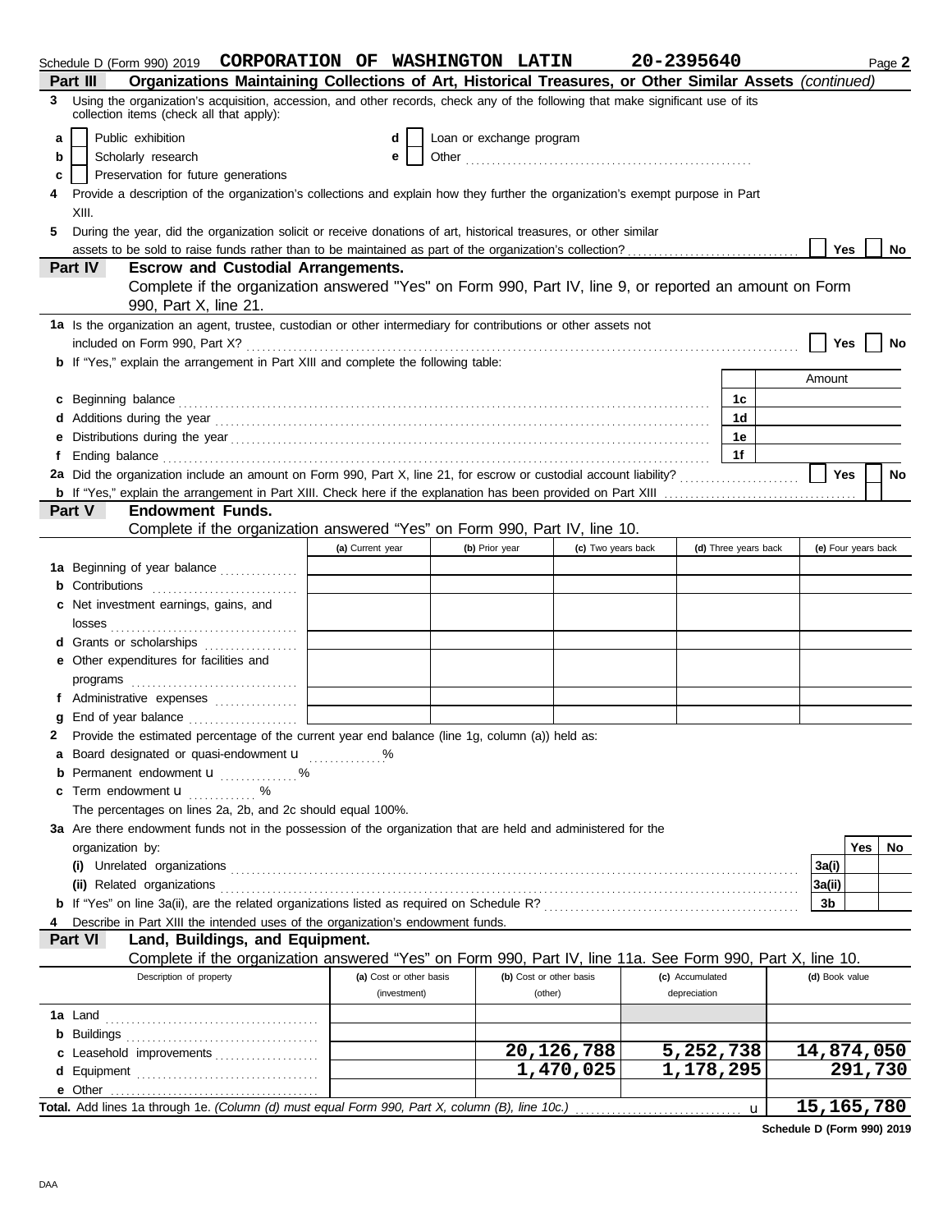Schedule D (Form 990) 2019 CORPORATION OF WASHINGTON LATIN 20-2395640 Page 2

## Part III Organizations Maintaining Collections of Art, Historical Treasures, or Other Similar Assets *(continued)*

**3** Using the organization's acquisition, accession, and other records, check any of the following that make significant use of its collection items (check all that apply):

- **a** [ ] Public exhibition
- **b** [ ] Scholarly research
- **c** [ ] Preservation for future generations
- **d** [ ] Loan or exchange program
- **e** [ ] Other

**4** Provide a description of the organization's collections and explain how they further the organization's exempt purpose in Part XIII.

**5** During the year, did the organization solicit or receive donations of art, historical treasures, or other similar assets to be sold to raise funds rather than to be maintained as part of the organization's collection? [ ] Yes [ ] No

## Part IV Escrow and Custodial Arrangements.

Complete if the organization answered "Yes" on Form 990, Part IV, line 9, or reported an amount on Form 990, Part X, line 21.

**1a** Is the organization an agent, trustee, custodian or other intermediary for contributions or other assets not included on Form 990, Part X? [ ] Yes [ ] No

**b** If "Yes," explain the arrangement in Part XIII and complete the following table:

| | | Amount |
|---|---|---|
| **c** Beginning balance | 1c | |
| **d** Additions during the year | 1d | |
| **e** Distributions during the year | 1e | |
| **f** Ending balance | 1f | |

**2a** Did the organization include an amount on Form 990, Part X, line 21, for escrow or custodial account liability? [ ] Yes [ ] No

**b** If "Yes," explain the arrangement in Part XIII. Check here if the explanation has been provided on Part XIII [ ]

## Part V Endowment Funds.

Complete if the organization answered "Yes" on Form 990, Part IV, line 10.

| | (a) Current year | (b) Prior year | (c) Two years back | (d) Three years back | (e) Four years back |
|---|---|---|---|---|---|
| **1a** Beginning of year balance | | | | | |
| **b** Contributions | | | | | |
| **c** Net investment earnings, gains, and losses | | | | | |
| **d** Grants or scholarships | | | | | |
| **e** Other expenditures for facilities and programs | | | | | |
| **f** Administrative expenses | | | | | |
| **g** End of year balance | | | | | |

**2** Provide the estimated percentage of the current year end balance (line 1g, column (a)) held as:

- **a** Board designated or quasi-endowment ____ %
- **b** Permanent endowment ____ %
- **c** Term endowment ____ %

The percentages on lines 2a, 2b, and 2c should equal 100%.

**3a** Are there endowment funds not in the possession of the organization that are held and administered for the organization by:

| | | Yes | No |
|---|---|---|---|
| **(i)** Unrelated organizations | 3a(i) | | |
| **(ii)** Related organizations | 3a(ii) | | |
| **b** If "Yes" on line 3a(ii), are the related organizations listed as required on Schedule R? | 3b | | |

**4** Describe in Part XIII the intended uses of the organization's endowment funds.

## Part VI Land, Buildings, and Equipment.

Complete if the organization answered "Yes" on Form 990, Part IV, line 11a. See Form 990, Part X, line 10.

| Description of property | (a) Cost or other basis (investment) | (b) Cost or other basis (other) | (c) Accumulated depreciation | (d) Book value |
|---|---|---|---|---|
| **1a** Land | | | | |
| **b** Buildings | | | | |
| **c** Leasehold improvements | | 20,126,788 | 5,252,738 | 14,874,050 |
| **d** Equipment | | 1,470,025 | 1,178,295 | 291,730 |
| **e** Other | | | | |
| **Total.** Add lines 1a through 1e. *(Column (d) must equal Form 990, Part X, column (B), line 10c.)* | | | | 15,165,780 |

Schedule D (Form 990) 2019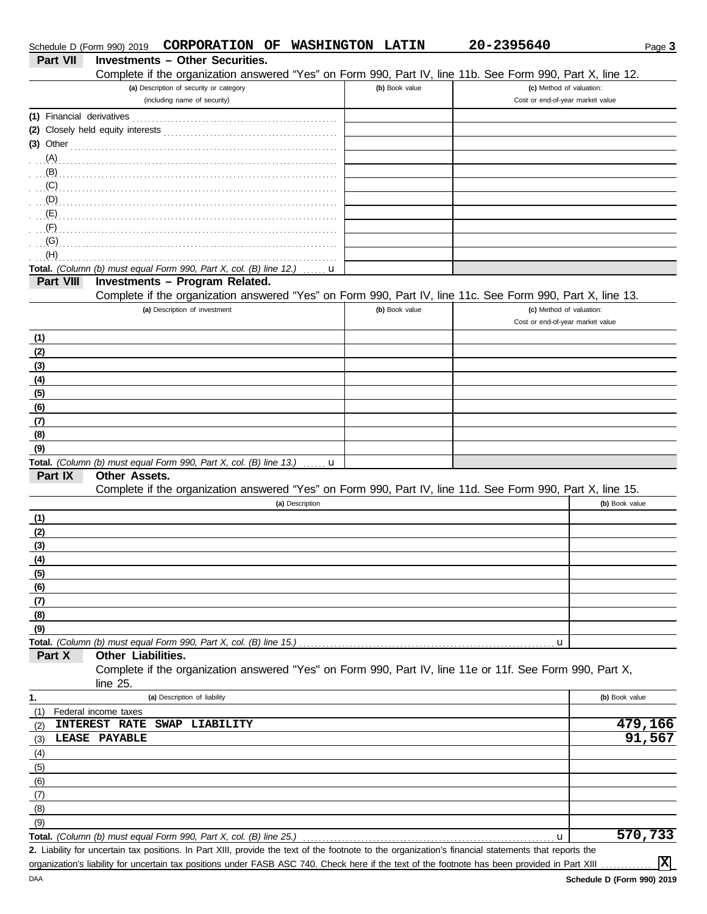Schedule D (Form 990) 2019 **CORPORATION OF WASHINGTON LATIN** **20-2395640** Page **3**

## Part VII Investments – Other Securities.

Complete if the organization answered "Yes" on Form 990, Part IV, line 11b. See Form 990, Part X, line 12.

| (a) Description of security or category (including name of security) | (b) Book value | (c) Method of valuation: Cost or end-of-year market value |
|---|---|---|
| (1) Financial derivatives | | |
| (2) Closely held equity interests | | |
| (3) Other | | |
| (A) | | |
| (B) | | |
| (C) | | |
| (D) | | |
| (E) | | |
| (F) | | |
| (G) | | |
| (H) | | |
| **Total.** *(Column (b) must equal Form 990, Part X, col. (B) line 12.)* u | | |

## Part VIII Investments – Program Related.

Complete if the organization answered "Yes" on Form 990, Part IV, line 11c. See Form 990, Part X, line 13.

| (a) Description of investment | (b) Book value | (c) Method of valuation: Cost or end-of-year market value |
|---|---|---|
| (1) | | |
| (2) | | |
| (3) | | |
| (4) | | |
| (5) | | |
| (6) | | |
| (7) | | |
| (8) | | |
| (9) | | |
| **Total.** *(Column (b) must equal Form 990, Part X, col. (B) line 13.)* u | | |

## Part IX Other Assets.

Complete if the organization answered "Yes" on Form 990, Part IV, line 11d. See Form 990, Part X, line 15.

| (a) Description | (b) Book value |
|---|---|
| (1) | |
| (2) | |
| (3) | |
| (4) | |
| (5) | |
| (6) | |
| (7) | |
| (8) | |
| (9) | |
| **Total.** *(Column (b) must equal Form 990, Part X, col. (B) line 15.)* u | |

## Part X Other Liabilities.

Complete if the organization answered "Yes" on Form 990, Part IV, line 11e or 11f. See Form 990, Part X, line 25.

| 1. (a) Description of liability | (b) Book value |
|---|---|
| (1) Federal income taxes | |
| (2) INTEREST RATE SWAP LIABILITY | 479,166 |
| (3) LEASE PAYABLE | 91,567 |
| (4) | |
| (5) | |
| (6) | |
| (7) | |
| (8) | |
| (9) | |
| **Total.** *(Column (b) must equal Form 990, Part X, col. (B) line 25.)* u | 570,733 |

**2.** Liability for uncertain tax positions. In Part XIII, provide the text of the footnote to the organization's financial statements that reports the organization's liability for uncertain tax positions under FASB ASC 740. Check here if the text of the footnote has been provided in Part XIII .......... [X]

DAA **Schedule D (Form 990) 2019**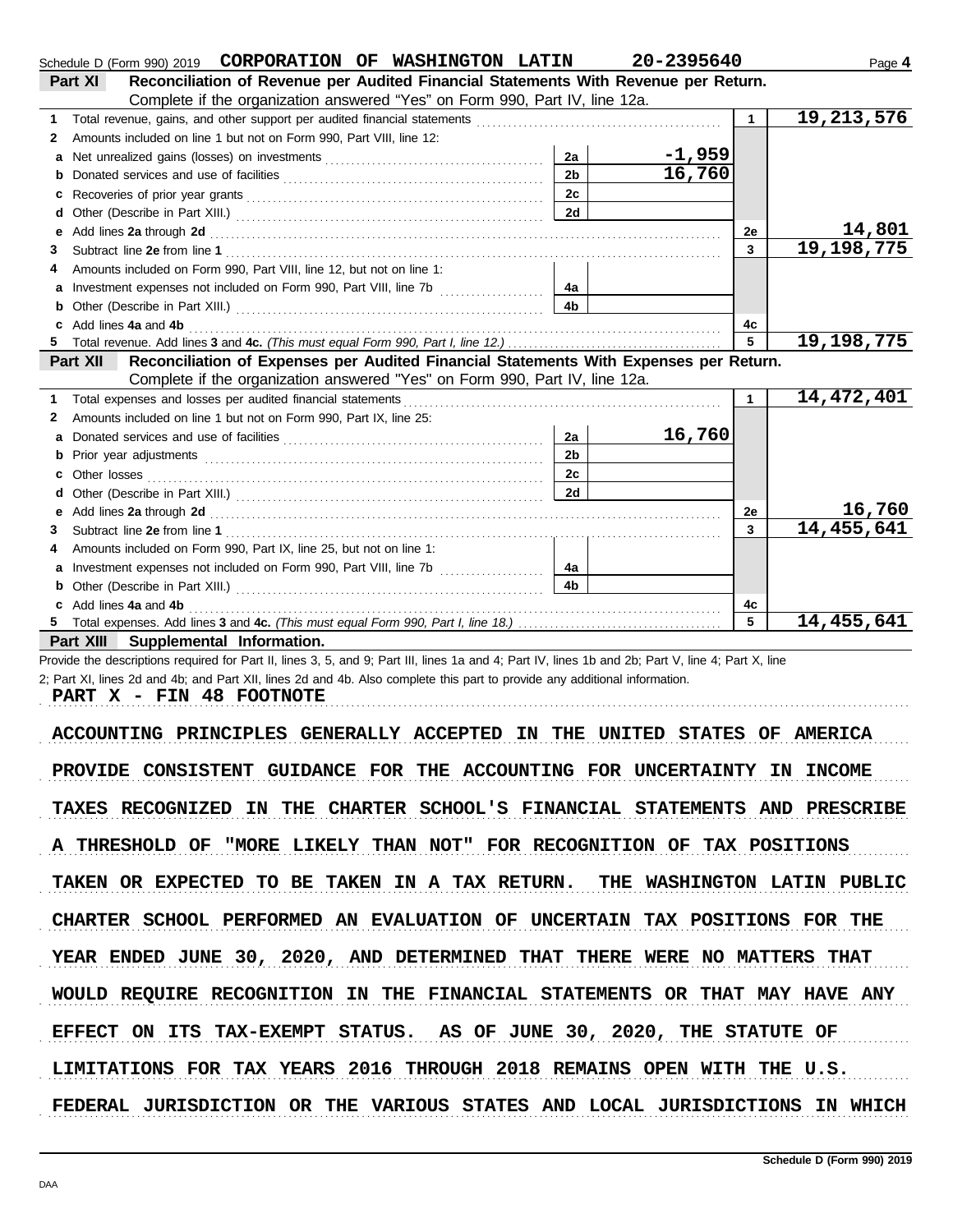Schedule D (Form 990) 2019 **CORPORATION OF WASHINGTON LATIN** **20-2395640**

## Part XI Reconciliation of Revenue per Audited Financial Statements With Revenue per Return.

Complete if the organization answered "Yes" on Form 990, Part IV, line 12a.

| | | | | | |
|---|---|---|---|---|---|
| 1 | Total revenue, gains, and other support per audited financial statements | | | 1 | 19,213,576 |
| 2 | Amounts included on line 1 but not on Form 990, Part VIII, line 12: | | | | |
| a | Net unrealized gains (losses) on investments | 2a | -1,959 | | |
| b | Donated services and use of facilities | 2b | 16,760 | | |
| c | Recoveries of prior year grants | 2c | | | |
| d | Other (Describe in Part XIII.) | 2d | | | |
| e | Add lines **2a** through **2d** | | | 2e | 14,801 |
| 3 | Subtract line **2e** from line **1** | | | 3 | 19,198,775 |
| 4 | Amounts included on Form 990, Part VIII, line 12, but not on line 1: | | | | |
| a | Investment expenses not included on Form 990, Part VIII, line 7b | 4a | | | |
| b | Other (Describe in Part XIII.) | 4b | | | |
| c | Add lines **4a** and **4b** | | | 4c | |
| 5 | Total revenue. Add lines **3** and **4c.** *(This must equal Form 990, Part I, line 12.)* | | | 5 | 19,198,775 |

## Part XII Reconciliation of Expenses per Audited Financial Statements With Expenses per Return.

Complete if the organization answered "Yes" on Form 990, Part IV, line 12a.

| | | | | | |
|---|---|---|---|---|---|
| 1 | Total expenses and losses per audited financial statements | | | 1 | 14,472,401 |
| 2 | Amounts included on line 1 but not on Form 990, Part IX, line 25: | | | | |
| a | Donated services and use of facilities | 2a | 16,760 | | |
| b | Prior year adjustments | 2b | | | |
| c | Other losses | 2c | | | |
| d | Other (Describe in Part XIII.) | 2d | | | |
| e | Add lines **2a** through **2d** | | | 2e | 16,760 |
| 3 | Subtract line **2e** from line **1** | | | 3 | 14,455,641 |
| 4 | Amounts included on Form 990, Part IX, line 25, but not on line 1: | | | | |
| a | Investment expenses not included on Form 990, Part VIII, line 7b | 4a | | | |
| b | Other (Describe in Part XIII.) | 4b | | | |
| c | Add lines **4a** and **4b** | | | 4c | |
| 5 | Total expenses. Add lines **3** and **4c.** *(This must equal Form 990, Part I, line 18.)* | | | 5 | 14,455,641 |

## Part XIII Supplemental Information.

Provide the descriptions required for Part II, lines 3, 5, and 9; Part III, lines 1a and 4; Part IV, lines 1b and 2b; Part V, line 4; Part X, line 2; Part XI, lines 2d and 4b; and Part XII, lines 2d and 4b. Also complete this part to provide any additional information.

PART X - FIN 48 FOOTNOTE

ACCOUNTING PRINCIPLES GENERALLY ACCEPTED IN THE UNITED STATES OF AMERICA PROVIDE CONSISTENT GUIDANCE FOR THE ACCOUNTING FOR UNCERTAINTY IN INCOME TAXES RECOGNIZED IN THE CHARTER SCHOOL'S FINANCIAL STATEMENTS AND PRESCRIBE A THRESHOLD OF "MORE LIKELY THAN NOT" FOR RECOGNITION OF TAX POSITIONS TAKEN OR EXPECTED TO BE TAKEN IN A TAX RETURN. THE WASHINGTON LATIN PUBLIC CHARTER SCHOOL PERFORMED AN EVALUATION OF UNCERTAIN TAX POSITIONS FOR THE YEAR ENDED JUNE 30, 2020, AND DETERMINED THAT THERE WERE NO MATTERS THAT WOULD REQUIRE RECOGNITION IN THE FINANCIAL STATEMENTS OR THAT MAY HAVE ANY EFFECT ON ITS TAX-EXEMPT STATUS. AS OF JUNE 30, 2020, THE STATUTE OF LIMITATIONS FOR TAX YEARS 2016 THROUGH 2018 REMAINS OPEN WITH THE U.S. FEDERAL JURISDICTION OR THE VARIOUS STATES AND LOCAL JURISDICTIONS IN WHICH

Schedule D (Form 990) 2019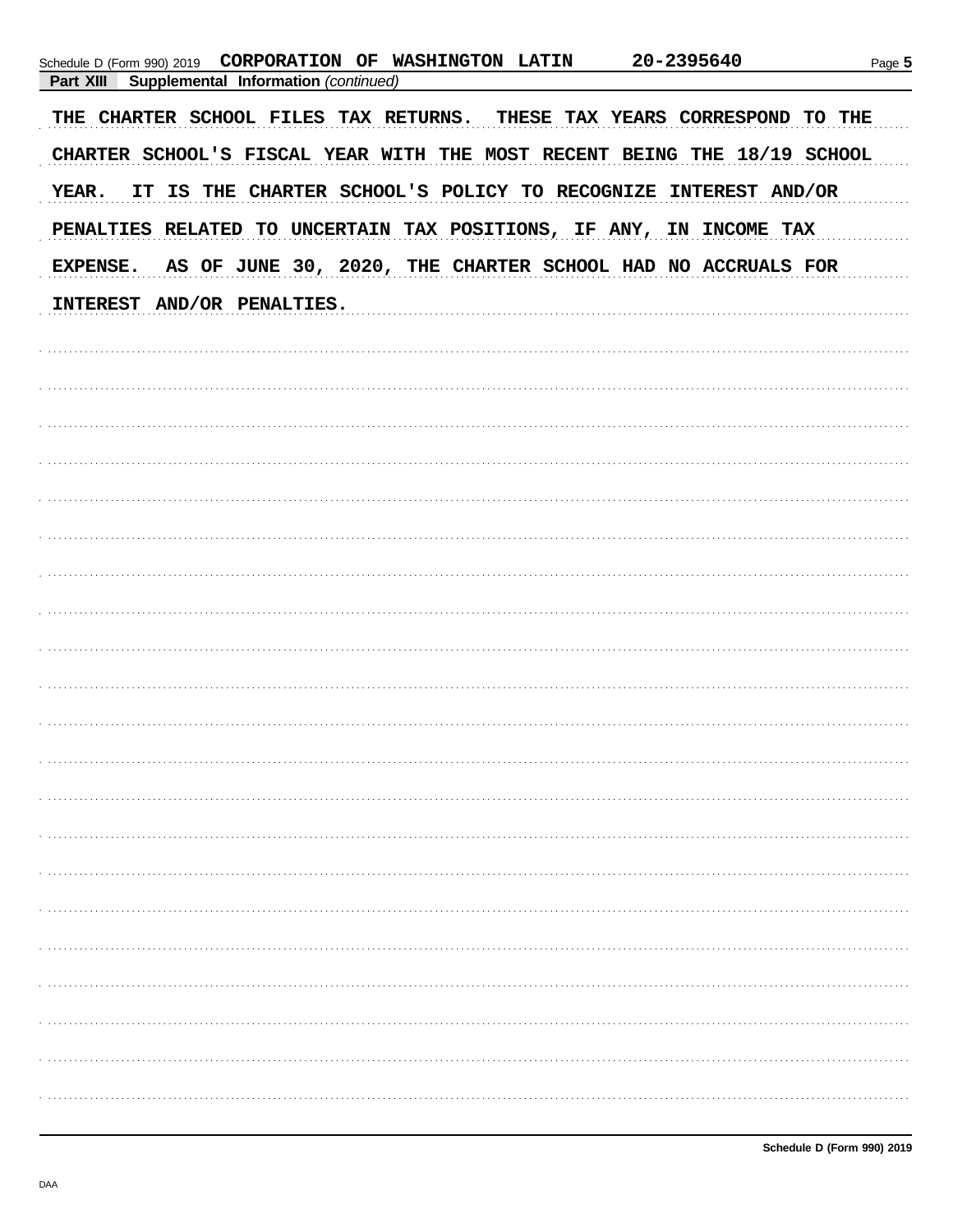Schedule D (Form 990) 2019 CORPORATION OF WASHINGTON LATIN 20-2395640

**Part XIII Supplemental Information** *(continued)*

THE CHARTER SCHOOL FILES TAX RETURNS. THESE TAX YEARS CORRESPOND TO THE CHARTER SCHOOL'S FISCAL YEAR WITH THE MOST RECENT BEING THE 18/19 SCHOOL YEAR. IT IS THE CHARTER SCHOOL'S POLICY TO RECOGNIZE INTEREST AND/OR PENALTIES RELATED TO UNCERTAIN TAX POSITIONS, IF ANY, IN INCOME TAX EXPENSE. AS OF JUNE 30, 2020, THE CHARTER SCHOOL HAD NO ACCRUALS FOR INTEREST AND/OR PENALTIES.

Schedule D (Form 990) 2019

DAA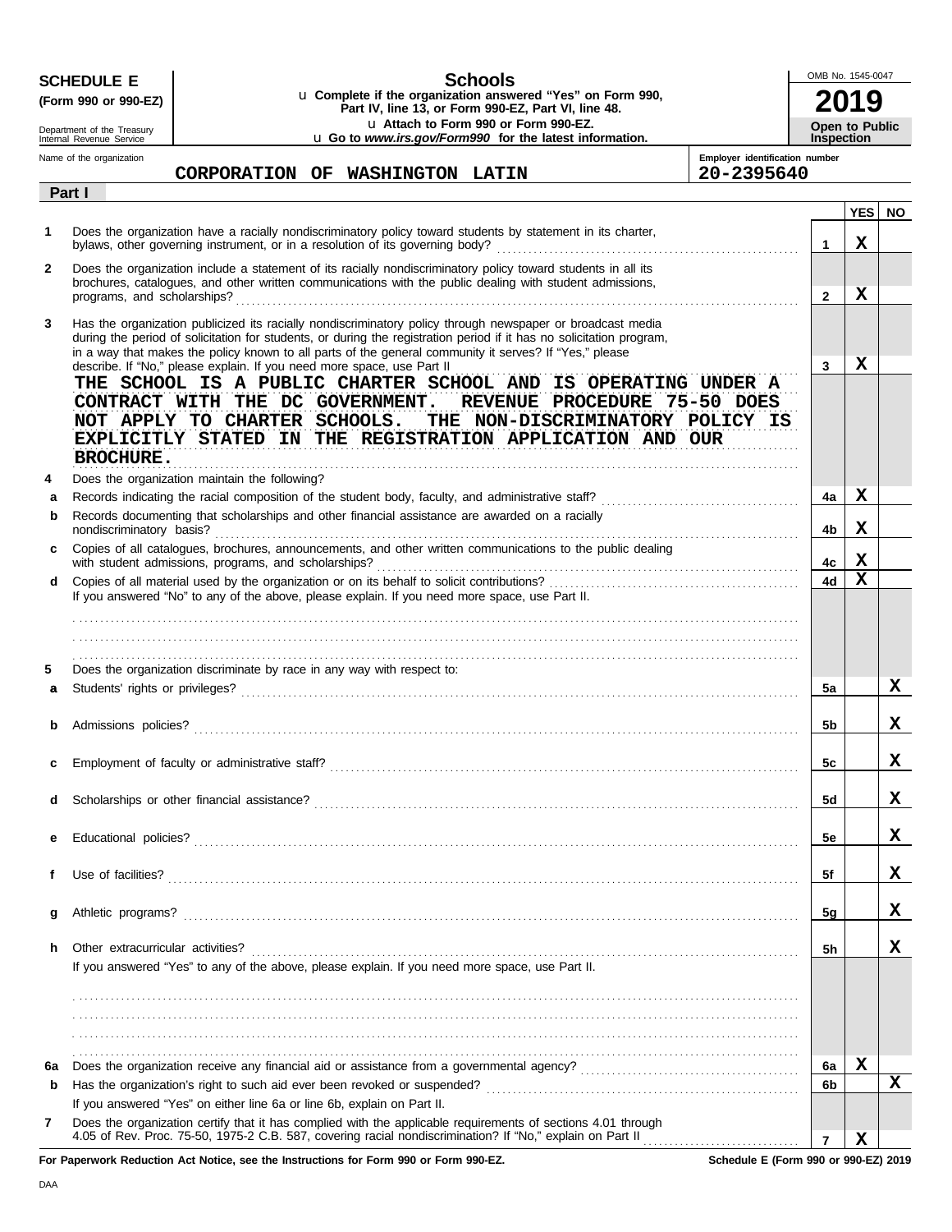**SCHEDULE E** (Form 990 or 990-EZ)

Department of the Treasury
Internal Revenue Service

# Schools

u Complete if the organization answered "Yes" on Form 990, Part IV, line 13, or Form 990-EZ, Part VI, line 48.
u Attach to Form 990 or Form 990-EZ.
u Go to *www.irs.gov/Form990* for the latest information.

OMB No. 1545-0047

**2019**

**Open to Public Inspection**

Name of the organization: **CORPORATION OF WASHINGTON LATIN**

Employer identification number: **20-2395640**

## Part I

| | | | YES | NO |
|---|---|---|---|---|
| 1 | Does the organization have a racially nondiscriminatory policy toward students by statement in its charter, bylaws, other governing instrument, or in a resolution of its governing body? | 1 | X | |
| 2 | Does the organization include a statement of its racially nondiscriminatory policy toward students in all its brochures, catalogues, and other written communications with the public dealing with student admissions, programs, and scholarships? | 2 | X | |
| 3 | Has the organization publicized its racially nondiscriminatory policy through newspaper or broadcast media during the period of solicitation for students, or during the registration period if it has no solicitation program, in a way that makes the policy known to all parts of the general community it serves? If "Yes," please describe. If "No," please explain. If you need more space, use Part II | 3 | X | |

THE SCHOOL IS A PUBLIC CHARTER SCHOOL AND IS OPERATING UNDER A CONTRACT WITH THE DC GOVERNMENT. REVENUE PROCEDURE 75-50 DOES NOT APPLY TO CHARTER SCHOOLS. THE NON-DISCRIMINATORY POLICY IS EXPLICITLY STATED IN THE REGISTRATION APPLICATION AND OUR BROCHURE.

| | | | YES | NO |
|---|---|---|---|---|
| 4 | Does the organization maintain the following? | | | |
| a | Records indicating the racial composition of the student body, faculty, and administrative staff? | 4a | X | |
| b | Records documenting that scholarships and other financial assistance are awarded on a racially nondiscriminatory basis? | 4b | X | |
| c | Copies of all catalogues, brochures, announcements, and other written communications to the public dealing with student admissions, programs, and scholarships? | 4c | X | |
| d | Copies of all material used by the organization or on its behalf to solicit contributions? | 4d | X | |

If you answered "No" to any of the above, please explain. If you need more space, use Part II.

| | | | YES | NO |
|---|---|---|---|---|
| 5 | Does the organization discriminate by race in any way with respect to: | | | |
| a | Students' rights or privileges? | 5a | | X |
| b | Admissions policies? | 5b | | X |
| c | Employment of faculty or administrative staff? | 5c | | X |
| d | Scholarships or other financial assistance? | 5d | | X |
| e | Educational policies? | 5e | | X |
| f | Use of facilities? | 5f | | X |
| g | Athletic programs? | 5g | | X |
| h | Other extracurricular activities? | 5h | | X |

If you answered "Yes" to any of the above, please explain. If you need more space, use Part II.

| | | | YES | NO |
|---|---|---|---|---|
| 6a | Does the organization receive any financial aid or assistance from a governmental agency? | 6a | X | |
| b | Has the organization's right to such aid ever been revoked or suspended? | 6b | | X |
| | If you answered "Yes" on either line 6a or line 6b, explain on Part II. | | | |
| 7 | Does the organization certify that it has complied with the applicable requirements of sections 4.01 through 4.05 of Rev. Proc. 75-50, 1975-2 C.B. 587, covering racial nondiscrimination? If "No," explain on Part II | 7 | X | |

**For Paperwork Reduction Act Notice, see the Instructions for Form 990 or Form 990-EZ.** **Schedule E (Form 990 or 990-EZ) 2019**

DAA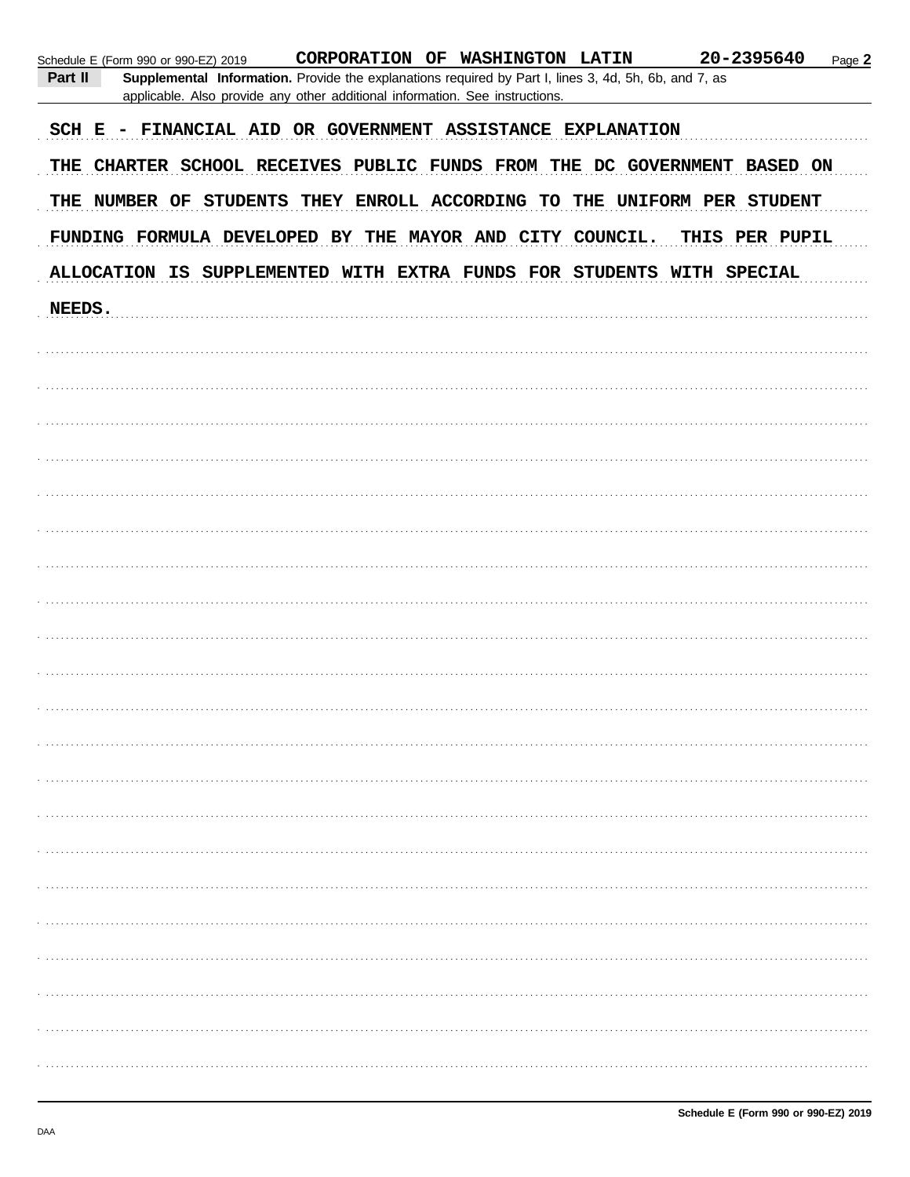Schedule E (Form 990 or 990-EZ) 2019 **CORPORATION OF WASHINGTON LATIN** **20-2395640**

**Part II** **Supplemental Information.** Provide the explanations required by Part I, lines 3, 4d, 5h, 6b, and 7, as applicable. Also provide any other additional information. See instructions.

SCH E - FINANCIAL AID OR GOVERNMENT ASSISTANCE EXPLANATION

THE CHARTER SCHOOL RECEIVES PUBLIC FUNDS FROM THE DC GOVERNMENT BASED ON THE NUMBER OF STUDENTS THEY ENROLL ACCORDING TO THE UNIFORM PER STUDENT FUNDING FORMULA DEVELOPED BY THE MAYOR AND CITY COUNCIL. THIS PER PUPIL ALLOCATION IS SUPPLEMENTED WITH EXTRA FUNDS FOR STUDENTS WITH SPECIAL NEEDS.

**Schedule E (Form 990 or 990-EZ) 2019**

DAA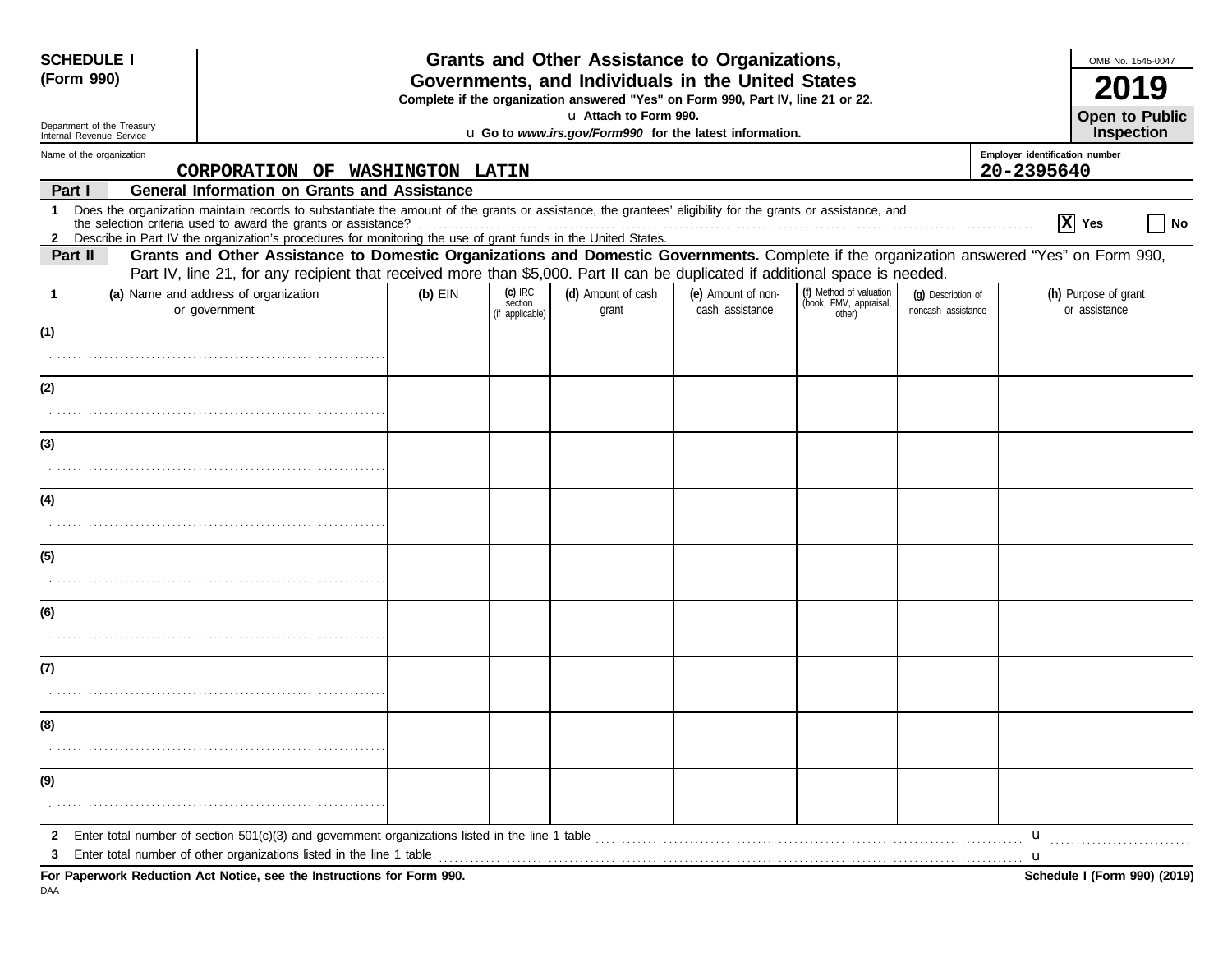**SCHEDULE I**
**(Form 990)**

Department of the Treasury
Internal Revenue Service

# Grants and Other Assistance to Organizations, Governments, and Individuals in the United States

**Complete if the organization answered "Yes" on Form 990, Part IV, line 21 or 22.**
u **Attach to Form 990.**
u **Go to *www.irs.gov/Form990* for the latest information.**

OMB No. 1545-0047
**2019**
**Open to Public Inspection**

Name of the organization: **CORPORATION OF WASHINGTON LATIN**
Employer identification number: **20-2395640**

## Part I — General Information on Grants and Assistance

1 Does the organization maintain records to substantiate the amount of the grants or assistance, the grantees' eligibility for the grants or assistance, and the selection criteria used to award the grants or assistance? ☒ **Yes** ☐ **No**

2 Describe in Part IV the organization's procedures for monitoring the use of grant funds in the United States.

## Part II — Grants and Other Assistance to Domestic Organizations and Domestic Governments.

Complete if the organization answered "Yes" on Form 990, Part IV, line 21, for any recipient that received more than $5,000. Part II can be duplicated if additional space is needed.

| 1 | (a) Name and address of organization or government | (b) EIN | (c) IRC section (if applicable) | (d) Amount of cash grant | (e) Amount of non-cash assistance | (f) Method of valuation (book, FMV, appraisal, other) | (g) Description of noncash assistance | (h) Purpose of grant or assistance |
|---|---|---|---|---|---|---|---|---|
| (1) | | | | | | | | |
| (2) | | | | | | | | |
| (3) | | | | | | | | |
| (4) | | | | | | | | |
| (5) | | | | | | | | |
| (6) | | | | | | | | |
| (7) | | | | | | | | |
| (8) | | | | | | | | |
| (9) | | | | | | | | |

2 Enter total number of section 501(c)(3) and government organizations listed in the line 1 table u

3 Enter total number of other organizations listed in the line 1 table u

**For Paperwork Reduction Act Notice, see the Instructions for Form 990.**
**Schedule I (Form 990) (2019)**

DAA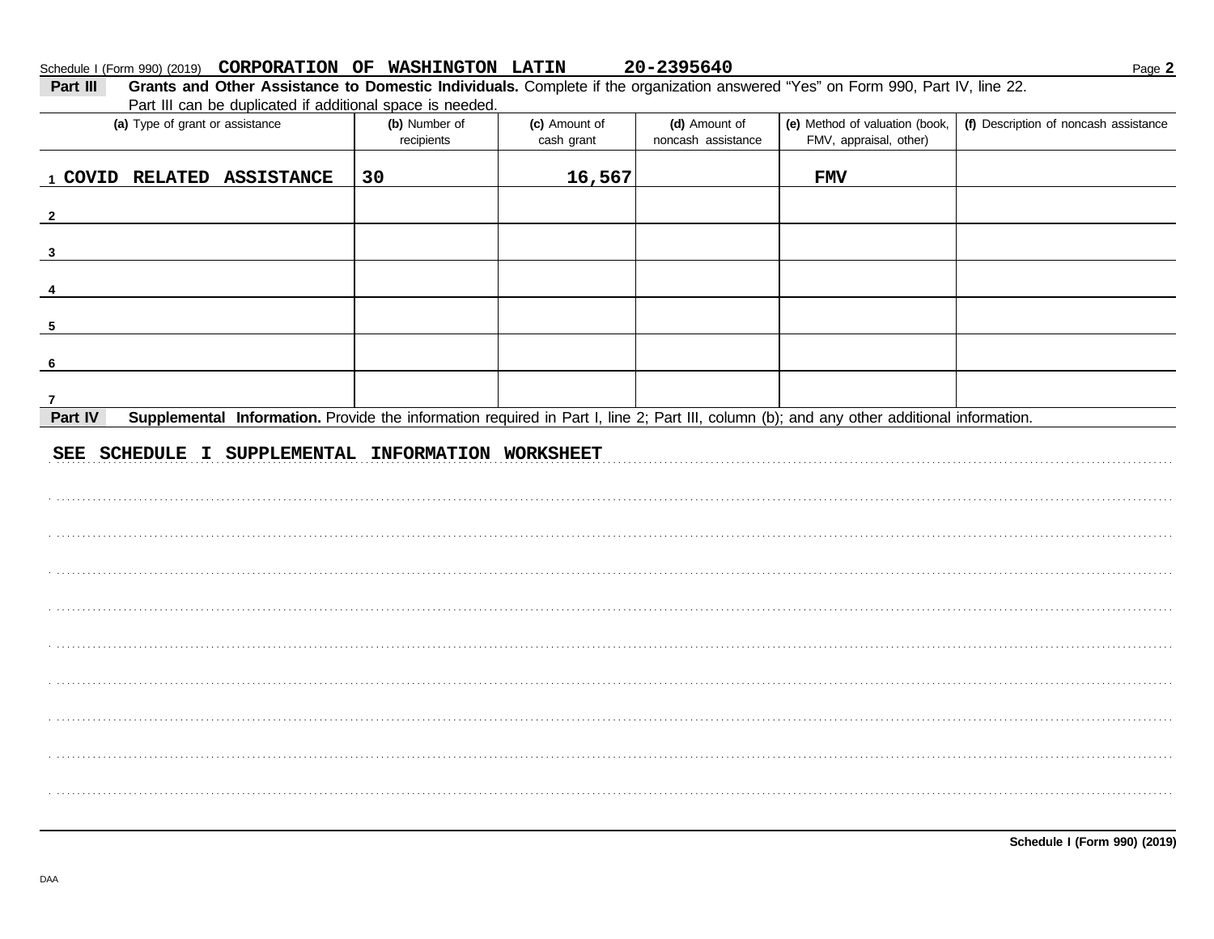Schedule I (Form 990) (2019) **CORPORATION OF WASHINGTON LATIN** **20-2395640** Page **2**

**Part III** **Grants and Other Assistance to Domestic Individuals.** Complete if the organization answered "Yes" on Form 990, Part IV, line 22. Part III can be duplicated if additional space is needed.

| (a) Type of grant or assistance | (b) Number of recipients | (c) Amount of cash grant | (d) Amount of noncash assistance | (e) Method of valuation (book, FMV, appraisal, other) | (f) Description of noncash assistance |
|---|---|---|---|---|---|
| 1 COVID RELATED ASSISTANCE | 30 | 16,567 | | FMV | |
| 2 | | | | | |
| 3 | | | | | |
| 4 | | | | | |
| 5 | | | | | |
| 6 | | | | | |
| 7 | | | | | |

**Part IV** **Supplemental Information.** Provide the information required in Part I, line 2; Part III, column (b); and any other additional information.

SEE SCHEDULE I SUPPLEMENTAL INFORMATION WORKSHEET

**Schedule I (Form 990) (2019)**

DAA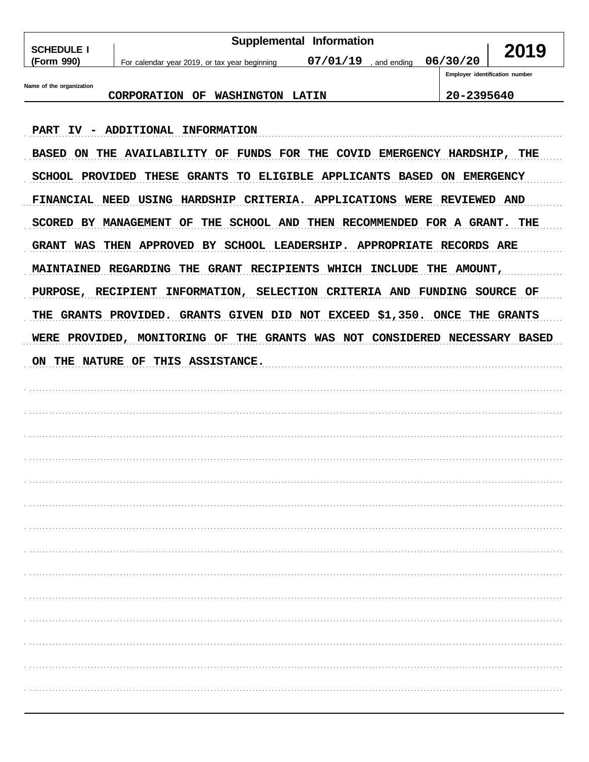**SCHEDULE I (Form 990)**

**Supplemental Information**

For calendar year 2019, or tax year beginning 07/01/19, and ending 06/30/20

**2019**

Name of the organization: CORPORATION OF WASHINGTON LATIN

Employer identification number: 20-2395640

PART IV - ADDITIONAL INFORMATION

BASED ON THE AVAILABILITY OF FUNDS FOR THE COVID EMERGENCY HARDSHIP, THE SCHOOL PROVIDED THESE GRANTS TO ELIGIBLE APPLICANTS BASED ON EMERGENCY FINANCIAL NEED USING HARDSHIP CRITERIA. APPLICATIONS WERE REVIEWED AND SCORED BY MANAGEMENT OF THE SCHOOL AND THEN RECOMMENDED FOR A GRANT. THE GRANT WAS THEN APPROVED BY SCHOOL LEADERSHIP. APPROPRIATE RECORDS ARE MAINTAINED REGARDING THE GRANT RECIPIENTS WHICH INCLUDE THE AMOUNT, PURPOSE, RECIPIENT INFORMATION, SELECTION CRITERIA AND FUNDING SOURCE OF THE GRANTS PROVIDED. GRANTS GIVEN DID NOT EXCEED $1,350. ONCE THE GRANTS WERE PROVIDED, MONITORING OF THE GRANTS WAS NOT CONSIDERED NECESSARY BASED ON THE NATURE OF THIS ASSISTANCE.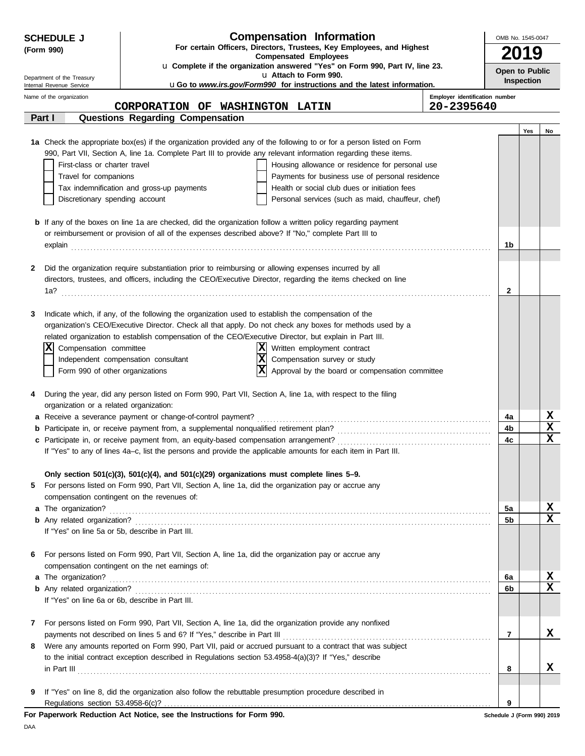**SCHEDULE J**
**(Form 990)**

Department of the Treasury
Internal Revenue Service

# Compensation Information

**For certain Officers, Directors, Trustees, Key Employees, and Highest Compensated Employees**

u **Complete if the organization answered "Yes" on Form 990, Part IV, line 23.**
u **Attach to Form 990.**
u **Go to *www.irs.gov/Form990* for instructions and the latest information.**

OMB No. 1545-0047
**2019**
**Open to Public Inspection**

Name of the organization: **CORPORATION OF WASHINGTON LATIN**
Employer identification number: **20-2395640**

## Part I Questions Regarding Compensation

| | | | Yes | No |
|---|---|---|---|---|
| **1a** | Check the appropriate box(es) if the organization provided any of the following to or for a person listed on Form 990, Part VII, Section A, line 1a. Complete Part III to provide any relevant information regarding these items.<br>☐ First-class or charter travel ☐ Housing allowance or residence for personal use<br>☐ Travel for companions ☐ Payments for business use of personal residence<br>☐ Tax indemnification and gross-up payments ☐ Health or social club dues or initiation fees<br>☐ Discretionary spending account ☐ Personal services (such as maid, chauffeur, chef) | | | |
| **b** | If any of the boxes on line 1a are checked, did the organization follow a written policy regarding payment or reimbursement or provision of all of the expenses described above? If "No," complete Part III to explain | 1b | | |
| **2** | Did the organization require substantiation prior to reimbursing or allowing expenses incurred by all directors, trustees, and officers, including the CEO/Executive Director, regarding the items checked on line 1a? | 2 | | |
| **3** | Indicate which, if any, of the following the organization used to establish the compensation of the organization's CEO/Executive Director. Check all that apply. Do not check any boxes for methods used by a related organization to establish compensation of the CEO/Executive Director, but explain in Part III.<br>☒ Compensation committee ☒ Written employment contract<br>☐ Independent compensation consultant ☒ Compensation survey or study<br>☐ Form 990 of other organizations ☒ Approval by the board or compensation committee | | | |
| **4** | During the year, did any person listed on Form 990, Part VII, Section A, line 1a, with respect to the filing organization or a related organization: | | | |
| **a** | Receive a severance payment or change-of-control payment? | 4a | | X |
| **b** | Participate in, or receive payment from, a supplemental nonqualified retirement plan? | 4b | | X |
| **c** | Participate in, or receive payment from, an equity-based compensation arrangement? | 4c | | X |
| | If "Yes" to any of lines 4a–c, list the persons and provide the applicable amounts for each item in Part III. | | | |
| | **Only section 501(c)(3), 501(c)(4), and 501(c)(29) organizations must complete lines 5–9.** | | | |
| **5** | For persons listed on Form 990, Part VII, Section A, line 1a, did the organization pay or accrue any compensation contingent on the revenues of: | | | |
| **a** | The organization? | 5a | | X |
| **b** | Any related organization? | 5b | | X |
| | If "Yes" on line 5a or 5b, describe in Part III. | | | |
| **6** | For persons listed on Form 990, Part VII, Section A, line 1a, did the organization pay or accrue any compensation contingent on the net earnings of: | | | |
| **a** | The organization? | 6a | | X |
| **b** | Any related organization? | 6b | | X |
| | If "Yes" on line 6a or 6b, describe in Part III. | | | |
| **7** | For persons listed on Form 990, Part VII, Section A, line 1a, did the organization provide any nonfixed payments not described on lines 5 and 6? If "Yes," describe in Part III | 7 | | X |
| **8** | Were any amounts reported on Form 990, Part VII, paid or accrued pursuant to a contract that was subject to the initial contract exception described in Regulations section 53.4958-4(a)(3)? If "Yes," describe in Part III | 8 | | X |
| **9** | If "Yes" on line 8, did the organization also follow the rebuttable presumption procedure described in Regulations section 53.4958-6(c)? | 9 | | |

**For Paperwork Reduction Act Notice, see the Instructions for Form 990.**

Schedule J (Form 990) 2019

DAA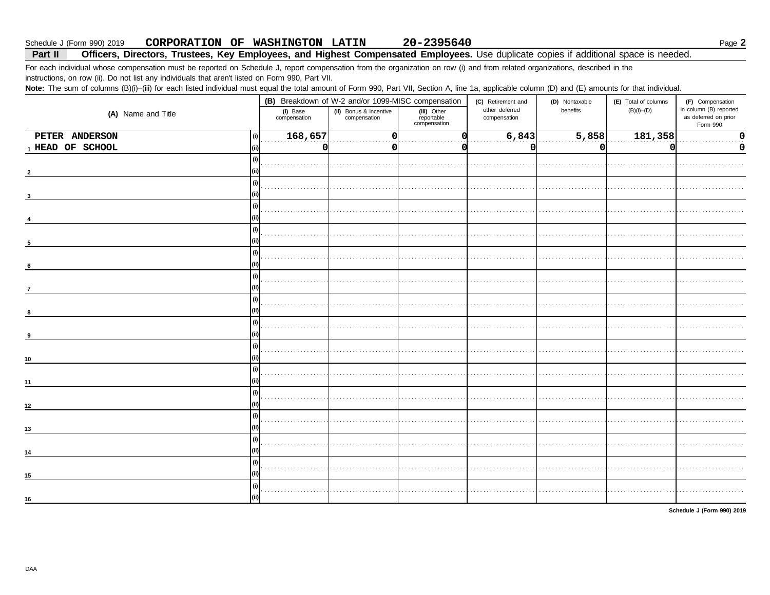Schedule J (Form 990) 2019 **CORPORATION OF WASHINGTON LATIN** **20-2395640**

**Part II** **Officers, Directors, Trustees, Key Employees, and Highest Compensated Employees.** Use duplicate copies if additional space is needed.

For each individual whose compensation must be reported on Schedule J, report compensation from the organization on row (i) and from related organizations, described in the instructions, on row (ii). Do not list any individuals that aren't listed on Form 990, Part VII.

**Note:** The sum of columns (B)(i)–(iii) for each listed individual must equal the total amount of Form 990, Part VII, Section A, line 1a, applicable column (D) and (E) amounts for that individual.

| (A) Name and Title | | (B) Breakdown of W-2 and/or 1099-MISC compensation | | | (C) Retirement and other deferred compensation | (D) Nontaxable benefits | (E) Total of columns (B)(i)–(D) | (F) Compensation in column (B) reported as deferred on prior Form 990 |
|---|---|---|---|---|---|---|---|---|
| | | (i) Base compensation | (ii) Bonus & incentive compensation | (iii) Other reportable compensation | | | | |
| 1 PETER ANDERSON HEAD OF SCHOOL | (i) | 168,657 | 0 | 0 | 6,843 | 5,858 | 181,358 | 0 |
| | (ii) | 0 | 0 | 0 | 0 | 0 | 0 | 0 |
| 2 | (i) | | | | | | | |
| | (ii) | | | | | | | |
| 3 | (i) | | | | | | | |
| | (ii) | | | | | | | |
| 4 | (i) | | | | | | | |
| | (ii) | | | | | | | |
| 5 | (i) | | | | | | | |
| | (ii) | | | | | | | |
| 6 | (i) | | | | | | | |
| | (ii) | | | | | | | |
| 7 | (i) | | | | | | | |
| | (ii) | | | | | | | |
| 8 | (i) | | | | | | | |
| | (ii) | | | | | | | |
| 9 | (i) | | | | | | | |
| | (ii) | | | | | | | |
| 10 | (i) | | | | | | | |
| | (ii) | | | | | | | |
| 11 | (i) | | | | | | | |
| | (ii) | | | | | | | |
| 12 | (i) | | | | | | | |
| | (ii) | | | | | | | |
| 13 | (i) | | | | | | | |
| | (ii) | | | | | | | |
| 14 | (i) | | | | | | | |
| | (ii) | | | | | | | |
| 15 | (i) | | | | | | | |
| | (ii) | | | | | | | |
| 16 | (i) | | | | | | | |
| | (ii) | | | | | | | |

**Schedule J (Form 990) 2019**

DAA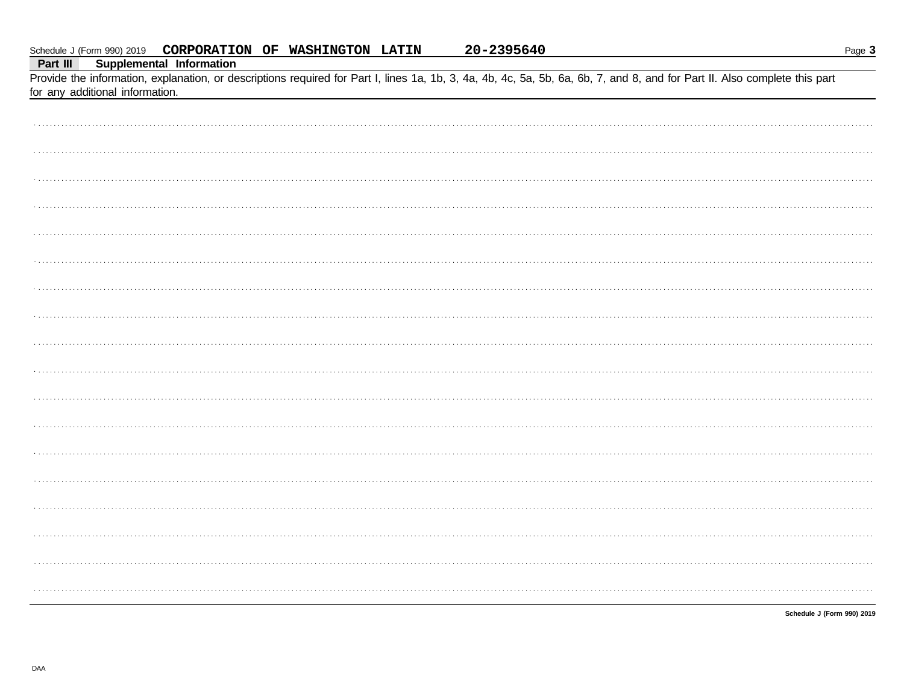Schedule J (Form 990) 2019 **CORPORATION OF WASHINGTON LATIN** **20-2395640**

## Part III Supplemental Information

Provide the information, explanation, or descriptions required for Part I, lines 1a, 1b, 3, 4a, 4b, 4c, 5a, 5b, 6a, 6b, 7, and 8, and for Part II. Also complete this part for any additional information.

**Schedule J (Form 990) 2019**

DAA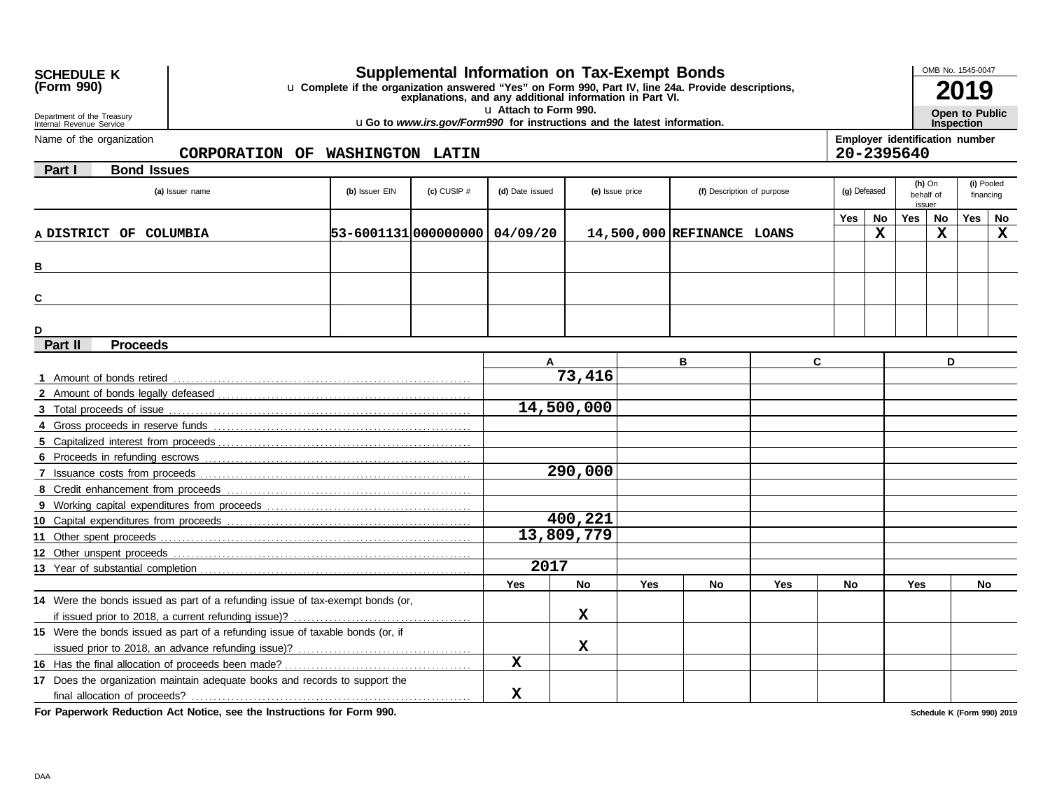**SCHEDULE K (Form 990)**

Department of the Treasury
Internal Revenue Service

# Supplemental Information on Tax-Exempt Bonds

u Complete if the organization answered "Yes" on Form 990, Part IV, line 24a. Provide descriptions, explanations, and any additional information in Part VI.
u Attach to Form 990.
u Go to *www.irs.gov/Form990* for instructions and the latest information.

OMB No. 1545-0047
**2019**
**Open to Public Inspection**

Name of the organization: CORPORATION OF WASHINGTON LATIN
Employer identification number: 20-2395640

## Part I Bond Issues

| | (a) Issuer name | (b) Issuer EIN | (c) CUSIP # | (d) Date issued | (e) Issue price | (f) Description of purpose | (g) Defeased Yes | (g) Defeased No | (h) On behalf of issuer Yes | (h) On behalf of issuer No | (i) Pooled financing Yes | (i) Pooled financing No |
|---|---|---|---|---|---|---|---|---|---|---|---|---|
| A | DISTRICT OF COLUMBIA | 53-6001131 | 000000000 | 04/09/20 | 14,500,000 | REFINANCE LOANS | | X | | X | | X |
| B | | | | | | | | | | | | |
| C | | | | | | | | | | | | |
| D | | | | | | | | | | | | |

## Part II Proceeds

| | A | B | C | D |
|---|---|---|---|---|
| 1 Amount of bonds retired | 73,416 | | | |
| 2 Amount of bonds legally defeased | | | | |
| 3 Total proceeds of issue | 14,500,000 | | | |
| 4 Gross proceeds in reserve funds | | | | |
| 5 Capitalized interest from proceeds | | | | |
| 6 Proceeds in refunding escrows | | | | |
| 7 Issuance costs from proceeds | 290,000 | | | |
| 8 Credit enhancement from proceeds | | | | |
| 9 Working capital expenditures from proceeds | | | | |
| 10 Capital expenditures from proceeds | 400,221 | | | |
| 11 Other spent proceeds | 13,809,779 | | | |
| 12 Other unspent proceeds | | | | |
| 13 Year of substantial completion | 2017 | | | |

| | A Yes | A No | B Yes | B No | C Yes | C No | D Yes | D No |
|---|---|---|---|---|---|---|---|---|
| 14 Were the bonds issued as part of a refunding issue of tax-exempt bonds (or, if issued prior to 2018, a current refunding issue)? | | X | | | | | | |
| 15 Were the bonds issued as part of a refunding issue of taxable bonds (or, if issued prior to 2018, an advance refunding issue)? | | X | | | | | | |
| 16 Has the final allocation of proceeds been made? | X | | | | | | | |
| 17 Does the organization maintain adequate books and records to support the final allocation of proceeds? | X | | | | | | | |

**For Paperwork Reduction Act Notice, see the Instructions for Form 990.**

Schedule K (Form 990) 2019

DAA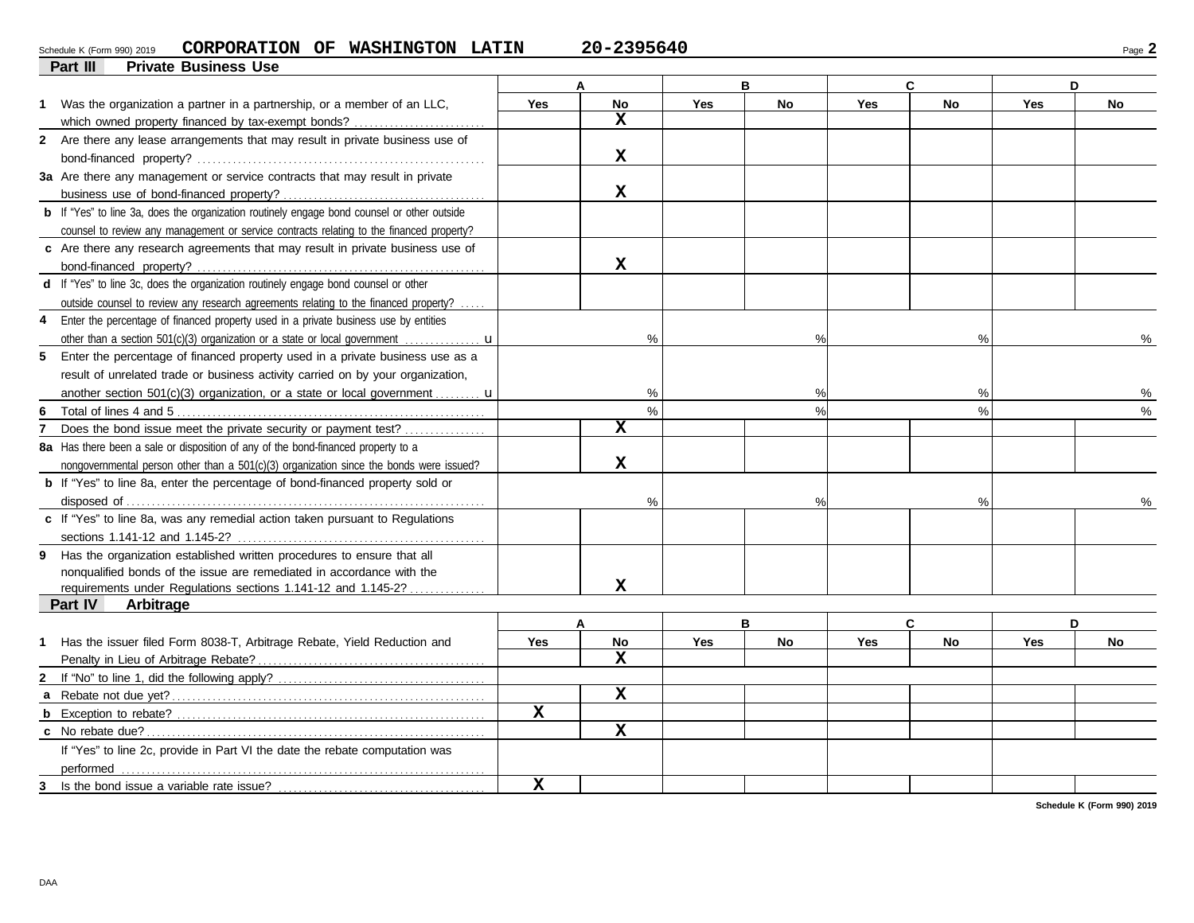Schedule K (Form 990) 2019 **CORPORATION OF WASHINGTON LATIN** **20-2395640**

## Part III Private Business Use

| | A | | B | | C | | D | |
|---|---|---|---|---|---|---|---|---|
| | Yes | No | Yes | No | Yes | No | Yes | No |
| **1** Was the organization a partner in a partnership, or a member of an LLC, which owned property financed by tax-exempt bonds? | | X | | | | | | |
| **2** Are there any lease arrangements that may result in private business use of bond-financed property? | | X | | | | | | |
| **3a** Are there any management or service contracts that may result in private business use of bond-financed property? | | X | | | | | | |
| **b** If "Yes" to line 3a, does the organization routinely engage bond counsel or other outside counsel to review any management or service contracts relating to the financed property? | | | | | | | | |
| **c** Are there any research agreements that may result in private business use of bond-financed property? | | X | | | | | | |
| **d** If "Yes" to line 3c, does the organization routinely engage bond counsel or other outside counsel to review any research agreements relating to the financed property? | | | | | | | | |
| **4** Enter the percentage of financed property used in a private business use by entities other than a section 501(c)(3) organization or a state or local government | % | | % | | % | | % | |
| **5** Enter the percentage of financed property used in a private business use as a result of unrelated trade or business activity carried on by your organization, another section 501(c)(3) organization, or a state or local government | % | | % | | % | | % | |
| **6** Total of lines 4 and 5 | % | | % | | % | | % | |
| **7** Does the bond issue meet the private security or payment test? | | X | | | | | | |
| **8a** Has there been a sale or disposition of any of the bond-financed property to a nongovernmental person other than a 501(c)(3) organization since the bonds were issued? | | X | | | | | | |
| **b** If "Yes" to line 8a, enter the percentage of bond-financed property sold or disposed of | % | | % | | % | | % | |
| **c** If "Yes" to line 8a, was any remedial action taken pursuant to Regulations sections 1.141-12 and 1.145-2? | | | | | | | | |
| **9** Has the organization established written procedures to ensure that all nonqualified bonds of the issue are remediated in accordance with the requirements under Regulations sections 1.141-12 and 1.145-2? | | X | | | | | | |

## Part IV Arbitrage

| | A | | B | | C | | D | |
|---|---|---|---|---|---|---|---|---|
| | Yes | No | Yes | No | Yes | No | Yes | No |
| **1** Has the issuer filed Form 8038-T, Arbitrage Rebate, Yield Reduction and Penalty in Lieu of Arbitrage Rebate? | | X | | | | | | |
| **2** If "No" to line 1, did the following apply? | | | | | | | | |
| **a** Rebate not due yet? | | X | | | | | | |
| **b** Exception to rebate? | X | | | | | | | |
| **c** No rebate due? | | X | | | | | | |
| If "Yes" to line 2c, provide in Part VI the date the rebate computation was performed | | | | | | | | |
| **3** Is the bond issue a variable rate issue? | X | | | | | | | |

Schedule K (Form 990) 2019

DAA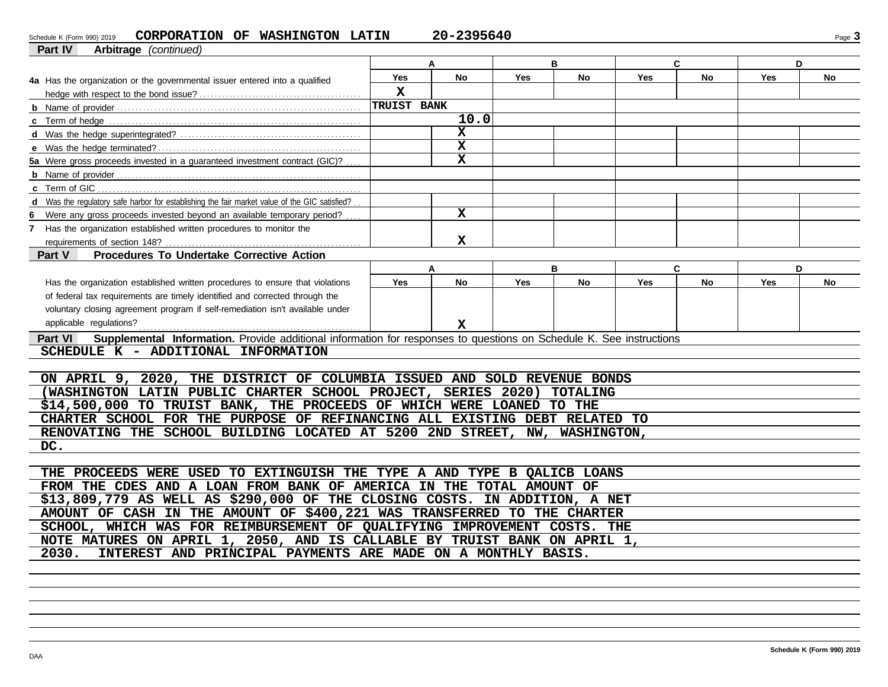Schedule K (Form 990) 2019 **CORPORATION OF WASHINGTON LATIN** **20-2395640**

## Part IV Arbitrage *(continued)*

| | A | | B | | C | | D | |
|---|---|---|---|---|---|---|---|---|
| | Yes | No | Yes | No | Yes | No | Yes | No |
| **4a** Has the organization or the governmental issuer entered into a qualified hedge with respect to the bond issue? | X | | | | | | | |
| **b** Name of provider | TRUIST BANK | | | | | | | |
| **c** Term of hedge | | 10.0 | | | | | | |
| **d** Was the hedge superintegrated? | | X | | | | | | |
| **e** Was the hedge terminated? | | X | | | | | | |
| **5a** Were gross proceeds invested in a guaranteed investment contract (GIC)? | | X | | | | | | |
| **b** Name of provider | | | | | | | | |
| **c** Term of GIC | | | | | | | | |
| **d** Was the regulatory safe harbor for establishing the fair market value of the GIC satisfied? | | | | | | | | |
| **6** Were any gross proceeds invested beyond an available temporary period? | | X | | | | | | |
| **7** Has the organization established written procedures to monitor the requirements of section 148? | | X | | | | | | |

## Part V Procedures To Undertake Corrective Action

| | A | | B | | C | | D | |
|---|---|---|---|---|---|---|---|---|
| | Yes | No | Yes | No | Yes | No | Yes | No |
| Has the organization established written procedures to ensure that violations of federal tax requirements are timely identified and corrected through the voluntary closing agreement program if self-remediation isn't available under applicable regulations? | | X | | | | | | |

## Part VI Supplemental Information. 
Provide additional information for responses to questions on Schedule K. See instructions

SCHEDULE K - ADDITIONAL INFORMATION

ON APRIL 9, 2020, THE DISTRICT OF COLUMBIA ISSUED AND SOLD REVENUE BONDS (WASHINGTON LATIN PUBLIC CHARTER SCHOOL PROJECT, SERIES 2020) TOTALING $14,500,000 TO TRUIST BANK, THE PROCEEDS OF WHICH WERE LOANED TO THE CHARTER SCHOOL FOR THE PURPOSE OF REFINANCING ALL EXISTING DEBT RELATED TO RENOVATING THE SCHOOL BUILDING LOCATED AT 5200 2ND STREET, NW, WASHINGTON, DC.

THE PROCEEDS WERE USED TO EXTINGUISH THE TYPE A AND TYPE B QALICB LOANS FROM THE CDES AND A LOAN FROM BANK OF AMERICA IN THE TOTAL AMOUNT OF $13,809,779 AS WELL AS $290,000 OF THE CLOSING COSTS. IN ADDITION, A NET AMOUNT OF CASH IN THE AMOUNT OF $400,221 WAS TRANSFERRED TO THE CHARTER SCHOOL, WHICH WAS FOR REIMBURSEMENT OF QUALIFYING IMPROVEMENT COSTS. THE NOTE MATURES ON APRIL 1, 2050, AND IS CALLABLE BY TRUIST BANK ON APRIL 1, 2030. INTEREST AND PRINCIPAL PAYMENTS ARE MADE ON A MONTHLY BASIS.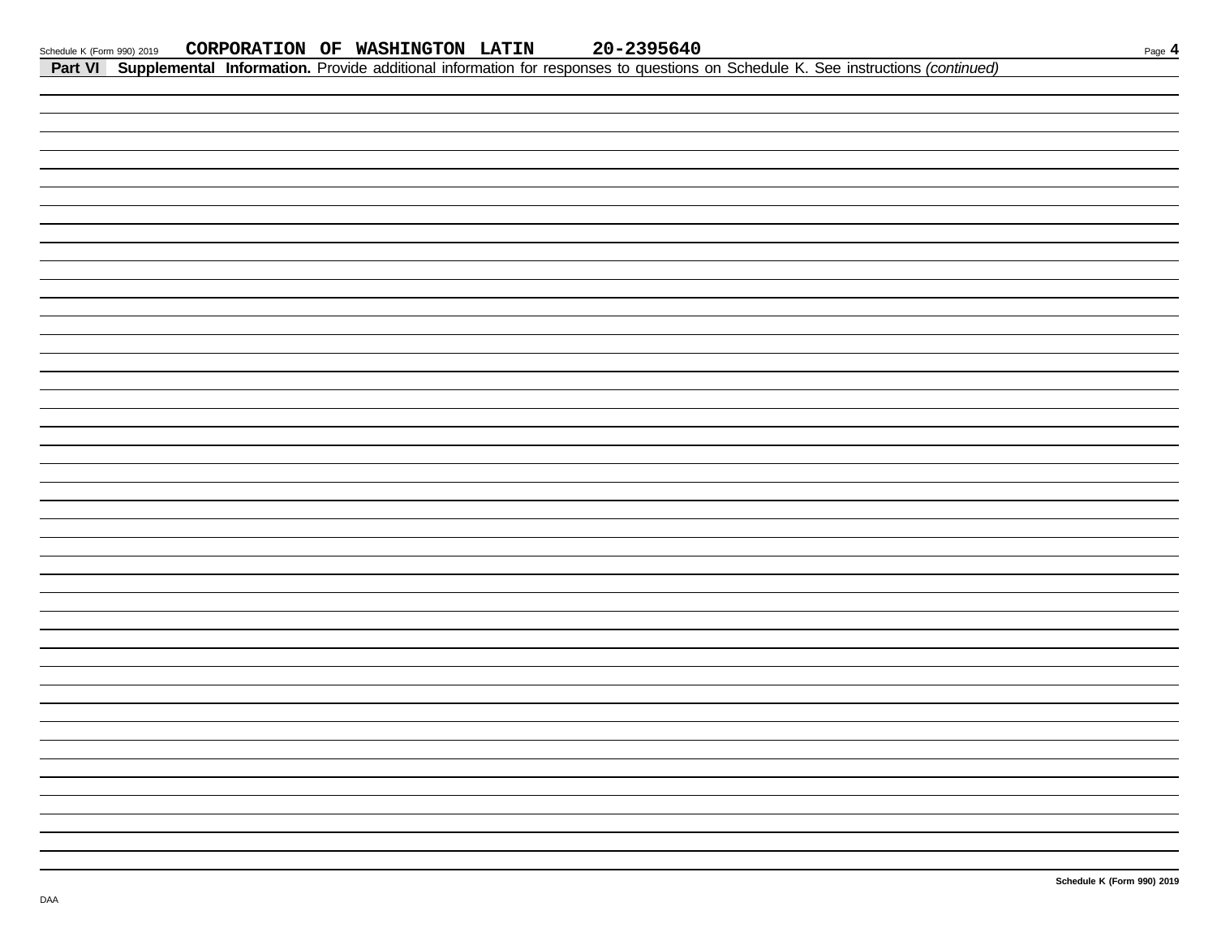Schedule K (Form 990) 2019 **CORPORATION OF WASHINGTON LATIN** **20-2395640**

**Part VI** **Supplemental Information.** Provide additional information for responses to questions on Schedule K. See instructions *(continued)*

**Schedule K (Form 990) 2019**

DAA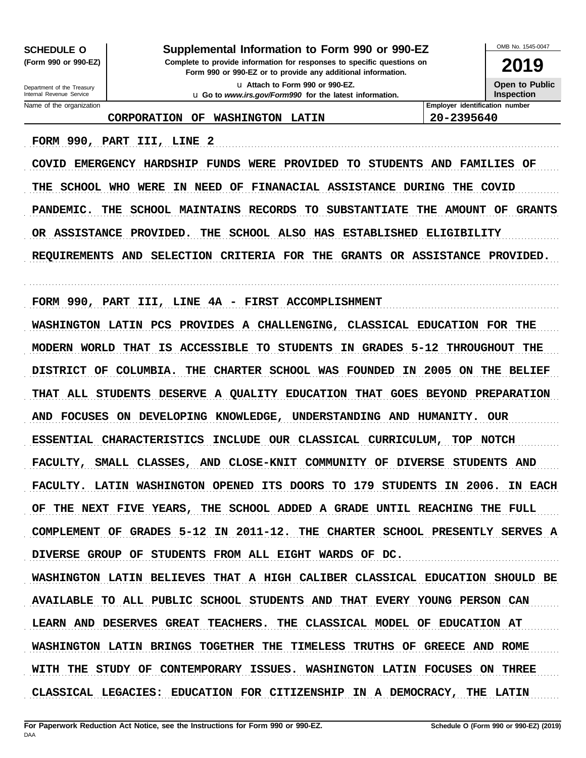**SCHEDULE O (Form 990 or 990-EZ)**

Department of the Treasury
Internal Revenue Service

# Supplemental Information to Form 990 or 990-EZ

**Complete to provide information for responses to specific questions on Form 990 or 990-EZ or to provide any additional information.**

u Attach to Form 990 or 990-EZ.

u Go to *www.irs.gov/Form990* for the latest information.

OMB No. 1545-0047

**2019**

**Open to Public Inspection**

| Name of the organization | Employer identification number |
|---|---|
| CORPORATION OF WASHINGTON LATIN | 20-2395640 |

FORM 990, PART III, LINE 2

COVID EMERGENCY HARDSHIP FUNDS WERE PROVIDED TO STUDENTS AND FAMILIES OF THE SCHOOL WHO WERE IN NEED OF FINANACIAL ASSISTANCE DURING THE COVID PANDEMIC. THE SCHOOL MAINTAINS RECORDS TO SUBSTANTIATE THE AMOUNT OF GRANTS OR ASSISTANCE PROVIDED. THE SCHOOL ALSO HAS ESTABLISHED ELIGIBILITY REQUIREMENTS AND SELECTION CRITERIA FOR THE GRANTS OR ASSISTANCE PROVIDED.

FORM 990, PART III, LINE 4A - FIRST ACCOMPLISHMENT

WASHINGTON LATIN PCS PROVIDES A CHALLENGING, CLASSICAL EDUCATION FOR THE MODERN WORLD THAT IS ACCESSIBLE TO STUDENTS IN GRADES 5-12 THROUGHOUT THE DISTRICT OF COLUMBIA. THE CHARTER SCHOOL WAS FOUNDED IN 2005 ON THE BELIEF THAT ALL STUDENTS DESERVE A QUALITY EDUCATION THAT GOES BEYOND PREPARATION AND FOCUSES ON DEVELOPING KNOWLEDGE, UNDERSTANDING AND HUMANITY. OUR ESSENTIAL CHARACTERISTICS INCLUDE OUR CLASSICAL CURRICULUM, TOP NOTCH FACULTY, SMALL CLASSES, AND CLOSE-KNIT COMMUNITY OF DIVERSE STUDENTS AND FACULTY. LATIN WASHINGTON OPENED ITS DOORS TO 179 STUDENTS IN 2006. IN EACH OF THE NEXT FIVE YEARS, THE SCHOOL ADDED A GRADE UNTIL REACHING THE FULL COMPLEMENT OF GRADES 5-12 IN 2011-12. THE CHARTER SCHOOL PRESENTLY SERVES A DIVERSE GROUP OF STUDENTS FROM ALL EIGHT WARDS OF DC.

WASHINGTON LATIN BELIEVES THAT A HIGH CALIBER CLASSICAL EDUCATION SHOULD BE AVAILABLE TO ALL PUBLIC SCHOOL STUDENTS AND THAT EVERY YOUNG PERSON CAN LEARN AND DESERVES GREAT TEACHERS. THE CLASSICAL MODEL OF EDUCATION AT WASHINGTON LATIN BRINGS TOGETHER THE TIMELESS TRUTHS OF GREECE AND ROME WITH THE STUDY OF CONTEMPORARY ISSUES. WASHINGTON LATIN FOCUSES ON THREE CLASSICAL LEGACIES: EDUCATION FOR CITIZENSHIP IN A DEMOCRACY, THE LATIN

**For Paperwork Reduction Act Notice, see the Instructions for Form 990 or 990-EZ.** **Schedule O (Form 990 or 990-EZ) (2019)**

DAA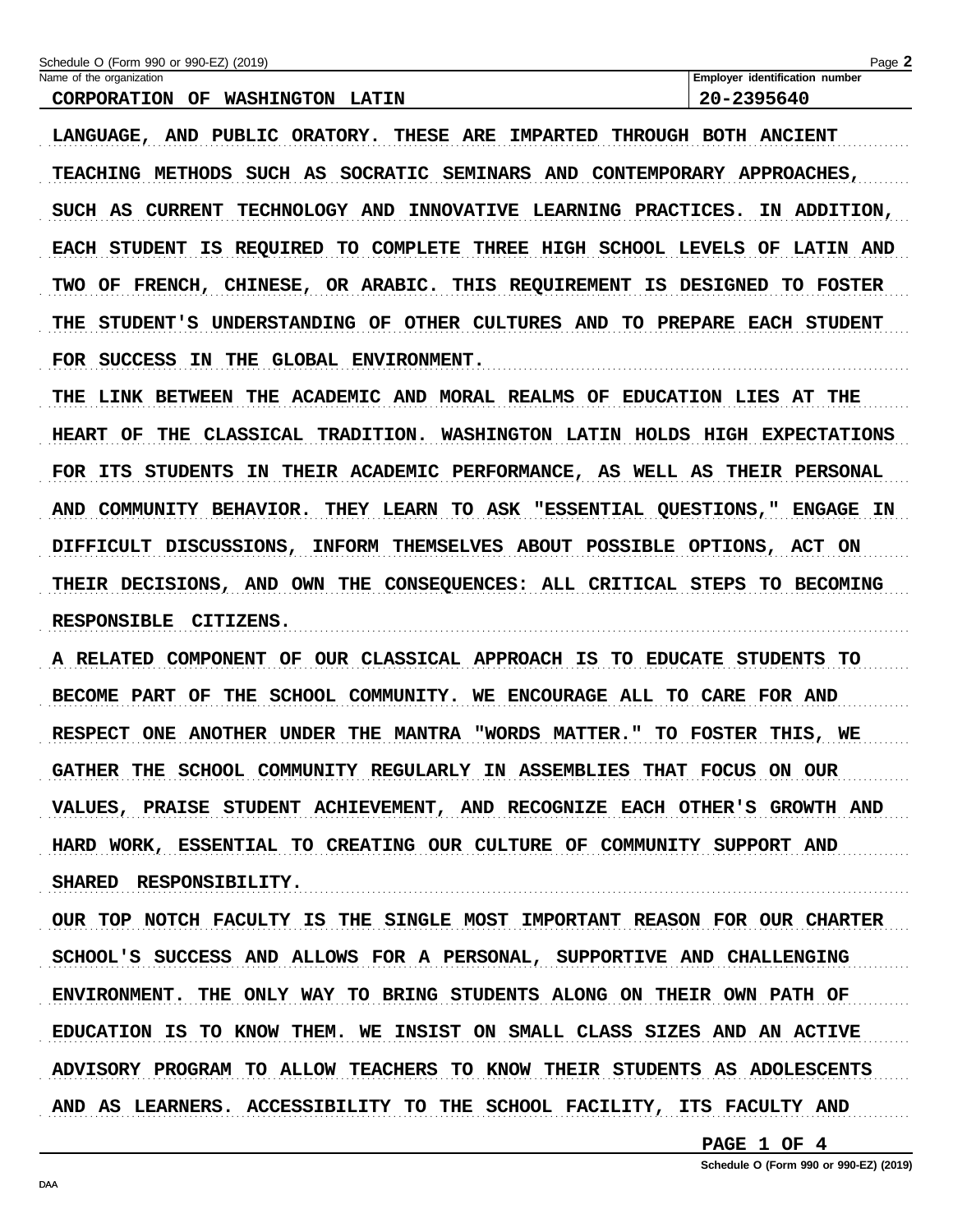Schedule O (Form 990 or 990-EZ) (2019)

| Name of the organization | Employer identification number |
| --- | --- |
| CORPORATION OF WASHINGTON LATIN | 20-2395640 |

LANGUAGE, AND PUBLIC ORATORY. THESE ARE IMPARTED THROUGH BOTH ANCIENT TEACHING METHODS SUCH AS SOCRATIC SEMINARS AND CONTEMPORARY APPROACHES, SUCH AS CURRENT TECHNOLOGY AND INNOVATIVE LEARNING PRACTICES. IN ADDITION, EACH STUDENT IS REQUIRED TO COMPLETE THREE HIGH SCHOOL LEVELS OF LATIN AND TWO OF FRENCH, CHINESE, OR ARABIC. THIS REQUIREMENT IS DESIGNED TO FOSTER THE STUDENT'S UNDERSTANDING OF OTHER CULTURES AND TO PREPARE EACH STUDENT FOR SUCCESS IN THE GLOBAL ENVIRONMENT.

THE LINK BETWEEN THE ACADEMIC AND MORAL REALMS OF EDUCATION LIES AT THE HEART OF THE CLASSICAL TRADITION. WASHINGTON LATIN HOLDS HIGH EXPECTATIONS FOR ITS STUDENTS IN THEIR ACADEMIC PERFORMANCE, AS WELL AS THEIR PERSONAL AND COMMUNITY BEHAVIOR. THEY LEARN TO ASK "ESSENTIAL QUESTIONS," ENGAGE IN DIFFICULT DISCUSSIONS, INFORM THEMSELVES ABOUT POSSIBLE OPTIONS, ACT ON THEIR DECISIONS, AND OWN THE CONSEQUENCES: ALL CRITICAL STEPS TO BECOMING RESPONSIBLE CITIZENS.

A RELATED COMPONENT OF OUR CLASSICAL APPROACH IS TO EDUCATE STUDENTS TO BECOME PART OF THE SCHOOL COMMUNITY. WE ENCOURAGE ALL TO CARE FOR AND RESPECT ONE ANOTHER UNDER THE MANTRA "WORDS MATTER." TO FOSTER THIS, WE GATHER THE SCHOOL COMMUNITY REGULARLY IN ASSEMBLIES THAT FOCUS ON OUR VALUES, PRAISE STUDENT ACHIEVEMENT, AND RECOGNIZE EACH OTHER'S GROWTH AND HARD WORK, ESSENTIAL TO CREATING OUR CULTURE OF COMMUNITY SUPPORT AND SHARED RESPONSIBILITY.

OUR TOP NOTCH FACULTY IS THE SINGLE MOST IMPORTANT REASON FOR OUR CHARTER SCHOOL'S SUCCESS AND ALLOWS FOR A PERSONAL, SUPPORTIVE AND CHALLENGING ENVIRONMENT. THE ONLY WAY TO BRING STUDENTS ALONG ON THEIR OWN PATH OF EDUCATION IS TO KNOW THEM. WE INSIST ON SMALL CLASS SIZES AND AN ACTIVE ADVISORY PROGRAM TO ALLOW TEACHERS TO KNOW THEIR STUDENTS AS ADOLESCENTS AND AS LEARNERS. ACCESSIBILITY TO THE SCHOOL FACILITY, ITS FACULTY AND

Schedule O (Form 990 or 990-EZ) (2019)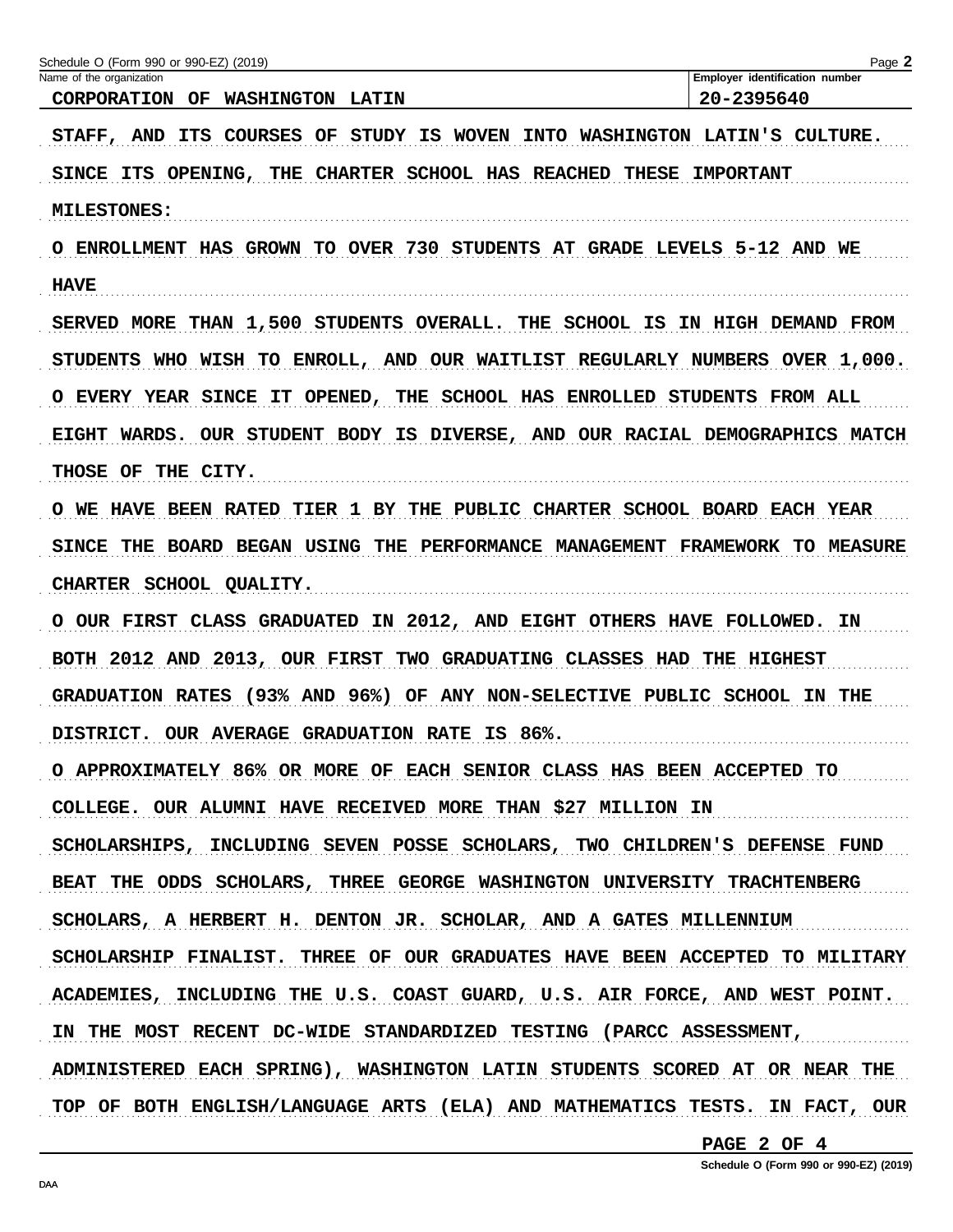Schedule O (Form 990 or 990-EZ) (2019)

Name of the organization: CORPORATION OF WASHINGTON LATIN

Employer identification number: 20-2395640

STAFF, AND ITS COURSES OF STUDY IS WOVEN INTO WASHINGTON LATIN'S CULTURE.

SINCE ITS OPENING, THE CHARTER SCHOOL HAS REACHED THESE IMPORTANT MILESTONES:

O ENROLLMENT HAS GROWN TO OVER 730 STUDENTS AT GRADE LEVELS 5-12 AND WE HAVE SERVED MORE THAN 1,500 STUDENTS OVERALL. THE SCHOOL IS IN HIGH DEMAND FROM STUDENTS WHO WISH TO ENROLL, AND OUR WAITLIST REGULARLY NUMBERS OVER 1,000.

O EVERY YEAR SINCE IT OPENED, THE SCHOOL HAS ENROLLED STUDENTS FROM ALL EIGHT WARDS. OUR STUDENT BODY IS DIVERSE, AND OUR RACIAL DEMOGRAPHICS MATCH THOSE OF THE CITY.

O WE HAVE BEEN RATED TIER 1 BY THE PUBLIC CHARTER SCHOOL BOARD EACH YEAR SINCE THE BOARD BEGAN USING THE PERFORMANCE MANAGEMENT FRAMEWORK TO MEASURE CHARTER SCHOOL QUALITY.

O OUR FIRST CLASS GRADUATED IN 2012, AND EIGHT OTHERS HAVE FOLLOWED. IN BOTH 2012 AND 2013, OUR FIRST TWO GRADUATING CLASSES HAD THE HIGHEST GRADUATION RATES (93% AND 96%) OF ANY NON-SELECTIVE PUBLIC SCHOOL IN THE DISTRICT. OUR AVERAGE GRADUATION RATE IS 86%.

O APPROXIMATELY 86% OR MORE OF EACH SENIOR CLASS HAS BEEN ACCEPTED TO COLLEGE. OUR ALUMNI HAVE RECEIVED MORE THAN $27 MILLION IN SCHOLARSHIPS, INCLUDING SEVEN POSSE SCHOLARS, TWO CHILDREN'S DEFENSE FUND BEAT THE ODDS SCHOLARS, THREE GEORGE WASHINGTON UNIVERSITY TRACHTENBERG SCHOLARS, A HERBERT H. DENTON JR. SCHOLAR, AND A GATES MILLENNIUM SCHOLARSHIP FINALIST. THREE OF OUR GRADUATES HAVE BEEN ACCEPTED TO MILITARY ACADEMIES, INCLUDING THE U.S. COAST GUARD, U.S. AIR FORCE, AND WEST POINT. IN THE MOST RECENT DC-WIDE STANDARDIZED TESTING (PARCC ASSESSMENT, ADMINISTERED EACH SPRING), WASHINGTON LATIN STUDENTS SCORED AT OR NEAR THE TOP OF BOTH ENGLISH/LANGUAGE ARTS (ELA) AND MATHEMATICS TESTS. IN FACT, OUR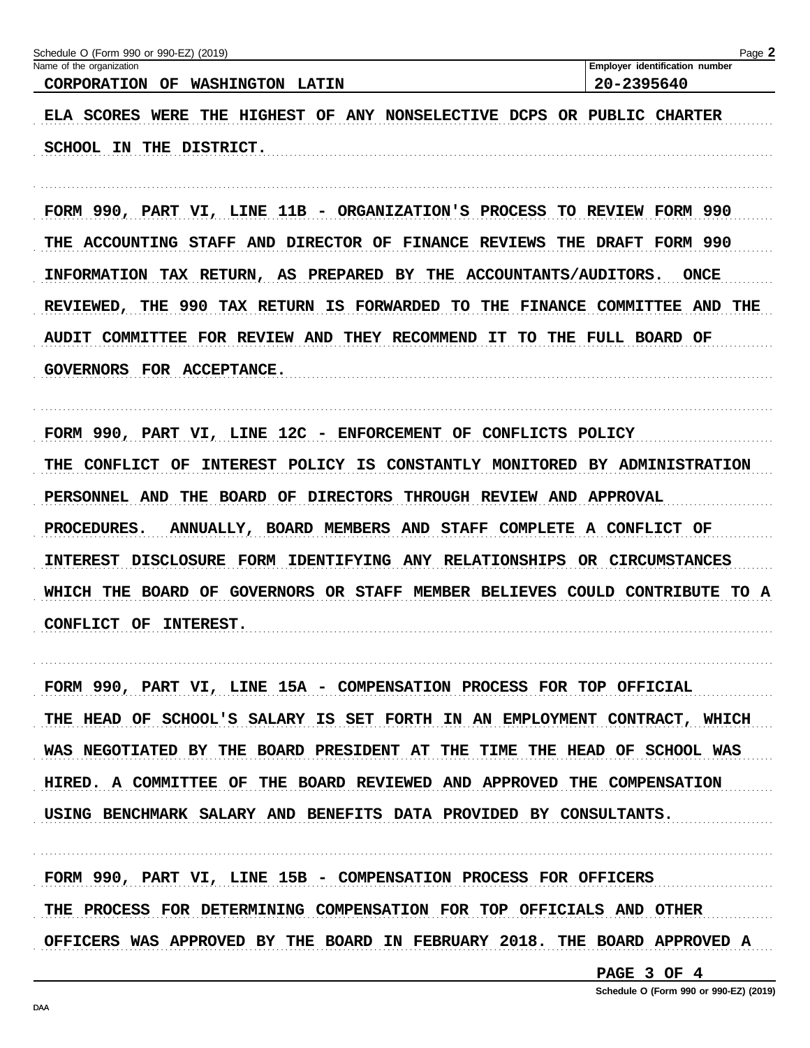Name of the organization: CORPORATION OF WASHINGTON LATIN

Employer identification number: 20-2395640

ELA SCORES WERE THE HIGHEST OF ANY NONSELECTIVE DCPS OR PUBLIC CHARTER SCHOOL IN THE DISTRICT.

FORM 990, PART VI, LINE 11B - ORGANIZATION'S PROCESS TO REVIEW FORM 990

THE ACCOUNTING STAFF AND DIRECTOR OF FINANCE REVIEWS THE DRAFT FORM 990 INFORMATION TAX RETURN, AS PREPARED BY THE ACCOUNTANTS/AUDITORS. ONCE REVIEWED, THE 990 TAX RETURN IS FORWARDED TO THE FINANCE COMMITTEE AND THE AUDIT COMMITTEE FOR REVIEW AND THEY RECOMMEND IT TO THE FULL BOARD OF GOVERNORS FOR ACCEPTANCE.

FORM 990, PART VI, LINE 12C - ENFORCEMENT OF CONFLICTS POLICY

THE CONFLICT OF INTEREST POLICY IS CONSTANTLY MONITORED BY ADMINISTRATION PERSONNEL AND THE BOARD OF DIRECTORS THROUGH REVIEW AND APPROVAL PROCEDURES. ANNUALLY, BOARD MEMBERS AND STAFF COMPLETE A CONFLICT OF INTEREST DISCLOSURE FORM IDENTIFYING ANY RELATIONSHIPS OR CIRCUMSTANCES WHICH THE BOARD OF GOVERNORS OR STAFF MEMBER BELIEVES COULD CONTRIBUTE TO A CONFLICT OF INTEREST.

FORM 990, PART VI, LINE 15A - COMPENSATION PROCESS FOR TOP OFFICIAL

THE HEAD OF SCHOOL'S SALARY IS SET FORTH IN AN EMPLOYMENT CONTRACT, WHICH WAS NEGOTIATED BY THE BOARD PRESIDENT AT THE TIME THE HEAD OF SCHOOL WAS HIRED. A COMMITTEE OF THE BOARD REVIEWED AND APPROVED THE COMPENSATION USING BENCHMARK SALARY AND BENEFITS DATA PROVIDED BY CONSULTANTS.

FORM 990, PART VI, LINE 15B - COMPENSATION PROCESS FOR OFFICERS

THE PROCESS FOR DETERMINING COMPENSATION FOR TOP OFFICIALS AND OTHER OFFICERS WAS APPROVED BY THE BOARD IN FEBRUARY 2018. THE BOARD APPROVED A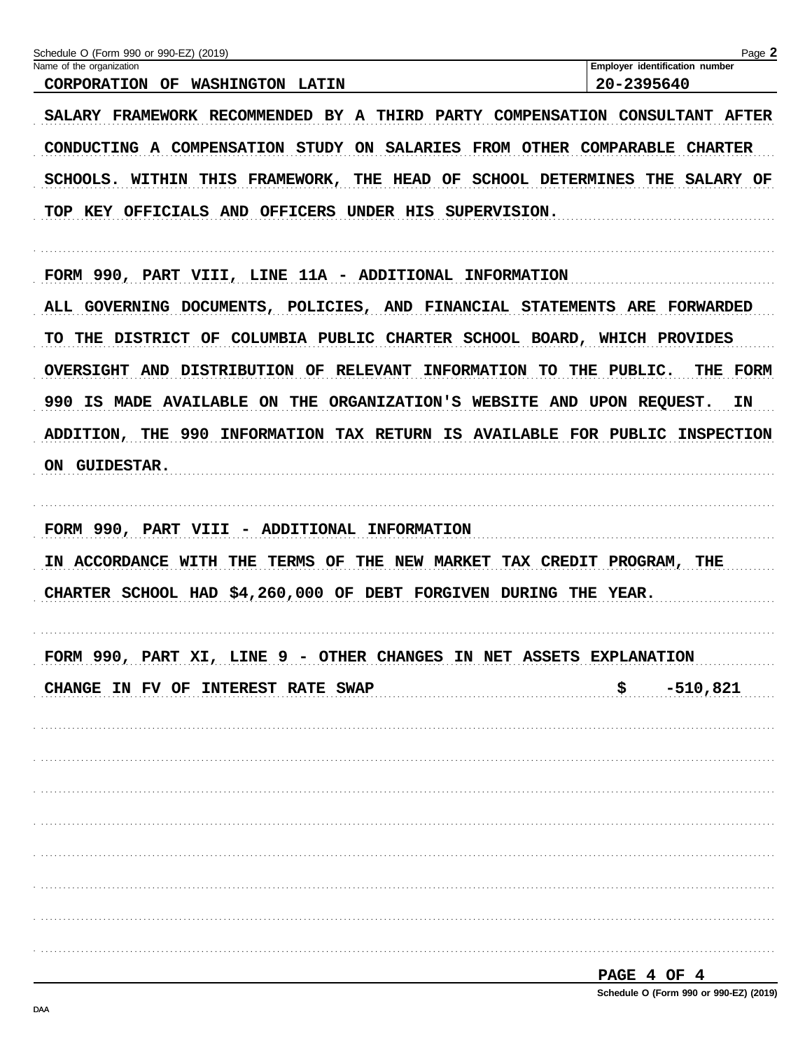Name of the organization: CORPORATION OF WASHINGTON LATIN

Employer identification number: 20-2395640

SALARY FRAMEWORK RECOMMENDED BY A THIRD PARTY COMPENSATION CONSULTANT AFTER CONDUCTING A COMPENSATION STUDY ON SALARIES FROM OTHER COMPARABLE CHARTER SCHOOLS. WITHIN THIS FRAMEWORK, THE HEAD OF SCHOOL DETERMINES THE SALARY OF TOP KEY OFFICIALS AND OFFICERS UNDER HIS SUPERVISION.

FORM 990, PART VIII, LINE 11A - ADDITIONAL INFORMATION

ALL GOVERNING DOCUMENTS, POLICIES, AND FINANCIAL STATEMENTS ARE FORWARDED TO THE DISTRICT OF COLUMBIA PUBLIC CHARTER SCHOOL BOARD, WHICH PROVIDES OVERSIGHT AND DISTRIBUTION OF RELEVANT INFORMATION TO THE PUBLIC. THE FORM 990 IS MADE AVAILABLE ON THE ORGANIZATION'S WEBSITE AND UPON REQUEST. IN ADDITION, THE 990 INFORMATION TAX RETURN IS AVAILABLE FOR PUBLIC INSPECTION ON GUIDESTAR.

FORM 990, PART VIII - ADDITIONAL INFORMATION

IN ACCORDANCE WITH THE TERMS OF THE NEW MARKET TAX CREDIT PROGRAM, THE CHARTER SCHOOL HAD $4,260,000 OF DEBT FORGIVEN DURING THE YEAR.

FORM 990, PART XI, LINE 9 - OTHER CHANGES IN NET ASSETS EXPLANATION

| | |
|---|---|
| CHANGE IN FV OF INTEREST RATE SWAP | $ -510,821 |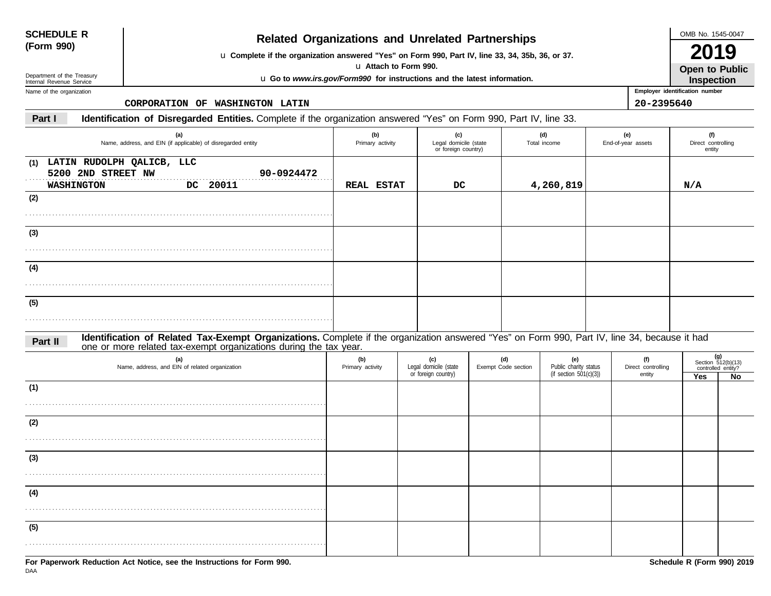**SCHEDULE R (Form 990)**

Department of the Treasury
Internal Revenue Service

# Related Organizations and Unrelated Partnerships

u **Complete if the organization answered "Yes" on Form 990, Part IV, line 33, 34, 35b, 36, or 37.**

u **Attach to Form 990.**

u **Go to *www.irs.gov/Form990* for instructions and the latest information.**

OMB No. 1545-0047

**2019**

**Open to Public Inspection**

Name of the organization: CORPORATION OF WASHINGTON LATIN

Employer identification number: 20-2395640

## Part I Identification of Disregarded Entities. 
Complete if the organization answered "Yes" on Form 990, Part IV, line 33.

| (a) Name, address, and EIN (if applicable) of disregarded entity | (b) Primary activity | (c) Legal domicile (state or foreign country) | (d) Total income | (e) End-of-year assets | (f) Direct controlling entity |
|---|---|---|---|---|---|
| (1) LATIN RUDOLPH QALICB, LLC 5200 2ND STREET NW 90-0924472 WASHINGTON DC 20011 | REAL ESTAT | DC | 4,260,819 | | N/A |
| (2) | | | | | |
| (3) | | | | | |
| (4) | | | | | |
| (5) | | | | | |

## Part II Identification of Related Tax-Exempt Organizations. 
Complete if the organization answered "Yes" on Form 990, Part IV, line 34, because it had one or more related tax-exempt organizations during the tax year.

| (a) Name, address, and EIN of related organization | (b) Primary activity | (c) Legal domicile (state or foreign country) | (d) Exempt Code section | (e) Public charity status (if section 501(c)(3)) | (f) Direct controlling entity | (g) Section 512(b)(13) controlled entity? Yes | No |
|---|---|---|---|---|---|---|---|
| (1) | | | | | | | |
| (2) | | | | | | | |
| (3) | | | | | | | |
| (4) | | | | | | | |
| (5) | | | | | | | |

**For Paperwork Reduction Act Notice, see the Instructions for Form 990.**

DAA

**Schedule R (Form 990) 2019**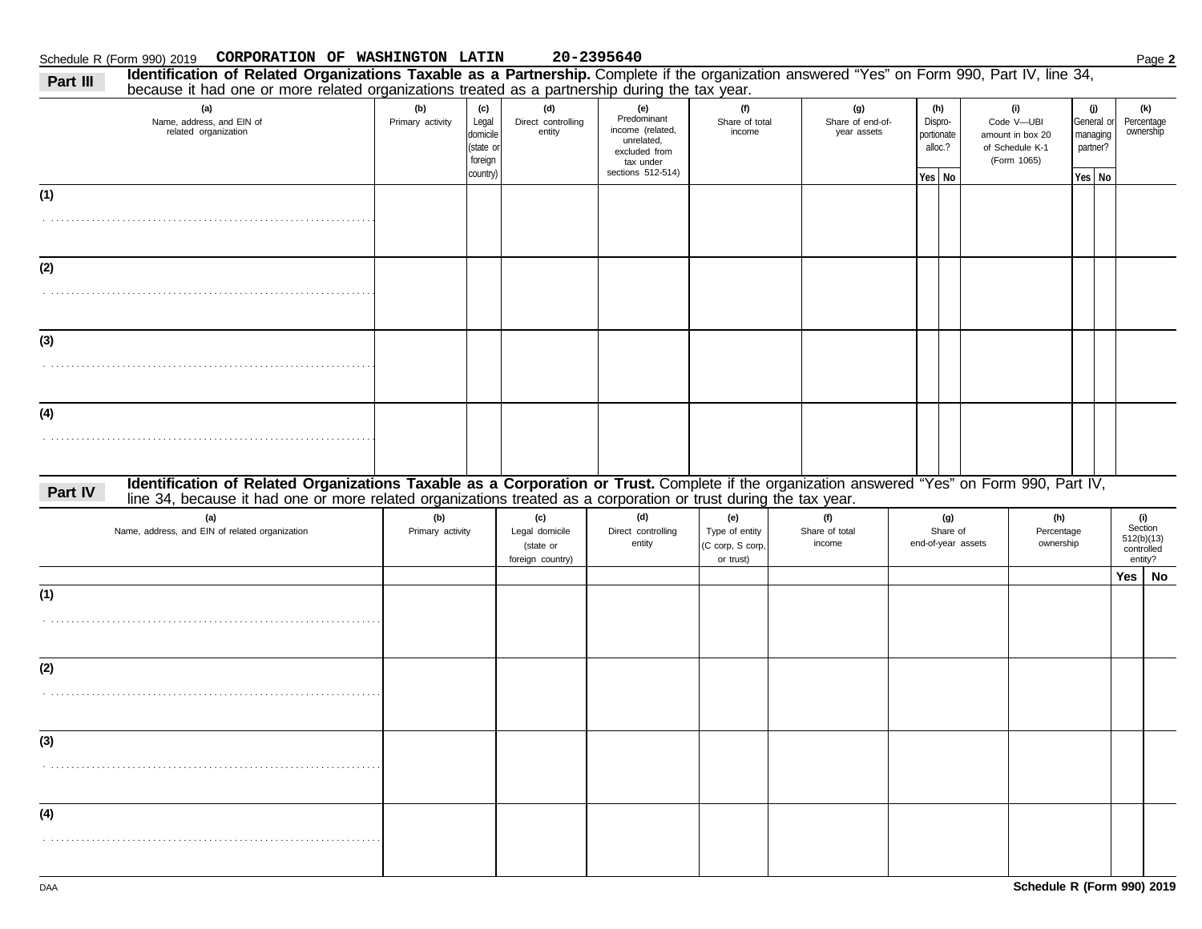Schedule R (Form 990) 2019 **CORPORATION OF WASHINGTON LATIN** **20-2395640**

## Part III Identification of Related Organizations Taxable as a Partnership.

Complete if the organization answered "Yes" on Form 990, Part IV, line 34, because it had one or more related organizations treated as a partnership during the tax year.

| (a) Name, address, and EIN of related organization | (b) Primary activity | (c) Legal domicile (state or foreign country) | (d) Direct controlling entity | (e) Predominant income (related, unrelated, excluded from tax under sections 512-514) | (f) Share of total income | (g) Share of end-of-year assets | (h) Disproportionate alloc.? Yes | (h) No | (i) Code V—UBI amount in box 20 of Schedule K-1 (Form 1065) | (j) General or managing partner? Yes | (j) No | (k) Percentage ownership |
|---|---|---|---|---|---|---|---|---|---|---|---|---|
| (1) | | | | | | | | | | | | |
| (2) | | | | | | | | | | | | |
| (3) | | | | | | | | | | | | |
| (4) | | | | | | | | | | | | |

## Part IV Identification of Related Organizations Taxable as a Corporation or Trust.

Complete if the organization answered "Yes" on Form 990, Part IV, line 34, because it had one or more related organizations treated as a corporation or trust during the tax year.

| (a) Name, address, and EIN of related organization | (b) Primary activity | (c) Legal domicile (state or foreign country) | (d) Direct controlling entity | (e) Type of entity (C corp, S corp, or trust) | (f) Share of total income | (g) Share of end-of-year assets | (h) Percentage ownership | (i) Section 512(b)(13) controlled entity? Yes | (i) No |
|---|---|---|---|---|---|---|---|---|---|
| (1) | | | | | | | | | |
| (2) | | | | | | | | | |
| (3) | | | | | | | | | |
| (4) | | | | | | | | | |

DAA **Schedule R (Form 990) 2019**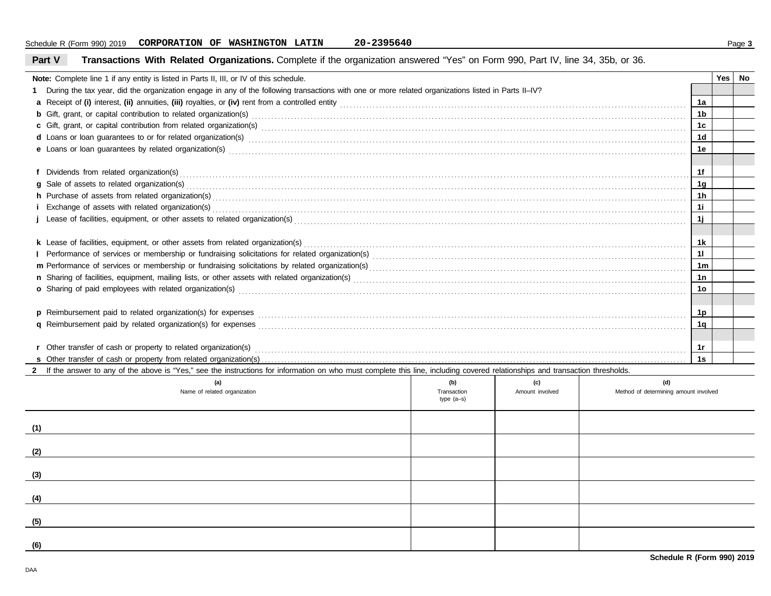Schedule R (Form 990) 2019 **CORPORATION OF WASHINGTON LATIN** **20-2395640**

## Part V **Transactions With Related Organizations.** Complete if the organization answered "Yes" on Form 990, Part IV, line 34, 35b, or 36.

**Note:** Complete line 1 if any entity is listed in Parts II, III, or IV of this schedule.

| | | | Yes | No |
|---|---|---|---|---|
| **1** | During the tax year, did the organization engage in any of the following transactions with one or more related organizations listed in Parts II–IV? | | | |
| **a** | Receipt of **(i)** interest, **(ii)** annuities, **(iii)** royalties, or **(iv)** rent from a controlled entity | 1a | | |
| **b** | Gift, grant, or capital contribution to related organization(s) | 1b | | |
| **c** | Gift, grant, or capital contribution from related organization(s) | 1c | | |
| **d** | Loans or loan guarantees to or for related organization(s) | 1d | | |
| **e** | Loans or loan guarantees by related organization(s) | 1e | | |
| **f** | Dividends from related organization(s) | 1f | | |
| **g** | Sale of assets to related organization(s) | 1g | | |
| **h** | Purchase of assets from related organization(s) | 1h | | |
| **i** | Exchange of assets with related organization(s) | 1i | | |
| **j** | Lease of facilities, equipment, or other assets to related organization(s) | 1j | | |
| **k** | Lease of facilities, equipment, or other assets from related organization(s) | 1k | | |
| **l** | Performance of services or membership or fundraising solicitations for related organization(s) | 1l | | |
| **m** | Performance of services or membership or fundraising solicitations by related organization(s) | 1m | | |
| **n** | Sharing of facilities, equipment, mailing lists, or other assets with related organization(s) | 1n | | |
| **o** | Sharing of paid employees with related organization(s) | 1o | | |
| **p** | Reimbursement paid to related organization(s) for expenses | 1p | | |
| **q** | Reimbursement paid by related organization(s) for expenses | 1q | | |
| **r** | Other transfer of cash or property to related organization(s) | 1r | | |
| **s** | Other transfer of cash or property from related organization(s) | 1s | | |

**2** If the answer to any of the above is "Yes," see the instructions for information on who must complete this line, including covered relationships and transaction thresholds.

| | (a) Name of related organization | (b) Transaction type (a–s) | (c) Amount involved | (d) Method of determining amount involved |
|---|---|---|---|---|
| **(1)** | | | | |
| **(2)** | | | | |
| **(3)** | | | | |
| **(4)** | | | | |
| **(5)** | | | | |
| **(6)** | | | | |

**Schedule R (Form 990) 2019**

DAA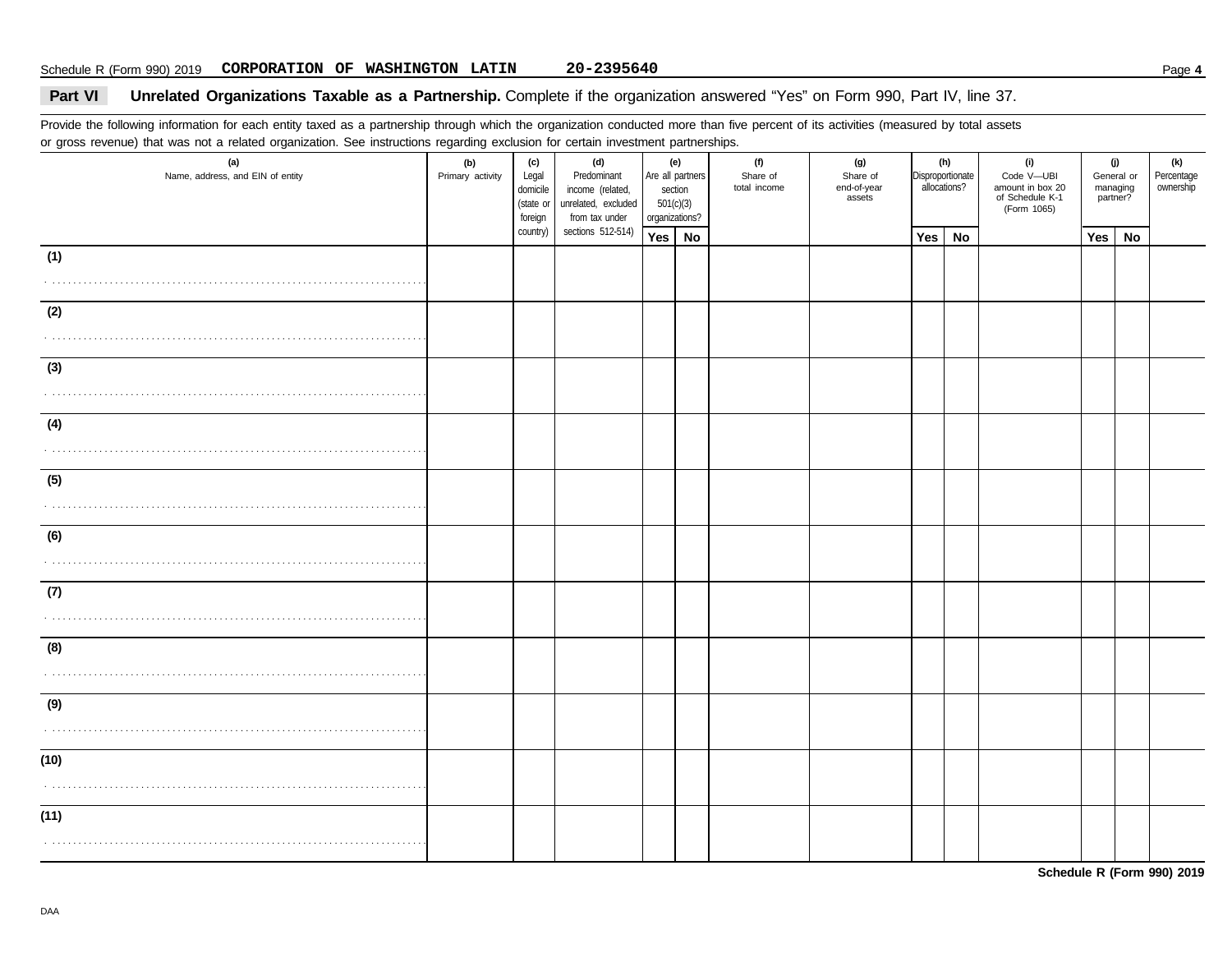Schedule R (Form 990) 2019 **CORPORATION OF WASHINGTON LATIN** **20-2395640**

## Part VI Unrelated Organizations Taxable as a Partnership.

Complete if the organization answered "Yes" on Form 990, Part IV, line 37.

Provide the following information for each entity taxed as a partnership through which the organization conducted more than five percent of its activities (measured by total assets or gross revenue) that was not a related organization. See instructions regarding exclusion for certain investment partnerships.

| (a) Name, address, and EIN of entity | (b) Primary activity | (c) Legal domicile (state or foreign country) | (d) Predominant income (related, unrelated, excluded from tax under sections 512-514) | (e) Are all partners section 501(c)(3) organizations? | | (f) Share of total income | (g) Share of end-of-year assets | (h) Disproportionate allocations? | | (i) Code V—UBI amount in box 20 of Schedule K-1 (Form 1065) | (j) General or managing partner? | | (k) Percentage ownership |
|---|---|---|---|---|---|---|---|---|---|---|---|---|---|
| | | | | Yes | No | | | Yes | No | | Yes | No | |
| (1) | | | | | | | | | | | | | |
| (2) | | | | | | | | | | | | | |
| (3) | | | | | | | | | | | | | |
| (4) | | | | | | | | | | | | | |
| (5) | | | | | | | | | | | | | |
| (6) | | | | | | | | | | | | | |
| (7) | | | | | | | | | | | | | |
| (8) | | | | | | | | | | | | | |
| (9) | | | | | | | | | | | | | |
| (10) | | | | | | | | | | | | | |
| (11) | | | | | | | | | | | | | |

**Schedule R (Form 990) 2019**

DAA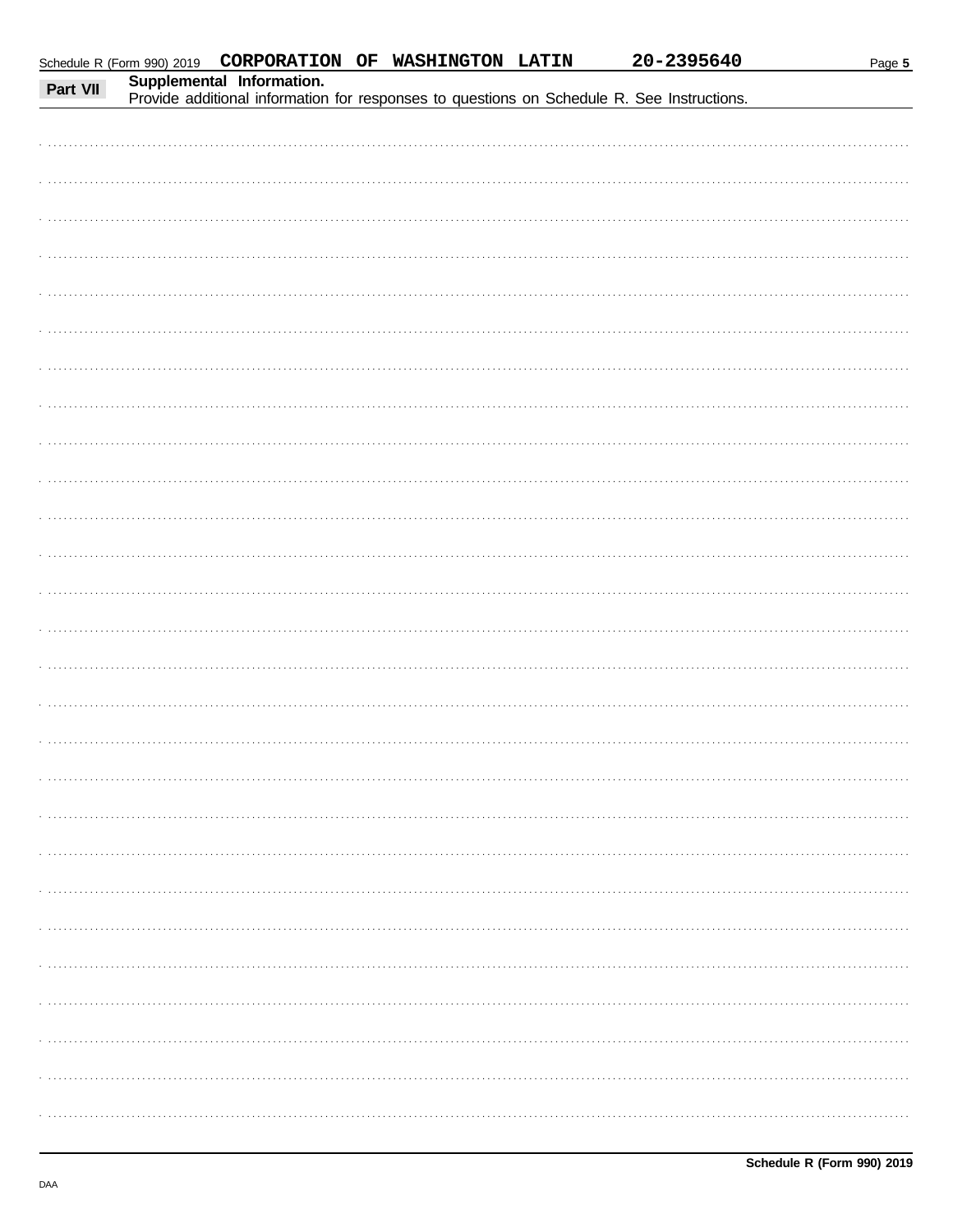Schedule R (Form 990) 2019 CORPORATION OF WASHINGTON LATIN 20-2395640

## Part VII Supplemental Information.

Provide additional information for responses to questions on Schedule R. See Instructions.

**Schedule R (Form 990) 2019**

DAA